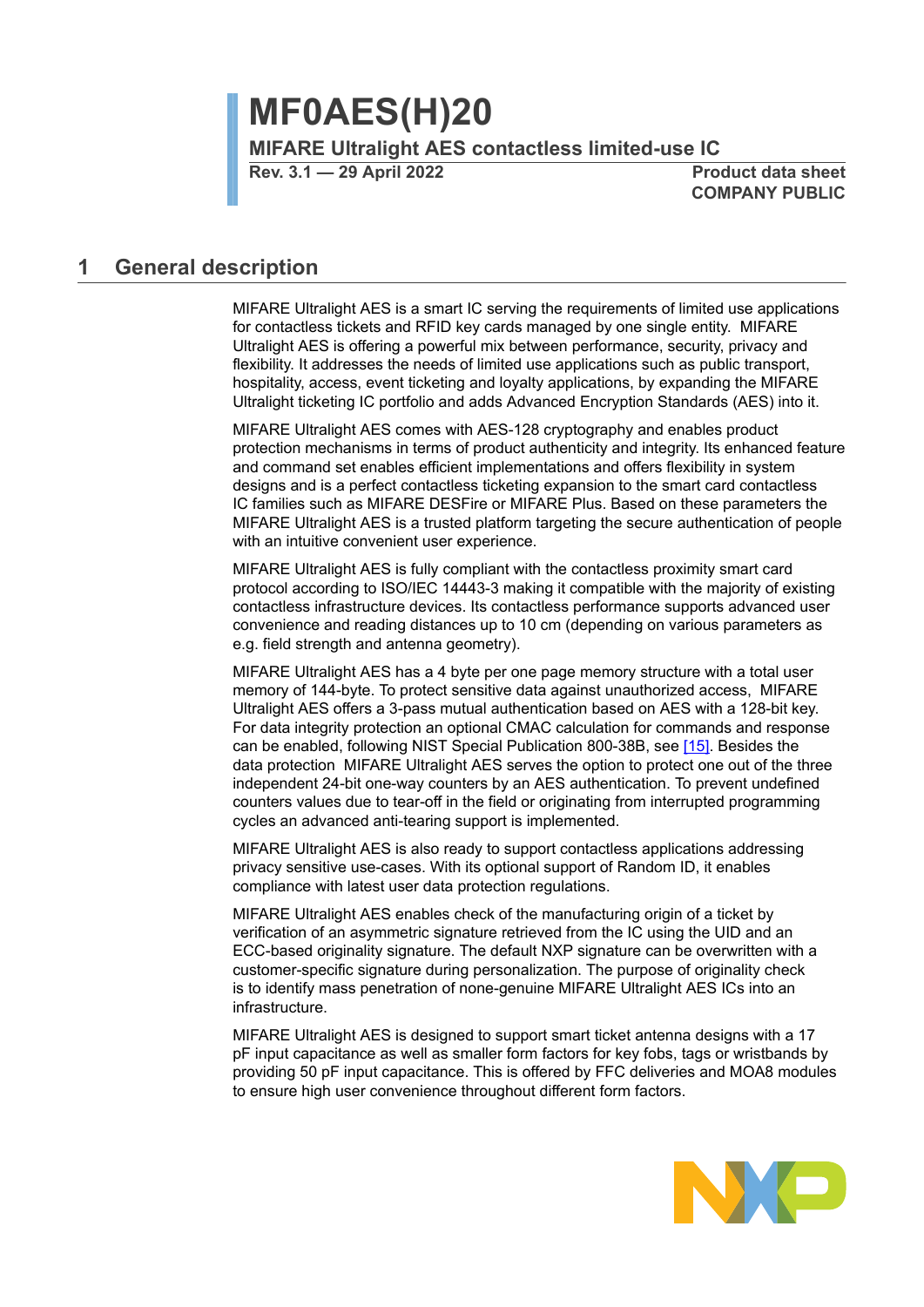# MF0AES(H)20

**MIFARE Ultralight AES contactless limited-use IC**

**Rev. 3.1 — 29 April 2022**

**Product data sheet**
**COMPANY PUBLIC**

## 1 General description

MIFARE Ultralight AES is a smart IC serving the requirements of limited use applications for contactless tickets and RFID key cards managed by one single entity. MIFARE Ultralight AES is offering a powerful mix between performance, security, privacy and flexibility. It addresses the needs of limited use applications such as public transport, hospitality, access, event ticketing and loyalty applications, by expanding the MIFARE Ultralight ticketing IC portfolio and adds Advanced Encryption Standards (AES) into it.

MIFARE Ultralight AES comes with AES-128 cryptography and enables product protection mechanisms in terms of product authenticity and integrity. Its enhanced feature and command set enables efficient implementations and offers flexibility in system designs and is a perfect contactless ticketing expansion to the smart card contactless IC families such as MIFARE DESFire or MIFARE Plus. Based on these parameters the MIFARE Ultralight AES is a trusted platform targeting the secure authentication of people with an intuitive convenient user experience.

MIFARE Ultralight AES is fully compliant with the contactless proximity smart card protocol according to ISO/IEC 14443-3 making it compatible with the majority of existing contactless infrastructure devices. Its contactless performance supports advanced user convenience and reading distances up to 10 cm (depending on various parameters as e.g. field strength and antenna geometry).

MIFARE Ultralight AES has a 4 byte per one page memory structure with a total user memory of 144-byte. To protect sensitive data against unauthorized access, MIFARE Ultralight AES offers a 3-pass mutual authentication based on AES with a 128-bit key. For data integrity protection an optional CMAC calculation for commands and response can be enabled, following NIST Special Publication 800-38B, see [15]. Besides the data protection MIFARE Ultralight AES serves the option to protect one out of the three independent 24-bit one-way counters by an AES authentication. To prevent undefined counters values due to tear-off in the field or originating from interrupted programming cycles an advanced anti-tearing support is implemented.

MIFARE Ultralight AES is also ready to support contactless applications addressing privacy sensitive use-cases. With its optional support of Random ID, it enables compliance with latest user data protection regulations.

MIFARE Ultralight AES enables check of the manufacturing origin of a ticket by verification of an asymmetric signature retrieved from the IC using the UID and an ECC-based originality signature. The default NXP signature can be overwritten with a customer-specific signature during personalization. The purpose of originality check is to identify mass penetration of none-genuine MIFARE Ultralight AES ICs into an infrastructure.

MIFARE Ultralight AES is designed to support smart ticket antenna designs with a 17 pF input capacitance as well as smaller form factors for key fobs, tags or wristbands by providing 50 pF input capacitance. This is offered by FFC deliveries and MOA8 modules to ensure high user convenience throughout different form factors.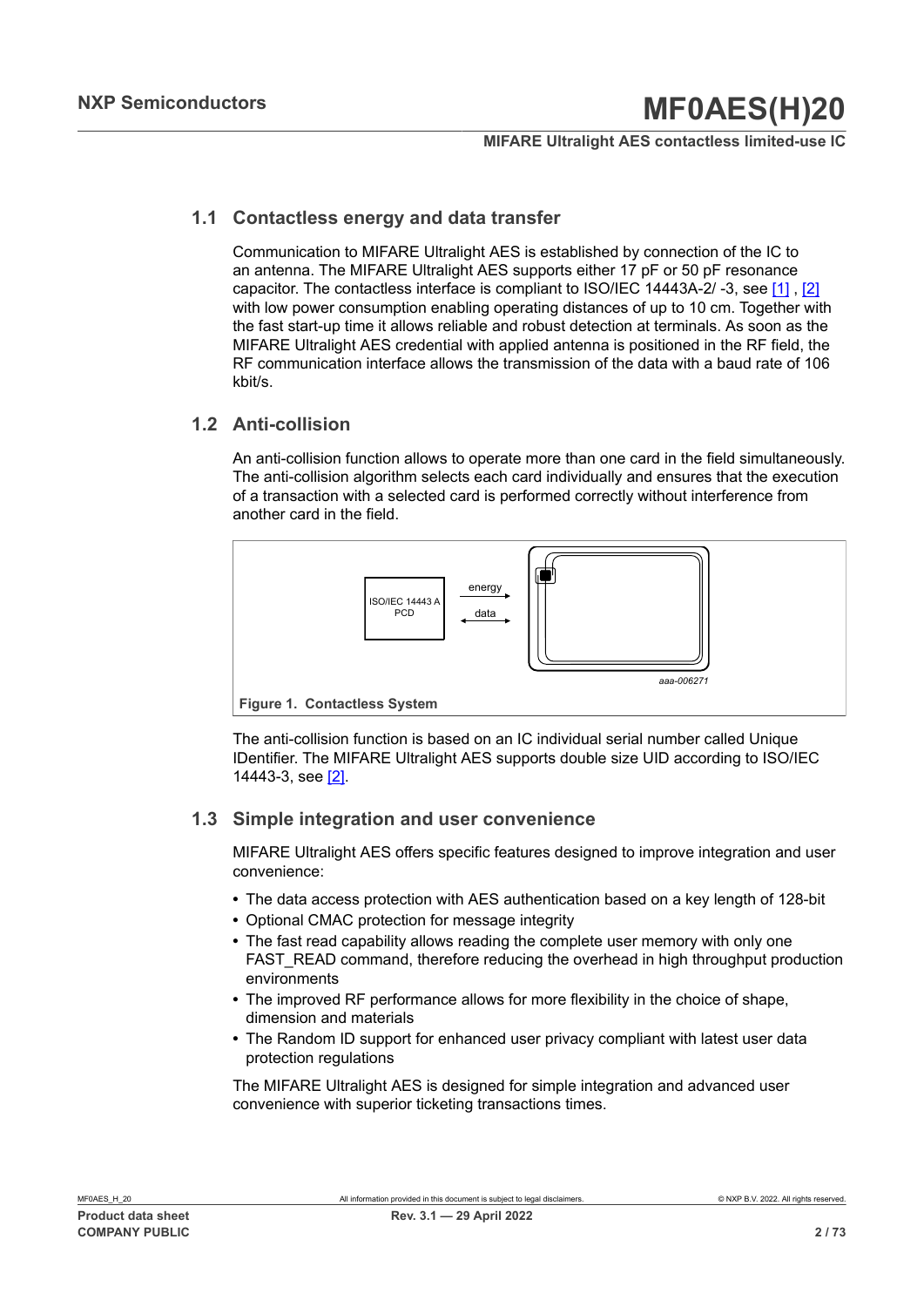## 1.1 Contactless energy and data transfer

Communication to MIFARE Ultralight AES is established by connection of the IC to an antenna. The MIFARE Ultralight AES supports either 17 pF or 50 pF resonance capacitor. The contactless interface is compliant to ISO/IEC 14443A-2/ -3, see [1] , [2] with low power consumption enabling operating distances of up to 10 cm. Together with the fast start-up time it allows reliable and robust detection at terminals. As soon as the MIFARE Ultralight AES credential with applied antenna is positioned in the RF field, the RF communication interface allows the transmission of the data with a baud rate of 106 kbit/s.

## 1.2 Anti-collision

An anti-collision function allows to operate more than one card in the field simultaneously. The anti-collision algorithm selects each card individually and ensures that the execution of a transaction with a selected card is performed correctly without interference from another card in the field.

ISO/IEC 14443 A PCD

energy

data

aaa-006271

**Figure 1. Contactless System**

The anti-collision function is based on an IC individual serial number called Unique IDentifier. The MIFARE Ultralight AES supports double size UID according to ISO/IEC 14443-3, see [2].

## 1.3 Simple integration and user convenience

MIFARE Ultralight AES offers specific features designed to improve integration and user convenience:

- The data access protection with AES authentication based on a key length of 128-bit
- Optional CMAC protection for message integrity
- The fast read capability allows reading the complete user memory with only one FAST_READ command, therefore reducing the overhead in high throughput production environments
- The improved RF performance allows for more flexibility in the choice of shape, dimension and materials
- The Random ID support for enhanced user privacy compliant with latest user data protection regulations

The MIFARE Ultralight AES is designed for simple integration and advanced user convenience with superior ticketing transactions times.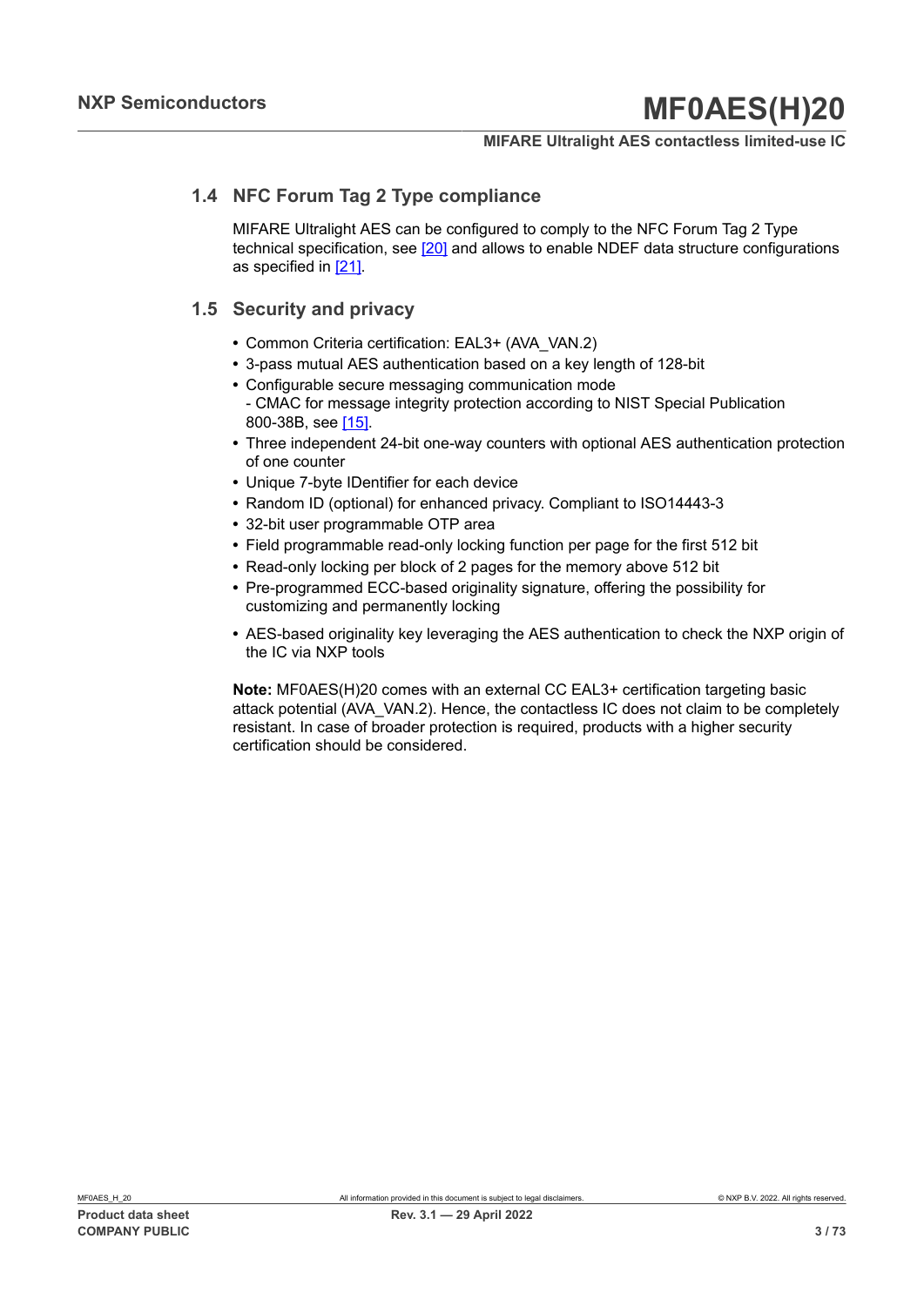## 1.4 NFC Forum Tag 2 Type compliance

MIFARE Ultralight AES can be configured to comply to the NFC Forum Tag 2 Type technical specification, see [20] and allows to enable NDEF data structure configurations as specified in [21].

## 1.5 Security and privacy

- Common Criteria certification: EAL3+ (AVA_VAN.2)
- 3-pass mutual AES authentication based on a key length of 128-bit
- Configurable secure messaging communication mode
  - CMAC for message integrity protection according to NIST Special Publication 800-38B, see [15].
- Three independent 24-bit one-way counters with optional AES authentication protection of one counter
- Unique 7-byte IDentifier for each device
- Random ID (optional) for enhanced privacy. Compliant to ISO14443-3
- 32-bit user programmable OTP area
- Field programmable read-only locking function per page for the first 512 bit
- Read-only locking per block of 2 pages for the memory above 512 bit
- Pre-programmed ECC-based originality signature, offering the possibility for customizing and permanently locking
- AES-based originality key leveraging the AES authentication to check the NXP origin of the IC via NXP tools

**Note:** MF0AES(H)20 comes with an external CC EAL3+ certification targeting basic attack potential (AVA_VAN.2). Hence, the contactless IC does not claim to be completely resistant. In case of broader protection is required, products with a higher security certification should be considered.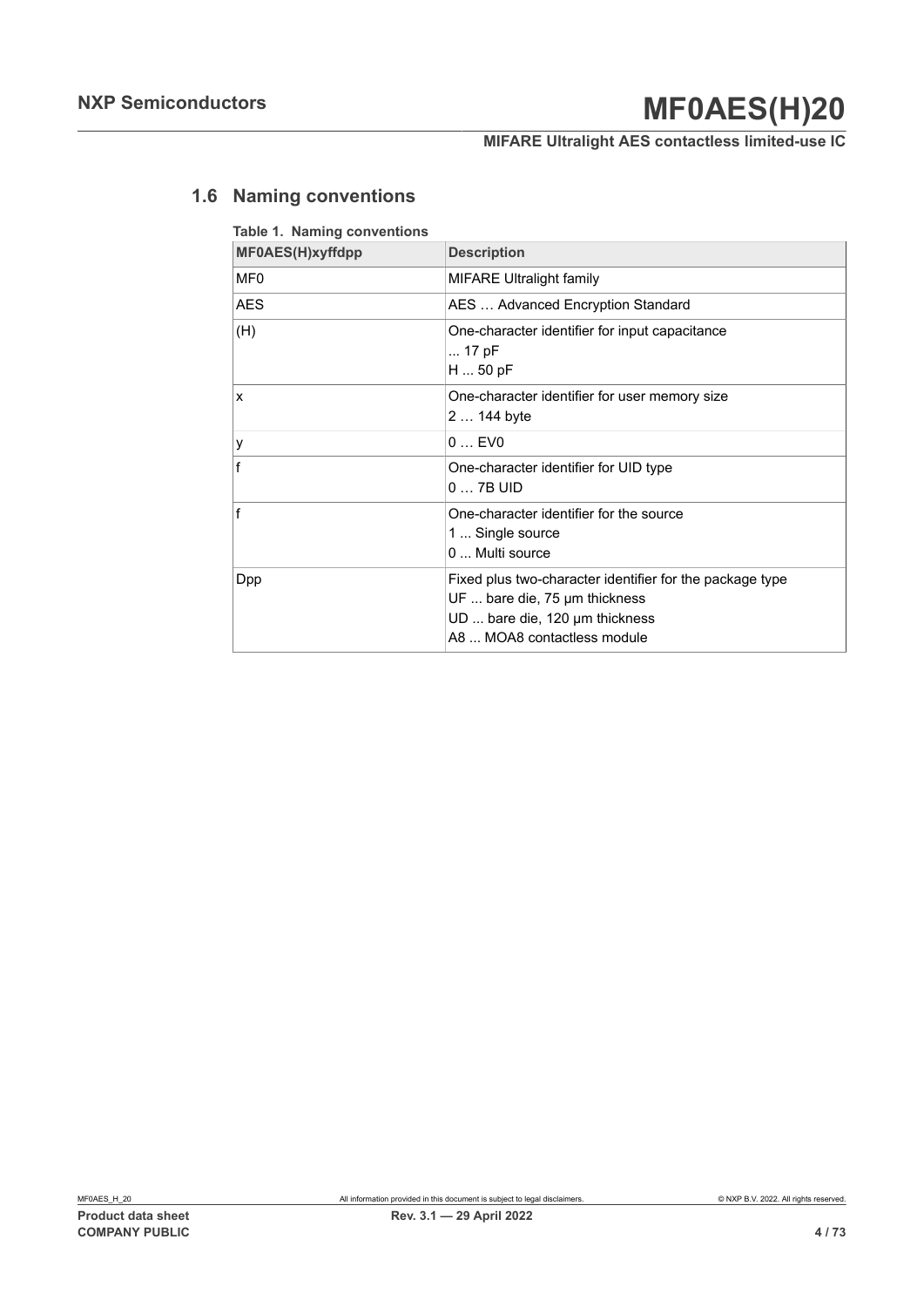## 1.6 Naming conventions

**Table 1. Naming conventions**

| MF0AES(H)xyffdpp | Description |
|---|---|
| MF0 | MIFARE Ultralight family |
| AES | AES … Advanced Encryption Standard |
| (H) | One-character identifier for input capacitance<br>... 17 pF<br>H ... 50 pF |
| x | One-character identifier for user memory size<br>2 … 144 byte |
| y | 0 … EV0 |
| f | One-character identifier for UID type<br>0 … 7B UID |
| f | One-character identifier for the source<br>1 ... Single source<br>0 ... Multi source |
| Dpp | Fixed plus two-character identifier for the package type<br>UF ... bare die, 75 µm thickness<br>UD ... bare die, 120 µm thickness<br>A8 ... MOA8 contactless module |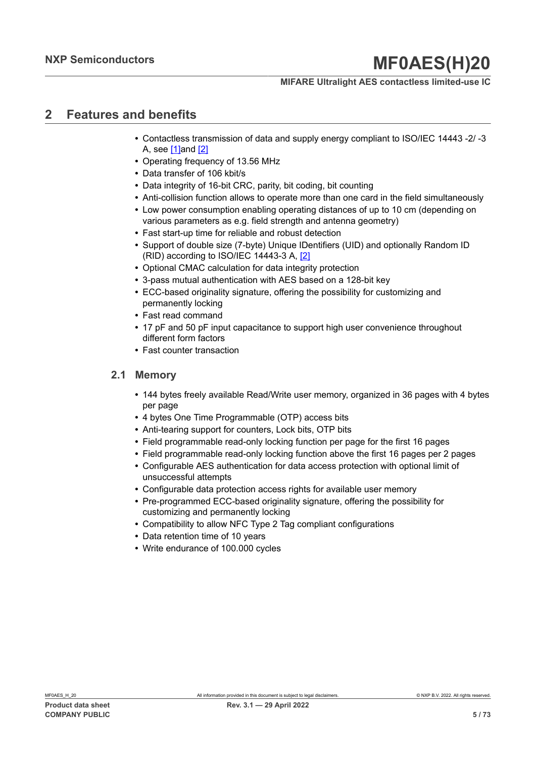## 2 Features and benefits

- Contactless transmission of data and supply energy compliant to ISO/IEC 14443 -2/ -3 A, see [1]and [2]
- Operating frequency of 13.56 MHz
- Data transfer of 106 kbit/s
- Data integrity of 16-bit CRC, parity, bit coding, bit counting
- Anti-collision function allows to operate more than one card in the field simultaneously
- Low power consumption enabling operating distances of up to 10 cm (depending on various parameters as e.g. field strength and antenna geometry)
- Fast start-up time for reliable and robust detection
- Support of double size (7-byte) Unique IDentifiers (UID) and optionally Random ID (RID) according to ISO/IEC 14443-3 A, [2]
- Optional CMAC calculation for data integrity protection
- 3-pass mutual authentication with AES based on a 128-bit key
- ECC-based originality signature, offering the possibility for customizing and permanently locking
- Fast read command
- 17 pF and 50 pF input capacitance to support high user convenience throughout different form factors
- Fast counter transaction

### 2.1 Memory

- 144 bytes freely available Read/Write user memory, organized in 36 pages with 4 bytes per page
- 4 bytes One Time Programmable (OTP) access bits
- Anti-tearing support for counters, Lock bits, OTP bits
- Field programmable read-only locking function per page for the first 16 pages
- Field programmable read-only locking function above the first 16 pages per 2 pages
- Configurable AES authentication for data access protection with optional limit of unsuccessful attempts
- Configurable data protection access rights for available user memory
- Pre-programmed ECC-based originality signature, offering the possibility for customizing and permanently locking
- Compatibility to allow NFC Type 2 Tag compliant configurations
- Data retention time of 10 years
- Write endurance of 100.000 cycles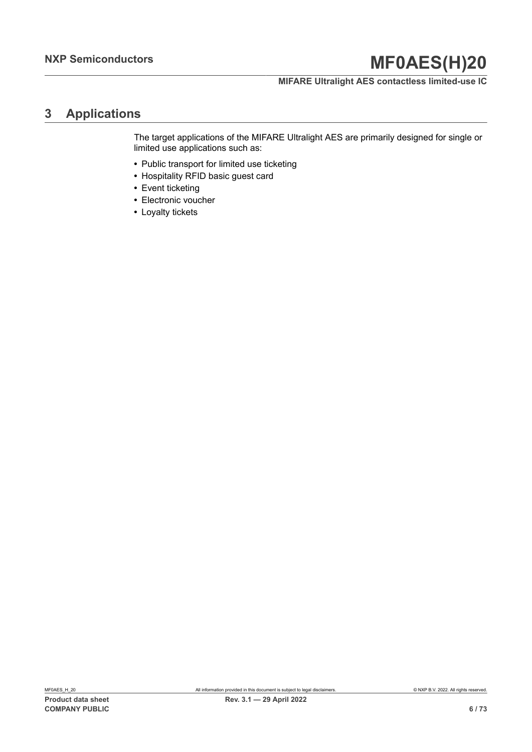## 3 Applications

The target applications of the MIFARE Ultralight AES are primarily designed for single or limited use applications such as:

- Public transport for limited use ticketing
- Hospitality RFID basic guest card
- Event ticketing
- Electronic voucher
- Loyalty tickets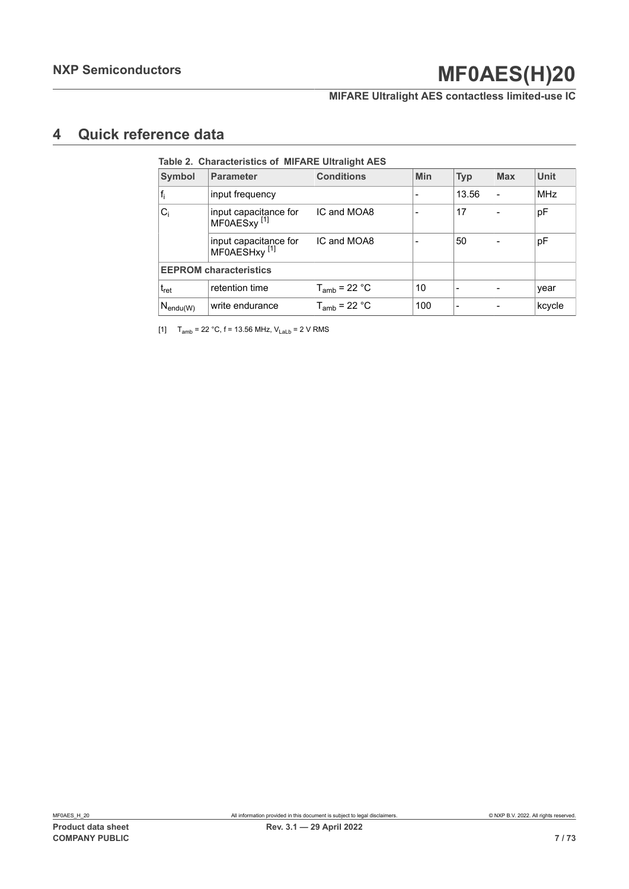# 4 Quick reference data

**Table 2. Characteristics of MIFARE Ultralight AES**

| Symbol | Parameter | Conditions | Min | Typ | Max | Unit |
|---|---|---|---|---|---|---|
| $f_i$ | input frequency | | - | 13.56 | - | MHz |
| $C_i$ | input capacitance for MF0AESxy [1] | IC and MOA8 | - | 17 | - | pF |
| | input capacitance for MF0AESHxy [1] | IC and MOA8 | - | 50 | - | pF |
| **EEPROM characteristics** | | | | | | |
| $t_{ret}$ | retention time | $T_{amb}$ = 22 °C | 10 | - | - | year |
| $N_{endu(W)}$ | write endurance | $T_{amb}$ = 22 °C | 100 | - | - | kcycle |

[1] $T_{amb}$ = 22 °C, f = 13.56 MHz, $V_{LaLb}$ = 2 V RMS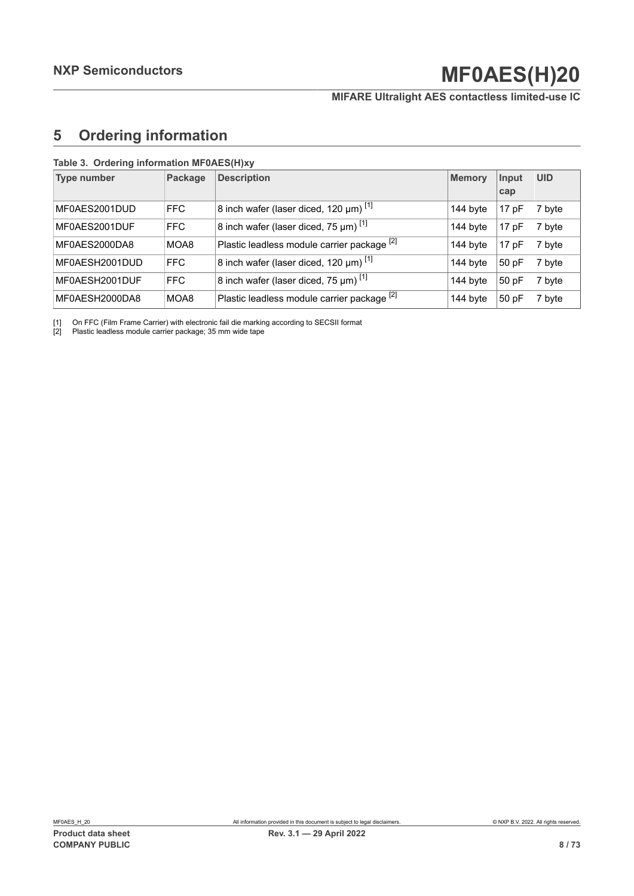## 5 Ordering information

**Table 3. Ordering information MF0AES(H)xy**

| Type number | Package | Description | Memory | Input cap | UID |
|---|---|---|---|---|---|
| MF0AES2001DUD | FFC | 8 inch wafer (laser diced, 120 μm) [1] | 144 byte | 17 pF | 7 byte |
| MF0AES2001DUF | FFC | 8 inch wafer (laser diced, 75 μm) [1] | 144 byte | 17 pF | 7 byte |
| MF0AES2000DA8 | MOA8 | Plastic leadless module carrier package [2] | 144 byte | 17 pF | 7 byte |
| MF0AESH2001DUD | FFC | 8 inch wafer (laser diced, 120 μm) [1] | 144 byte | 50 pF | 7 byte |
| MF0AESH2001DUF | FFC | 8 inch wafer (laser diced, 75 μm) [1] | 144 byte | 50 pF | 7 byte |
| MF0AESH2000DA8 | MOA8 | Plastic leadless module carrier package [2] | 144 byte | 50 pF | 7 byte |

[1] On FFC (Film Frame Carrier) with electronic fail die marking according to SECSII format

[2] Plastic leadless module carrier package; 35 mm wide tape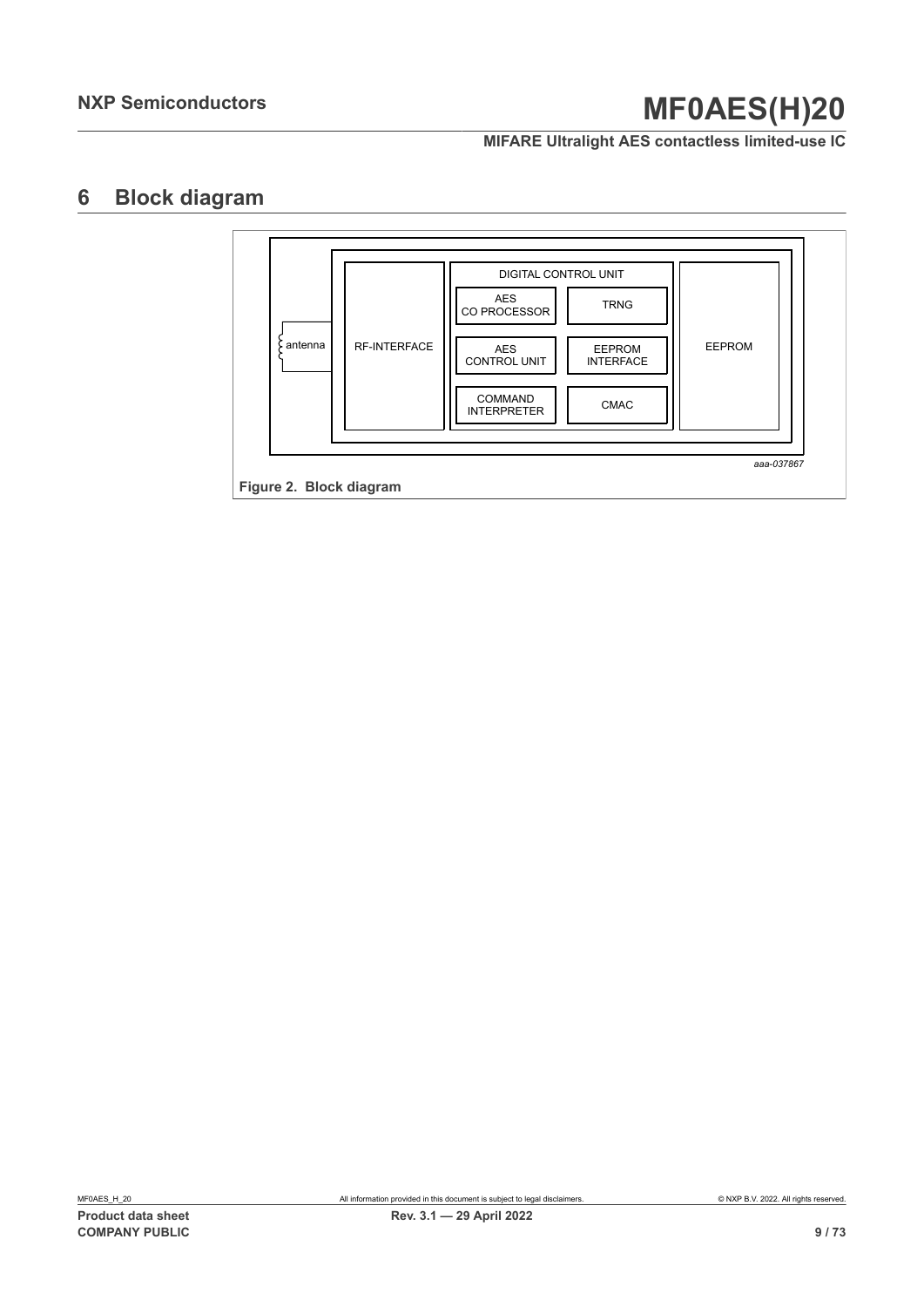# 6 Block diagram

antenna

RF-INTERFACE

DIGITAL CONTROL UNIT

AES CO PROCESSOR

TRNG

AES CONTROL UNIT

EEPROM INTERFACE

COMMAND INTERPRETER

CMAC

EEPROM

*aaa-037867*

**Figure 2. Block diagram**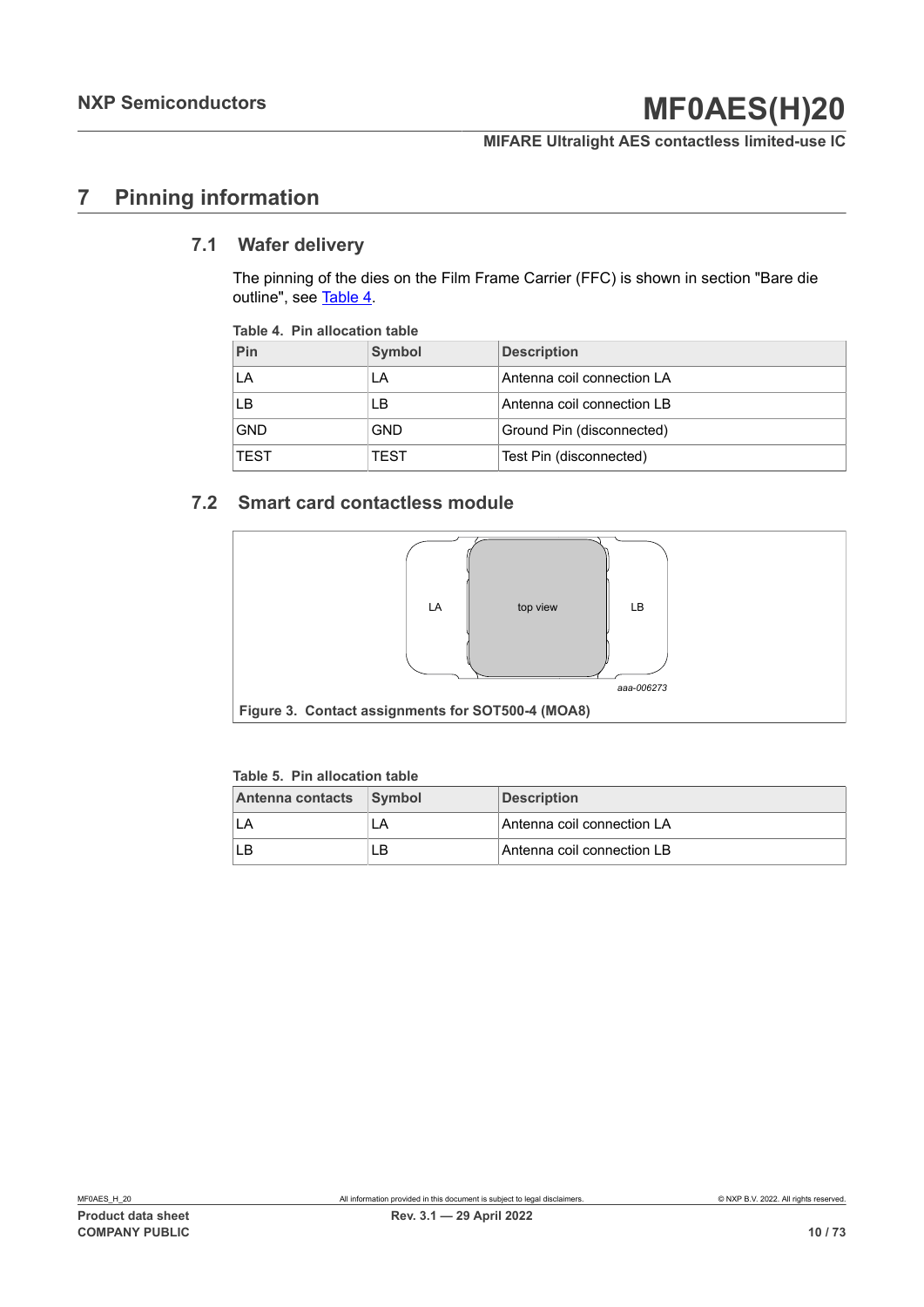# 7 Pinning information

## 7.1 Wafer delivery

The pinning of the dies on the Film Frame Carrier (FFC) is shown in section "Bare die outline", see Table 4.

**Table 4. Pin allocation table**

| Pin | Symbol | Description |
|---|---|---|
| LA | LA | Antenna coil connection LA |
| LB | LB | Antenna coil connection LB |
| GND | GND | Ground Pin (disconnected) |
| TEST | TEST | Test Pin (disconnected) |

## 7.2 Smart card contactless module

LA top view LB

aaa-006273

**Figure 3. Contact assignments for SOT500-4 (MOA8)**

**Table 5. Pin allocation table**

| Antenna contacts | Symbol | Description |
|---|---|---|
| LA | LA | Antenna coil connection LA |
| LB | LB | Antenna coil connection LB |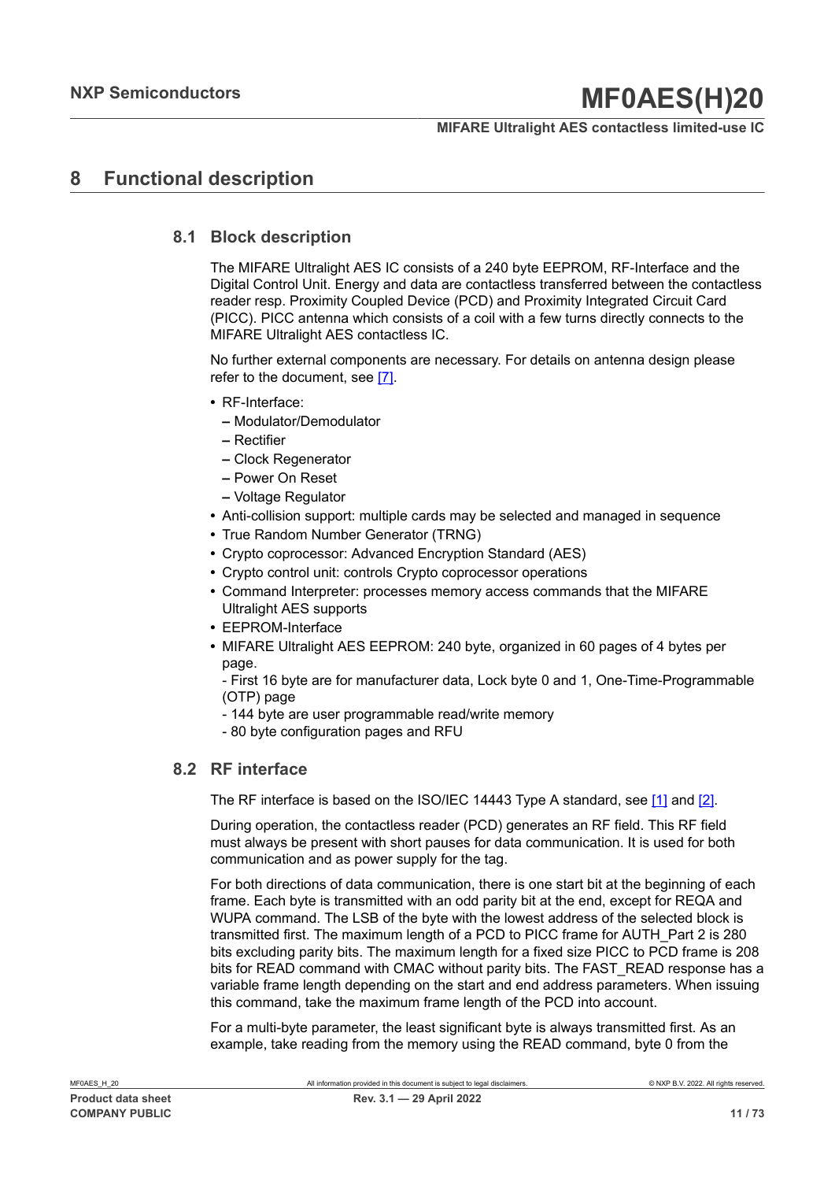# 8 Functional description

## 8.1 Block description

The MIFARE Ultralight AES IC consists of a 240 byte EEPROM, RF-Interface and the Digital Control Unit. Energy and data are contactless transferred between the contactless reader resp. Proximity Coupled Device (PCD) and Proximity Integrated Circuit Card (PICC). PICC antenna which consists of a coil with a few turns directly connects to the MIFARE Ultralight AES contactless IC.

No further external components are necessary. For details on antenna design please refer to the document, see [7].

- RF-Interface:
  - Modulator/Demodulator
  - Rectifier
  - Clock Regenerator
  - Power On Reset
  - Voltage Regulator
- Anti-collision support: multiple cards may be selected and managed in sequence
- True Random Number Generator (TRNG)
- Crypto coprocessor: Advanced Encryption Standard (AES)
- Crypto control unit: controls Crypto coprocessor operations
- Command Interpreter: processes memory access commands that the MIFARE Ultralight AES supports
- EEPROM-Interface
- MIFARE Ultralight AES EEPROM: 240 byte, organized in 60 pages of 4 bytes per page.
  - First 16 byte are for manufacturer data, Lock byte 0 and 1, One-Time-Programmable (OTP) page
  - 144 byte are user programmable read/write memory
  - 80 byte configuration pages and RFU

## 8.2 RF interface

The RF interface is based on the ISO/IEC 14443 Type A standard, see [1] and [2].

During operation, the contactless reader (PCD) generates an RF field. This RF field must always be present with short pauses for data communication. It is used for both communication and as power supply for the tag.

For both directions of data communication, there is one start bit at the beginning of each frame. Each byte is transmitted with an odd parity bit at the end, except for REQA and WUPA command. The LSB of the byte with the lowest address of the selected block is transmitted first. The maximum length of a PCD to PICC frame for AUTH_Part 2 is 280 bits excluding parity bits. The maximum length for a fixed size PICC to PCD frame is 208 bits for READ command with CMAC without parity bits. The FAST_READ response has a variable frame length depending on the start and end address parameters. When issuing this command, take the maximum frame length of the PCD into account.

For a multi-byte parameter, the least significant byte is always transmitted first. As an example, take reading from the memory using the READ command, byte 0 from the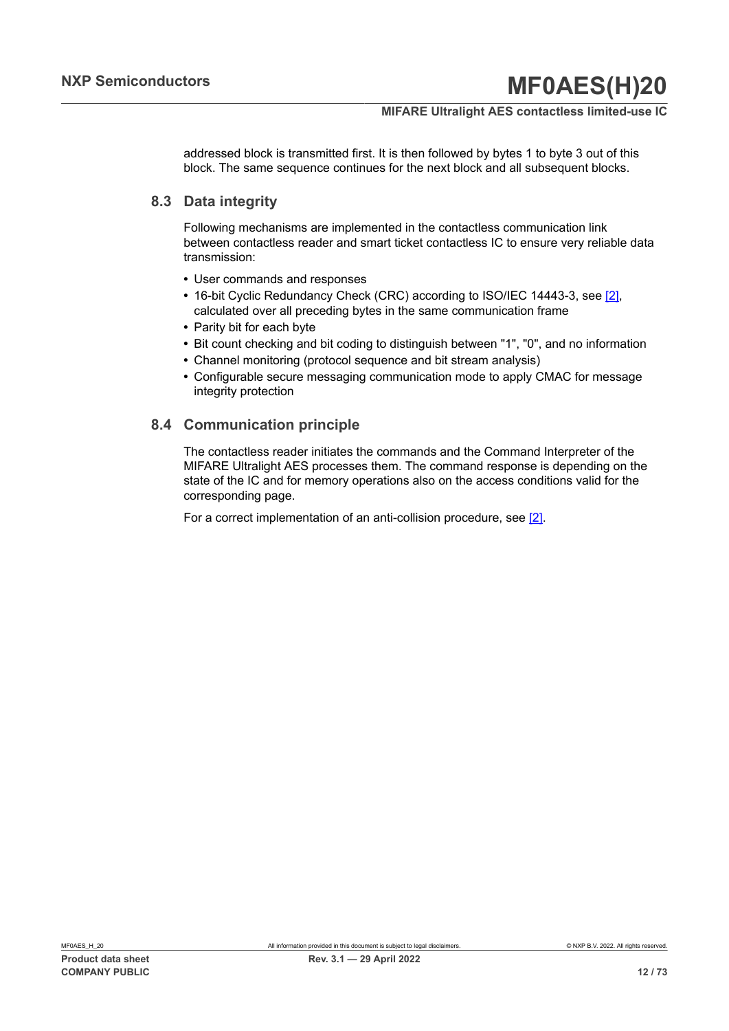addressed block is transmitted first. It is then followed by bytes 1 to byte 3 out of this block. The same sequence continues for the next block and all subsequent blocks.

## 8.3 Data integrity

Following mechanisms are implemented in the contactless communication link between contactless reader and smart ticket contactless IC to ensure very reliable data transmission:

- User commands and responses
- 16-bit Cyclic Redundancy Check (CRC) according to ISO/IEC 14443-3, see [2], calculated over all preceding bytes in the same communication frame
- Parity bit for each byte
- Bit count checking and bit coding to distinguish between "1", "0", and no information
- Channel monitoring (protocol sequence and bit stream analysis)
- Configurable secure messaging communication mode to apply CMAC for message integrity protection

## 8.4 Communication principle

The contactless reader initiates the commands and the Command Interpreter of the MIFARE Ultralight AES processes them. The command response is depending on the state of the IC and for memory operations also on the access conditions valid for the corresponding page.

For a correct implementation of an anti-collision procedure, see [2].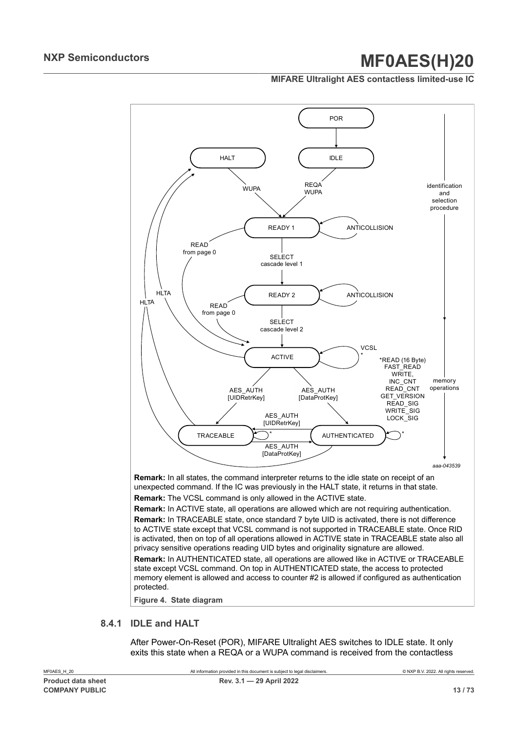**Remark:** In all states, the command interpreter returns to the idle state on receipt of an unexpected command. If the IC was previously in the HALT state, it returns in that state.

**Remark:** The VCSL command is only allowed in the ACTIVE state.

**Remark:** In ACTIVE state, all operations are allowed which are not requiring authentication.

**Remark:** In TRACEABLE state, once standard 7 byte UID is activated, there is not difference to ACTIVE state except that VCSL command is not supported in TRACEABLE state. Once RID is activated, then on top of all operations allowed in ACTIVE state in TRACEABLE state also all privacy sensitive operations reading UID bytes and originality signature are allowed.

**Remark:** In AUTHENTICATED state, all operations are allowed like in ACTIVE or TRACEABLE state except VCSL command. On top in AUTHENTICATED state, the access to protected memory element is allowed and access to counter #2 is allowed if configured as authentication protected.

**Figure 4. State diagram**

### 8.4.1 IDLE and HALT

After Power-On-Reset (POR), MIFARE Ultralight AES switches to IDLE state. It only exits this state when a REQA or a WUPA command is received from the contactless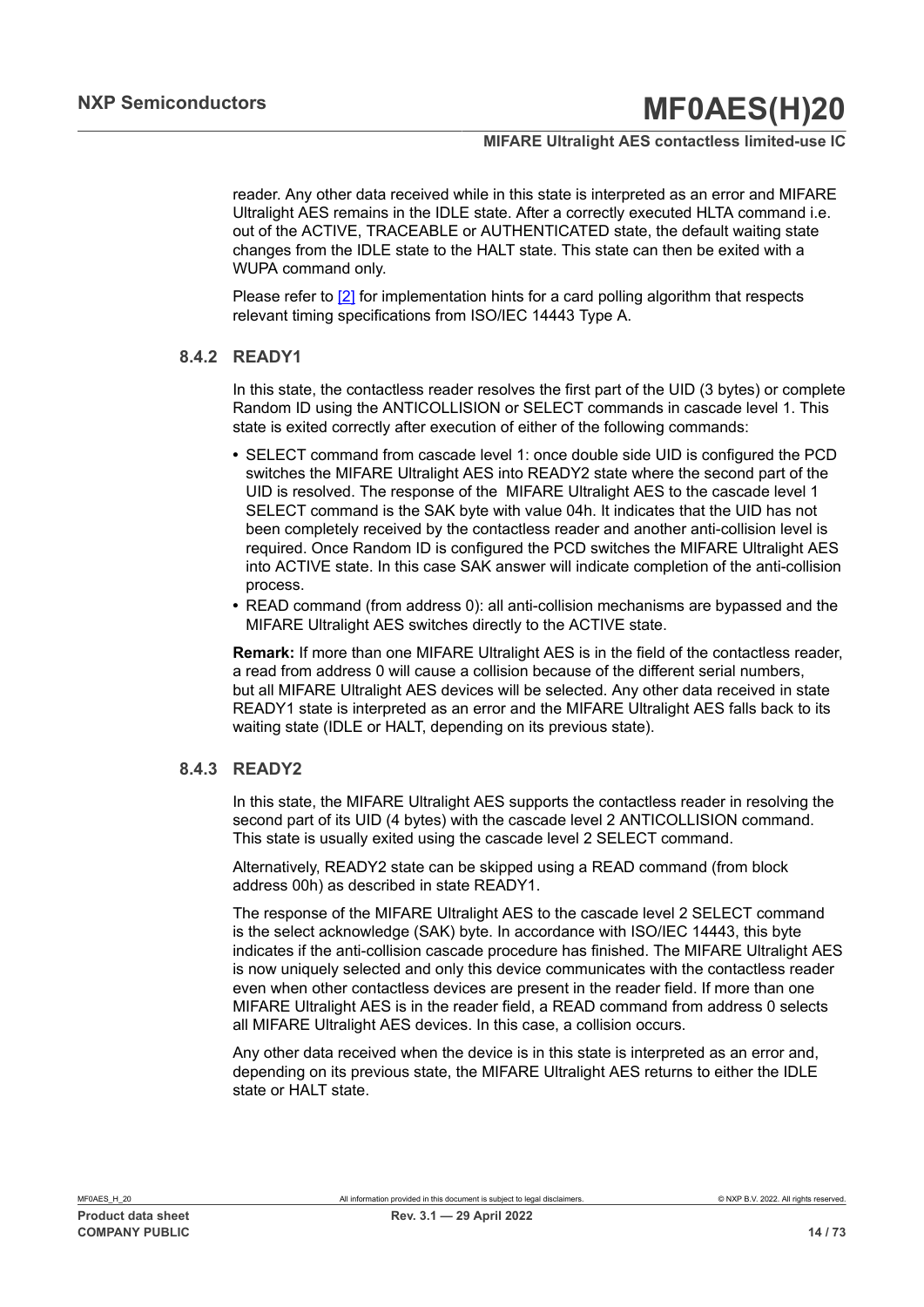reader. Any other data received while in this state is interpreted as an error and MIFARE Ultralight AES remains in the IDLE state. After a correctly executed HLTA command i.e. out of the ACTIVE, TRACEABLE or AUTHENTICATED state, the default waiting state changes from the IDLE state to the HALT state. This state can then be exited with a WUPA command only.

Please refer to [2] for implementation hints for a card polling algorithm that respects relevant timing specifications from ISO/IEC 14443 Type A.

### 8.4.2 READY1

In this state, the contactless reader resolves the first part of the UID (3 bytes) or complete Random ID using the ANTICOLLISION or SELECT commands in cascade level 1. This state is exited correctly after execution of either of the following commands:

- SELECT command from cascade level 1: once double side UID is configured the PCD switches the MIFARE Ultralight AES into READY2 state where the second part of the UID is resolved. The response of the MIFARE Ultralight AES to the cascade level 1 SELECT command is the SAK byte with value 04h. It indicates that the UID has not been completely received by the contactless reader and another anti-collision level is required. Once Random ID is configured the PCD switches the MIFARE Ultralight AES into ACTIVE state. In this case SAK answer will indicate completion of the anti-collision process.
- READ command (from address 0): all anti-collision mechanisms are bypassed and the MIFARE Ultralight AES switches directly to the ACTIVE state.

**Remark:** If more than one MIFARE Ultralight AES is in the field of the contactless reader, a read from address 0 will cause a collision because of the different serial numbers, but all MIFARE Ultralight AES devices will be selected. Any other data received in state READY1 state is interpreted as an error and the MIFARE Ultralight AES falls back to its waiting state (IDLE or HALT, depending on its previous state).

### 8.4.3 READY2

In this state, the MIFARE Ultralight AES supports the contactless reader in resolving the second part of its UID (4 bytes) with the cascade level 2 ANTICOLLISION command. This state is usually exited using the cascade level 2 SELECT command.

Alternatively, READY2 state can be skipped using a READ command (from block address 00h) as described in state READY1.

The response of the MIFARE Ultralight AES to the cascade level 2 SELECT command is the select acknowledge (SAK) byte. In accordance with ISO/IEC 14443, this byte indicates if the anti-collision cascade procedure has finished. The MIFARE Ultralight AES is now uniquely selected and only this device communicates with the contactless reader even when other contactless devices are present in the reader field. If more than one MIFARE Ultralight AES is in the reader field, a READ command from address 0 selects all MIFARE Ultralight AES devices. In this case, a collision occurs.

Any other data received when the device is in this state is interpreted as an error and, depending on its previous state, the MIFARE Ultralight AES returns to either the IDLE state or HALT state.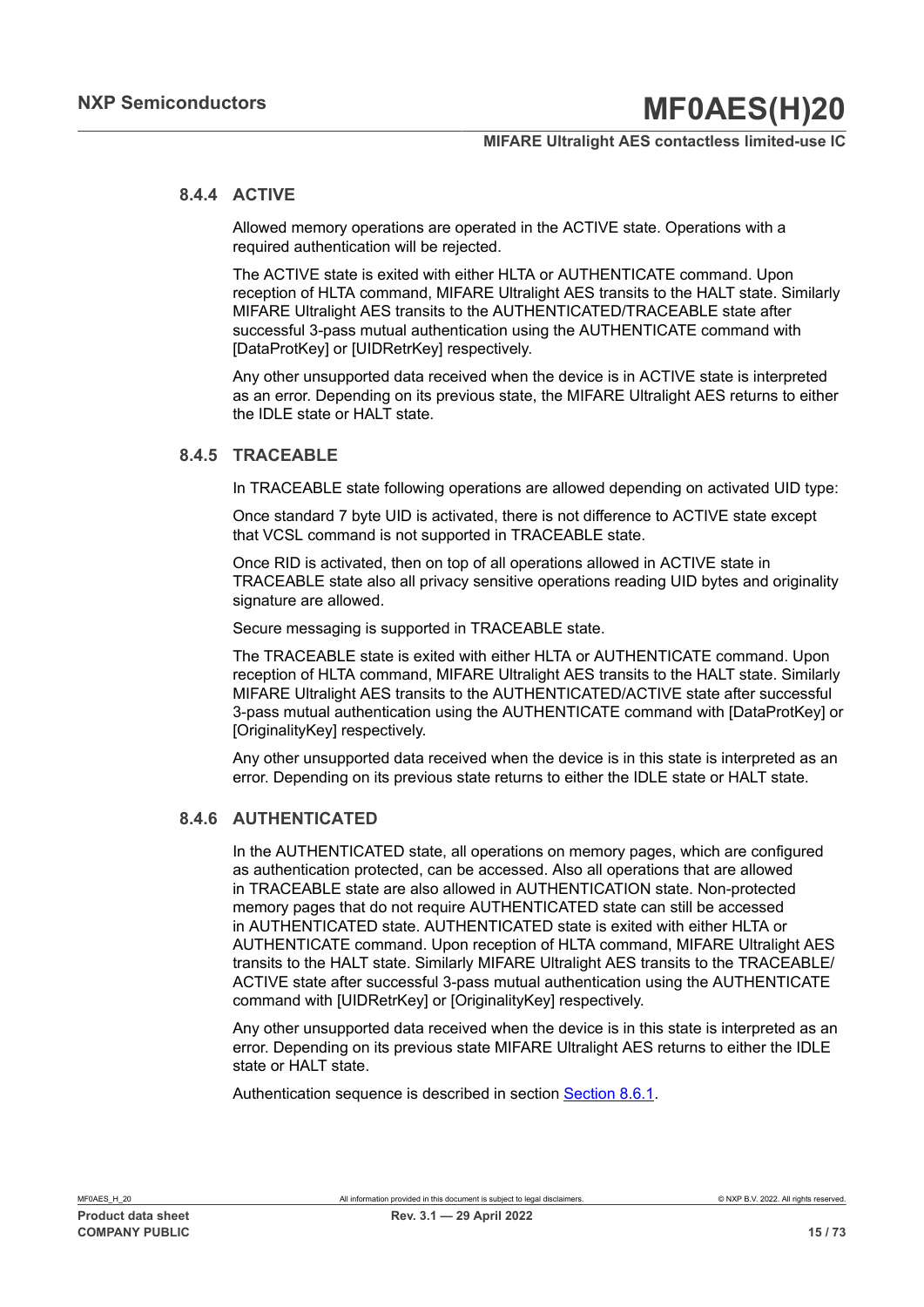### 8.4.4 ACTIVE

Allowed memory operations are operated in the ACTIVE state. Operations with a required authentication will be rejected.

The ACTIVE state is exited with either HLTA or AUTHENTICATE command. Upon reception of HLTA command, MIFARE Ultralight AES transits to the HALT state. Similarly MIFARE Ultralight AES transits to the AUTHENTICATED/TRACEABLE state after successful 3-pass mutual authentication using the AUTHENTICATE command with [DataProtKey] or [UIDRetrKey] respectively.

Any other unsupported data received when the device is in ACTIVE state is interpreted as an error. Depending on its previous state, the MIFARE Ultralight AES returns to either the IDLE state or HALT state.

### 8.4.5 TRACEABLE

In TRACEABLE state following operations are allowed depending on activated UID type:

Once standard 7 byte UID is activated, there is not difference to ACTIVE state except that VCSL command is not supported in TRACEABLE state.

Once RID is activated, then on top of all operations allowed in ACTIVE state in TRACEABLE state also all privacy sensitive operations reading UID bytes and originality signature are allowed.

Secure messaging is supported in TRACEABLE state.

The TRACEABLE state is exited with either HLTA or AUTHENTICATE command. Upon reception of HLTA command, MIFARE Ultralight AES transits to the HALT state. Similarly MIFARE Ultralight AES transits to the AUTHENTICATED/ACTIVE state after successful 3-pass mutual authentication using the AUTHENTICATE command with [DataProtKey] or [OriginalityKey] respectively.

Any other unsupported data received when the device is in this state is interpreted as an error. Depending on its previous state returns to either the IDLE state or HALT state.

### 8.4.6 AUTHENTICATED

In the AUTHENTICATED state, all operations on memory pages, which are configured as authentication protected, can be accessed. Also all operations that are allowed in TRACEABLE state are also allowed in AUTHENTICATION state. Non-protected memory pages that do not require AUTHENTICATED state can still be accessed in AUTHENTICATED state. AUTHENTICATED state is exited with either HLTA or AUTHENTICATE command. Upon reception of HLTA command, MIFARE Ultralight AES transits to the HALT state. Similarly MIFARE Ultralight AES transits to the TRACEABLE/ ACTIVE state after successful 3-pass mutual authentication using the AUTHENTICATE command with [UIDRetrKey] or [OriginalityKey] respectively.

Any other unsupported data received when the device is in this state is interpreted as an error. Depending on its previous state MIFARE Ultralight AES returns to either the IDLE state or HALT state.

Authentication sequence is described in section Section 8.6.1.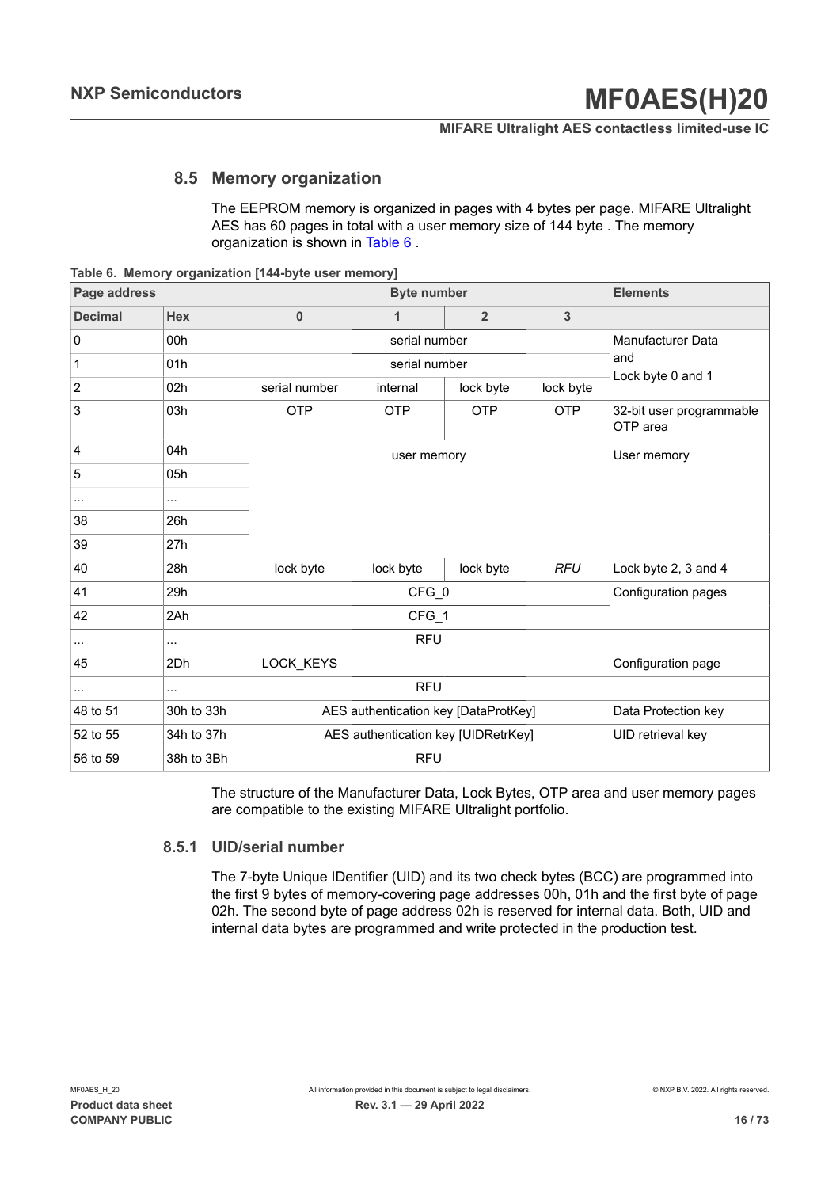## 8.5 Memory organization

The EEPROM memory is organized in pages with 4 bytes per page. MIFARE Ultralight AES has 60 pages in total with a user memory size of 144 byte . The memory organization is shown in Table 6 .

**Table 6. Memory organization [144-byte user memory]**

| Page address | | Byte number | | | | Elements |
|---|---|---|---|---|---|---|
| **Decimal** | **Hex** | **0** | **1** | **2** | **3** | |
| 0 | 00h | serial number | | | | Manufacturer Data and Lock byte 0 and 1 |
| 1 | 01h | serial number | | | | |
| 2 | 02h | serial number | internal | lock byte | lock byte | |
| 3 | 03h | OTP | OTP | OTP | OTP | 32-bit user programmable OTP area |
| 4 | 04h | user memory | | | | User memory |
| 5 | 05h | | | | | |
| ... | ... | | | | | |
| 38 | 26h | | | | | |
| 39 | 27h | | | | | |
| 40 | 28h | lock byte | lock byte | lock byte | *RFU* | Lock byte 2, 3 and 4 |
| 41 | 29h | CFG_0 | | | | Configuration pages |
| 42 | 2Ah | CFG_1 | | | | |
| ... | ... | RFU | | | | |
| 45 | 2Dh | LOCK_KEYS | | | | Configuration page |
| ... | ... | RFU | | | | |
| 48 to 51 | 30h to 33h | AES authentication key [DataProtKey] | | | | Data Protection key |
| 52 to 55 | 34h to 37h | AES authentication key [UIDRetrKey] | | | | UID retrieval key |
| 56 to 59 | 38h to 3Bh | RFU | | | | |

The structure of the Manufacturer Data, Lock Bytes, OTP area and user memory pages are compatible to the existing MIFARE Ultralight portfolio.

### 8.5.1 UID/serial number

The 7-byte Unique IDentifier (UID) and its two check bytes (BCC) are programmed into the first 9 bytes of memory-covering page addresses 00h, 01h and the first byte of page 02h. The second byte of page address 02h is reserved for internal data. Both, UID and internal data bytes are programmed and write protected in the production test.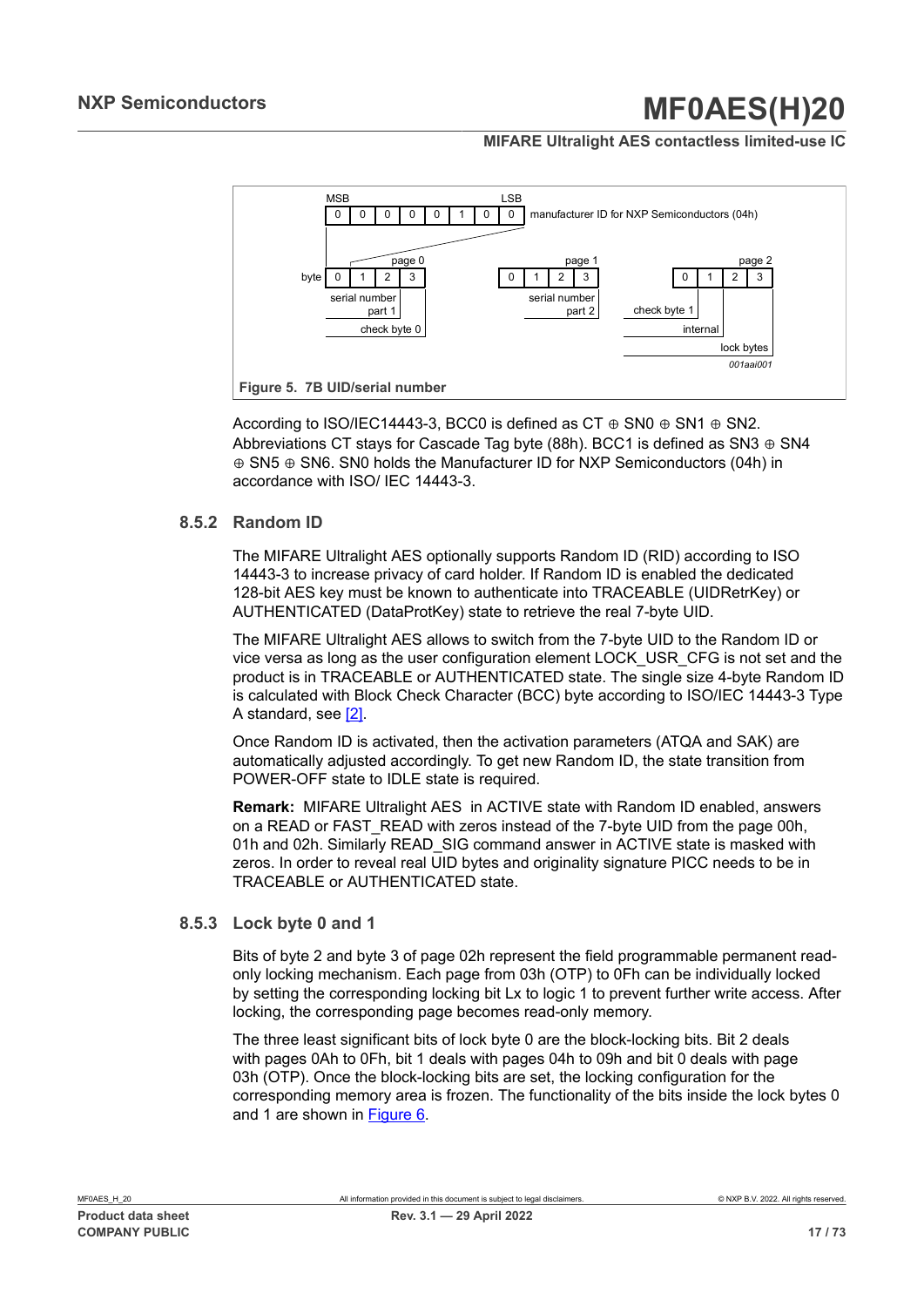MSB … LSB: 0 0 0 0 0 1 0 0 — manufacturer ID for NXP Semiconductors (04h)

| | page 0 | | | | page 1 | | | | page 2 | | | |
|---|---|---|---|---|---|---|---|---|---|---|---|---|
| byte | 0 | 1 | 2 | 3 | 0 | 1 | 2 | 3 | 0 | 1 | 2 | 3 |

page 0: bytes 0–2 serial number part 1; byte 3 check byte 0

page 1: bytes 0–3 serial number part 2

page 2: byte 0 check byte 1; byte 1 internal; bytes 2–3 lock bytes

001aai001

**Figure 5. 7B UID/serial number**

According to ISO/IEC14443-3, BCC0 is defined as CT ⊕ SN0 ⊕ SN1 ⊕ SN2. Abbreviations CT stays for Cascade Tag byte (88h). BCC1 is defined as SN3 ⊕ SN4 ⊕ SN5 ⊕ SN6. SN0 holds the Manufacturer ID for NXP Semiconductors (04h) in accordance with ISO/ IEC 14443-3.

### 8.5.2 Random ID

The MIFARE Ultralight AES optionally supports Random ID (RID) according to ISO 14443-3 to increase privacy of card holder. If Random ID is enabled the dedicated 128-bit AES key must be known to authenticate into TRACEABLE (UIDRetrKey) or AUTHENTICATED (DataProtKey) state to retrieve the real 7-byte UID.

The MIFARE Ultralight AES allows to switch from the 7-byte UID to the Random ID or vice versa as long as the user configuration element LOCK_USR_CFG is not set and the product is in TRACEABLE or AUTHENTICATED state. The single size 4-byte Random ID is calculated with Block Check Character (BCC) byte according to ISO/IEC 14443-3 Type A standard, see [2].

Once Random ID is activated, then the activation parameters (ATQA and SAK) are automatically adjusted accordingly. To get new Random ID, the state transition from POWER-OFF state to IDLE state is required.

**Remark:** MIFARE Ultralight AES in ACTIVE state with Random ID enabled, answers on a READ or FAST_READ with zeros instead of the 7-byte UID from the page 00h, 01h and 02h. Similarly READ_SIG command answer in ACTIVE state is masked with zeros. In order to reveal real UID bytes and originality signature PICC needs to be in TRACEABLE or AUTHENTICATED state.

### 8.5.3 Lock byte 0 and 1

Bits of byte 2 and byte 3 of page 02h represent the field programmable permanent read-only locking mechanism. Each page from 03h (OTP) to 0Fh can be individually locked by setting the corresponding locking bit Lx to logic 1 to prevent further write access. After locking, the corresponding page becomes read-only memory.

The three least significant bits of lock byte 0 are the block-locking bits. Bit 2 deals with pages 0Ah to 0Fh, bit 1 deals with pages 04h to 09h and bit 0 deals with page 03h (OTP). Once the block-locking bits are set, the locking configuration for the corresponding memory area is frozen. The functionality of the bits inside the lock bytes 0 and 1 are shown in Figure 6.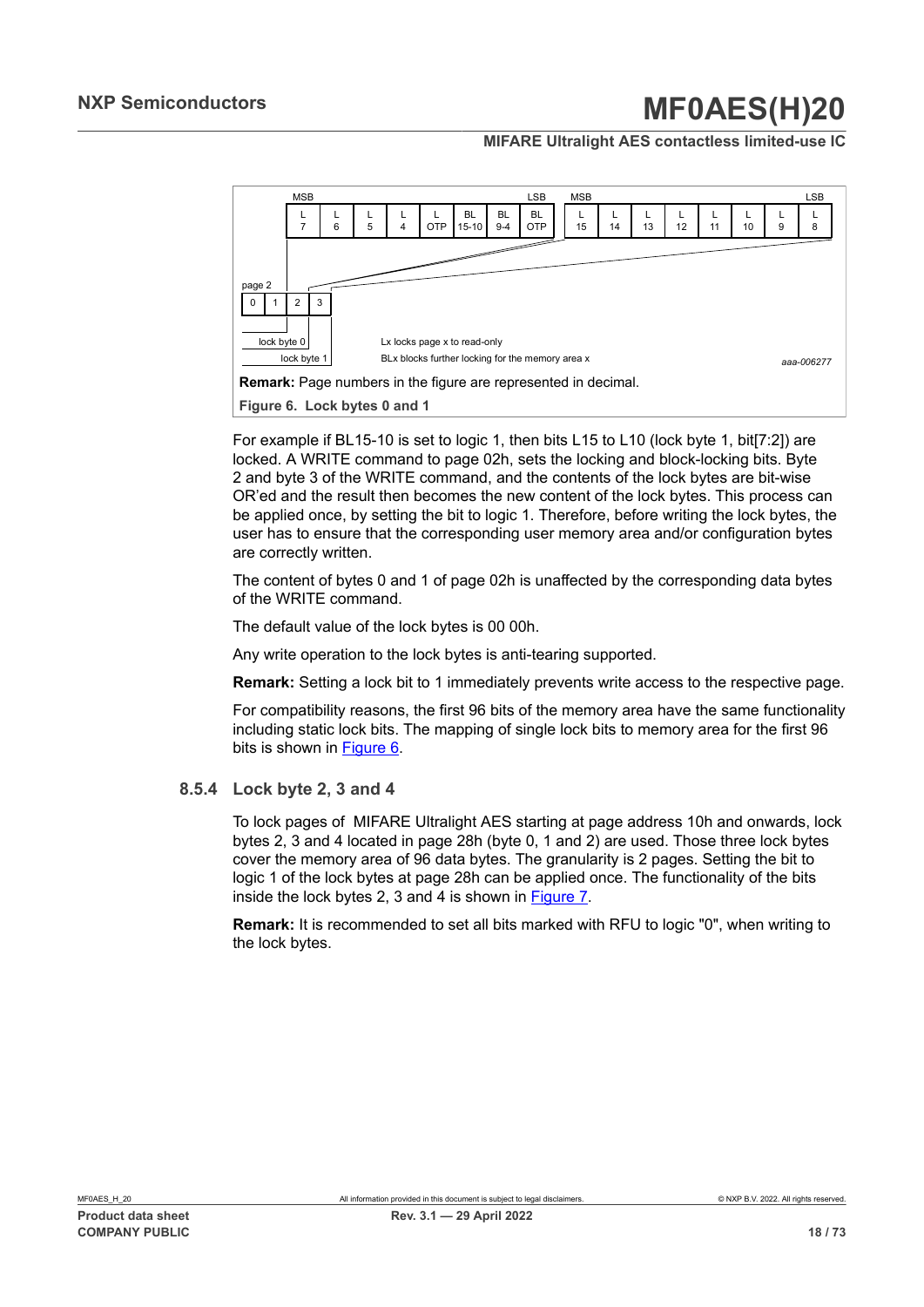| MSB | | | | | | | LSB |
|---|---|---|---|---|---|---|---|
| L 7 | L 6 | L 5 | L 4 | L OTP | BL 15-10 | BL 9-4 | BL OTP |

| MSB | | | | | | | LSB |
|---|---|---|---|---|---|---|---|
| L 15 | L 14 | L 13 | L 12 | L 11 | L 10 | L 9 | L 8 |

page 2

| 0 | 1 | 2 | 3 |
|---|---|---|---|

lock byte 0

lock byte 1

Lx locks page x to read-only

BLx blocks further locking for the memory area x

aaa-006277

**Remark:** Page numbers in the figure are represented in decimal.

**Figure 6. Lock bytes 0 and 1**

For example if BL15-10 is set to logic 1, then bits L15 to L10 (lock byte 1, bit[7:2]) are locked. A WRITE command to page 02h, sets the locking and block-locking bits. Byte 2 and byte 3 of the WRITE command, and the contents of the lock bytes are bit-wise OR'ed and the result then becomes the new content of the lock bytes. This process can be applied once, by setting the bit to logic 1. Therefore, before writing the lock bytes, the user has to ensure that the corresponding user memory area and/or configuration bytes are correctly written.

The content of bytes 0 and 1 of page 02h is unaffected by the corresponding data bytes of the WRITE command.

The default value of the lock bytes is 00 00h.

Any write operation to the lock bytes is anti-tearing supported.

**Remark:** Setting a lock bit to 1 immediately prevents write access to the respective page.

For compatibility reasons, the first 96 bits of the memory area have the same functionality including static lock bits. The mapping of single lock bits to memory area for the first 96 bits is shown in Figure 6.

### 8.5.4 Lock byte 2, 3 and 4

To lock pages of MIFARE Ultralight AES starting at page address 10h and onwards, lock bytes 2, 3 and 4 located in page 28h (byte 0, 1 and 2) are used. Those three lock bytes cover the memory area of 96 data bytes. The granularity is 2 pages. Setting the bit to logic 1 of the lock bytes at page 28h can be applied once. The functionality of the bits inside the lock bytes 2, 3 and 4 is shown in Figure 7.

**Remark:** It is recommended to set all bits marked with RFU to logic "0", when writing to the lock bytes.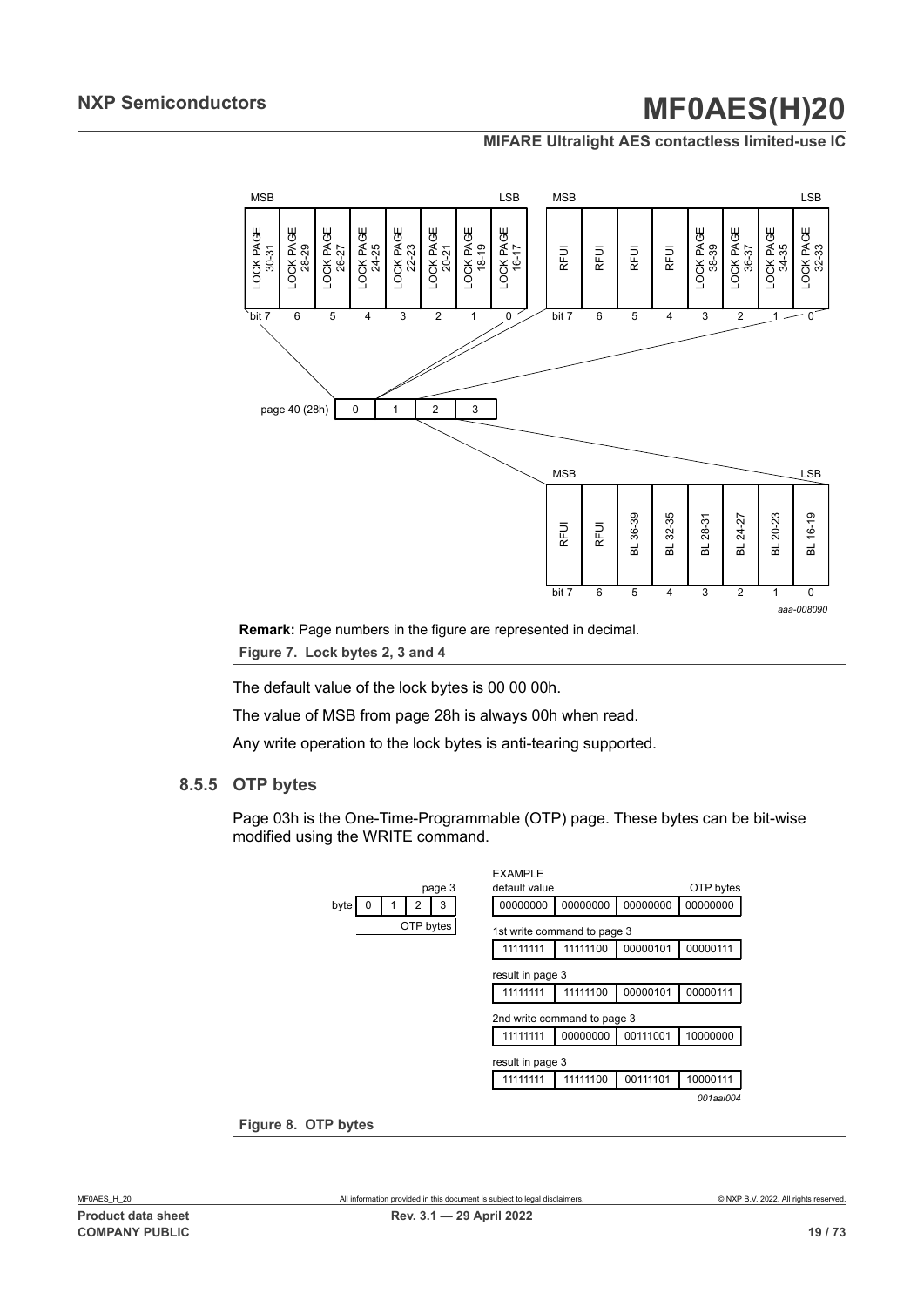**Remark:** Page numbers in the figure are represented in decimal.

**Figure 7. Lock bytes 2, 3 and 4**

The default value of the lock bytes is 00 00 00h.

The value of MSB from page 28h is always 00h when read.

Any write operation to the lock bytes is anti-tearing supported.

### 8.5.5 OTP bytes

Page 03h is the One-Time-Programmable (OTP) page. These bytes can be bit-wise modified using the WRITE command.

**Figure 8. OTP bytes**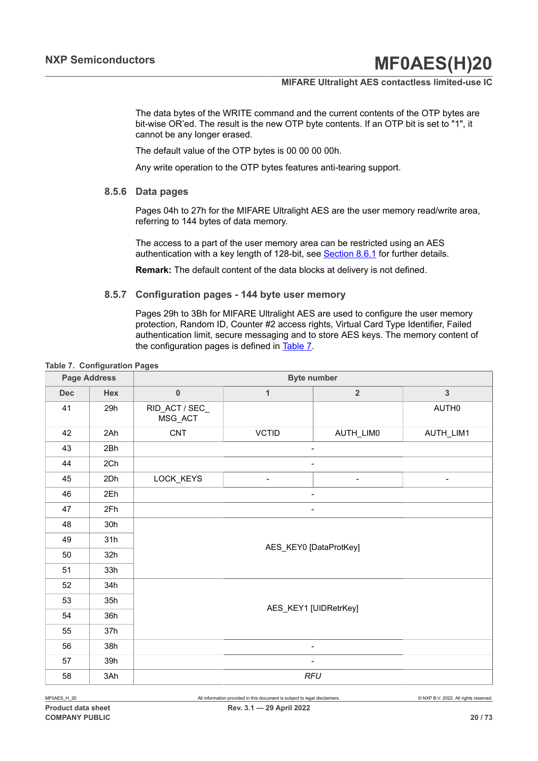The data bytes of the WRITE command and the current contents of the OTP bytes are bit-wise OR'ed. The result is the new OTP byte contents. If an OTP bit is set to "1", it cannot be any longer erased.

The default value of the OTP bytes is 00 00 00 00h.

Any write operation to the OTP bytes features anti-tearing support.

### 8.5.6 Data pages

Pages 04h to 27h for the MIFARE Ultralight AES are the user memory read/write area, referring to 144 bytes of data memory.

The access to a part of the user memory area can be restricted using an AES authentication with a key length of 128-bit, see Section 8.6.1 for further details.

**Remark:** The default content of the data blocks at delivery is not defined.

### 8.5.7 Configuration pages - 144 byte user memory

Pages 29h to 3Bh for MIFARE Ultralight AES are used to configure the user memory protection, Random ID, Counter #2 access rights, Virtual Card Type Identifier, Failed authentication limit, secure messaging and to store AES keys. The memory content of the configuration pages is defined in Table 7.

**Table 7. Configuration Pages**

| Page Address | | Byte number | | | |
|---|---|---|---|---|---|
| Dec | Hex | 0 | 1 | 2 | 3 |
| 41 | 29h | RID_ACT / SEC_MSG_ACT | | | AUTH0 |
| 42 | 2Ah | CNT | VCTID | AUTH_LIM0 | AUTH_LIM1 |
| 43 | 2Bh | - | | | |
| 44 | 2Ch | - | | | |
| 45 | 2Dh | LOCK_KEYS | - | - | - |
| 46 | 2Eh | - | | | |
| 47 | 2Fh | - | | | |
| 48 | 30h | AES_KEY0 [DataProtKey] | | | |
| 49 | 31h | | | | |
| 50 | 32h | | | | |
| 51 | 33h | | | | |
| 52 | 34h | AES_KEY1 [UIDRetrKey] | | | |
| 53 | 35h | | | | |
| 54 | 36h | | | | |
| 55 | 37h | | | | |
| 56 | 38h | - | | | |
| 57 | 39h | - | | | |
| 58 | 3Ah | *RFU* | | | |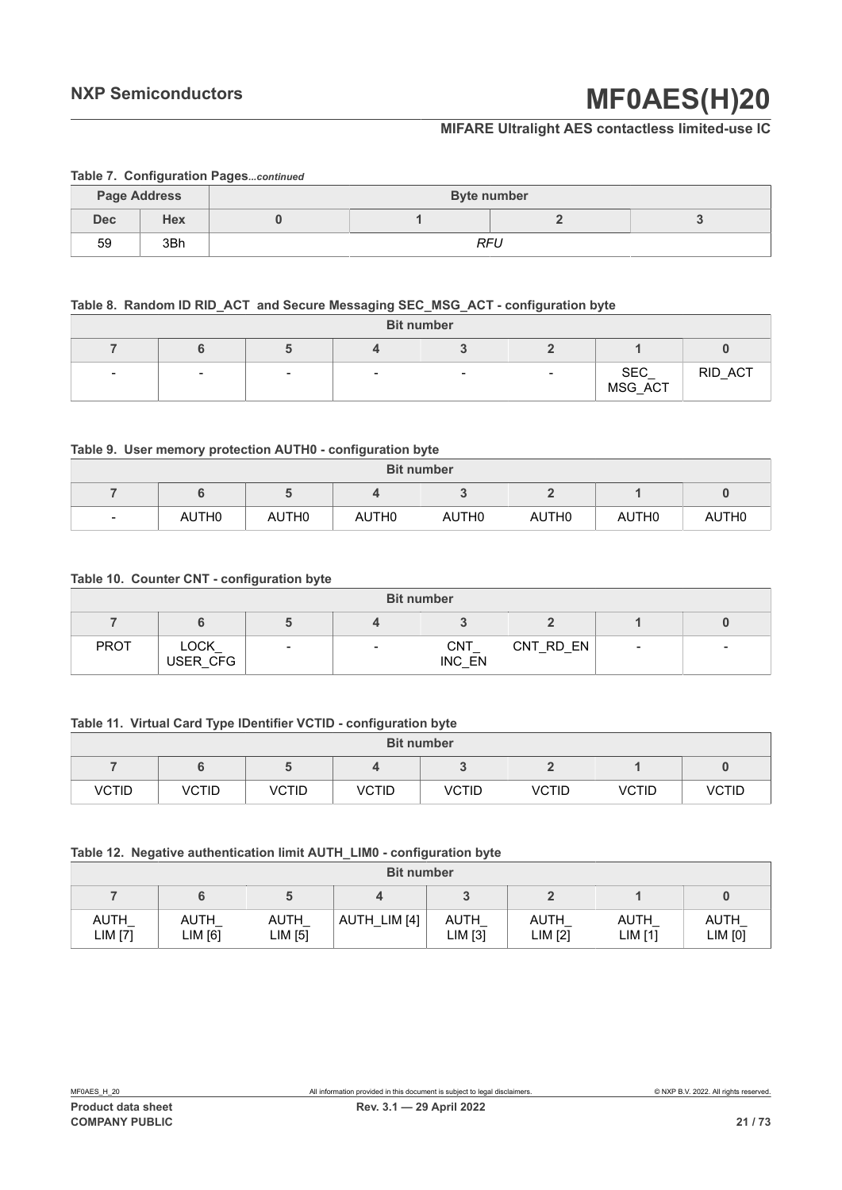**Table 7. Configuration Pages**...*continued*

| Page Address | | Byte number | | | |
|---|---|---|---|---|---|
| Dec | Hex | 0 | 1 | 2 | 3 |
| 59 | 3Bh | *RFU* | | | |

**Table 8. Random ID RID_ACT and Secure Messaging SEC_MSG_ACT - configuration byte**

| Bit number | | | | | | | |
|---|---|---|---|---|---|---|---|
| 7 | 6 | 5 | 4 | 3 | 2 | 1 | 0 |
| - | - | - | - | - | - | SEC_MSG_ACT | RID_ACT |

**Table 9. User memory protection AUTH0 - configuration byte**

| Bit number | | | | | | | |
|---|---|---|---|---|---|---|---|
| 7 | 6 | 5 | 4 | 3 | 2 | 1 | 0 |
| - | AUTH0 | AUTH0 | AUTH0 | AUTH0 | AUTH0 | AUTH0 | AUTH0 |

**Table 10. Counter CNT - configuration byte**

| Bit number | | | | | | | |
|---|---|---|---|---|---|---|---|
| 7 | 6 | 5 | 4 | 3 | 2 | 1 | 0 |
| PROT | LOCK_USER_CFG | - | - | CNT_INC_EN | CNT_RD_EN | - | - |

**Table 11. Virtual Card Type IDentifier VCTID - configuration byte**

| Bit number | | | | | | | |
|---|---|---|---|---|---|---|---|
| 7 | 6 | 5 | 4 | 3 | 2 | 1 | 0 |
| VCTID | VCTID | VCTID | VCTID | VCTID | VCTID | VCTID | VCTID |

**Table 12. Negative authentication limit AUTH_LIM0 - configuration byte**

| Bit number | | | | | | | |
|---|---|---|---|---|---|---|---|
| 7 | 6 | 5 | 4 | 3 | 2 | 1 | 0 |
| AUTH_LIM [7] | AUTH_LIM [6] | AUTH_LIM [5] | AUTH_LIM [4] | AUTH_LIM [3] | AUTH_LIM [2] | AUTH_LIM [1] | AUTH_LIM [0] |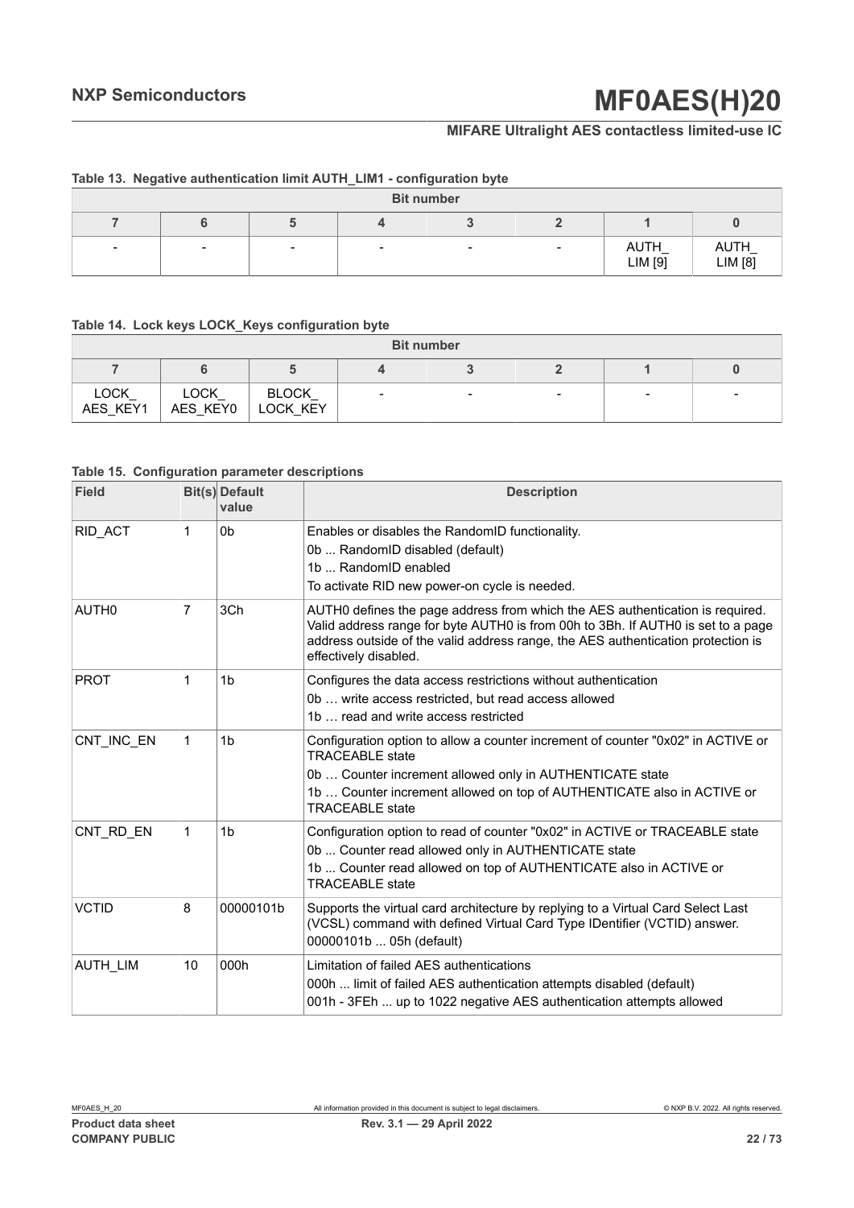**Table 13. Negative authentication limit AUTH_LIM1 - configuration byte**

| Bit number | | | | | | | |
|---|---|---|---|---|---|---|---|
| 7 | 6 | 5 | 4 | 3 | 2 | 1 | 0 |
| - | - | - | - | - | - | AUTH_ LIM [9] | AUTH_ LIM [8] |

**Table 14. Lock keys LOCK_Keys configuration byte**

| Bit number | | | | | | | |
|---|---|---|---|---|---|---|---|
| 7 | 6 | 5 | 4 | 3 | 2 | 1 | 0 |
| LOCK_ AES_KEY1 | LOCK_ AES_KEY0 | BLOCK_ LOCK_KEY | - | - | - | - | - |

**Table 15. Configuration parameter descriptions**

| Field | Bit(s) | Default value | Description |
|---|---|---|---|
| RID_ACT | 1 | 0b | Enables or disables the RandomID functionality.<br>0b ... RandomID disabled (default)<br>1b ... RandomID enabled<br>To activate RID new power-on cycle is needed. |
| AUTH0 | 7 | 3Ch | AUTH0 defines the page address from which the AES authentication is required. Valid address range for byte AUTH0 is from 00h to 3Bh. If AUTH0 is set to a page address outside of the valid address range, the AES authentication protection is effectively disabled. |
| PROT | 1 | 1b | Configures the data access restrictions without authentication<br>0b … write access restricted, but read access allowed<br>1b … read and write access restricted |
| CNT_INC_EN | 1 | 1b | Configuration option to allow a counter increment of counter "0x02" in ACTIVE or TRACEABLE state<br>0b … Counter increment allowed only in AUTHENTICATE state<br>1b … Counter increment allowed on top of AUTHENTICATE also in ACTIVE or TRACEABLE state |
| CNT_RD_EN | 1 | 1b | Configuration option to read of counter "0x02" in ACTIVE or TRACEABLE state<br>0b ... Counter read allowed only in AUTHENTICATE state<br>1b ... Counter read allowed on top of AUTHENTICATE also in ACTIVE or TRACEABLE state |
| VCTID | 8 | 00000101b | Supports the virtual card architecture by replying to a Virtual Card Select Last (VCSL) command with defined Virtual Card Type IDentifier (VCTID) answer.<br>00000101b ... 05h (default) |
| AUTH_LIM | 10 | 000h | Limitation of failed AES authentications<br>000h ... limit of failed AES authentication attempts disabled (default)<br>001h - 3FEh ... up to 1022 negative AES authentication attempts allowed |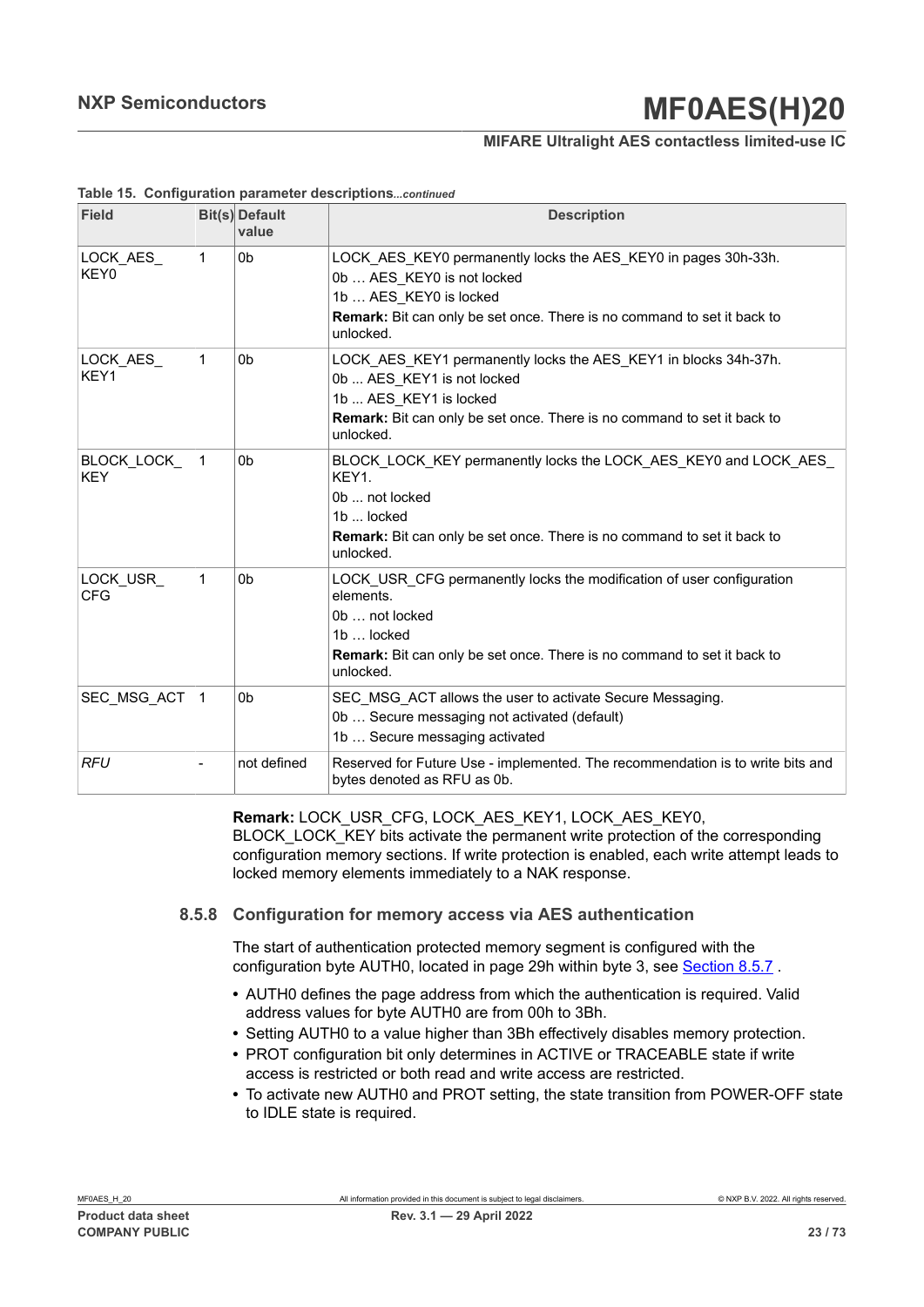**Table 15. Configuration parameter descriptions***...continued*

| Field | Bit(s) | Default value | Description |
|---|---|---|---|
| LOCK_AES_KEY0 | 1 | 0b | LOCK_AES_KEY0 permanently locks the AES_KEY0 in pages 30h-33h.<br>0b … AES_KEY0 is not locked<br>1b … AES_KEY0 is locked<br>**Remark:** Bit can only be set once. There is no command to set it back to unlocked. |
| LOCK_AES_KEY1 | 1 | 0b | LOCK_AES_KEY1 permanently locks the AES_KEY1 in blocks 34h-37h.<br>0b ... AES_KEY1 is not locked<br>1b ... AES_KEY1 is locked<br>**Remark:** Bit can only be set once. There is no command to set it back to unlocked. |
| BLOCK_LOCK_KEY | 1 | 0b | BLOCK_LOCK_KEY permanently locks the LOCK_AES_KEY0 and LOCK_AES_KEY1.<br>0b ... not locked<br>1b ... locked<br>**Remark:** Bit can only be set once. There is no command to set it back to unlocked. |
| LOCK_USR_CFG | 1 | 0b | LOCK_USR_CFG permanently locks the modification of user configuration elements.<br>0b … not locked<br>1b … locked<br>**Remark:** Bit can only be set once. There is no command to set it back to unlocked. |
| SEC_MSG_ACT | 1 | 0b | SEC_MSG_ACT allows the user to activate Secure Messaging.<br>0b … Secure messaging not activated (default)<br>1b … Secure messaging activated |
| *RFU* | - | not defined | Reserved for Future Use - implemented. The recommendation is to write bits and bytes denoted as RFU as 0b. |

**Remark:** LOCK_USR_CFG, LOCK_AES_KEY1, LOCK_AES_KEY0, BLOCK_LOCK_KEY bits activate the permanent write protection of the corresponding configuration memory sections. If write protection is enabled, each write attempt leads to locked memory elements immediately to a NAK response.

### 8.5.8 Configuration for memory access via AES authentication

The start of authentication protected memory segment is configured with the configuration byte AUTH0, located in page 29h within byte 3, see Section 8.5.7 .

- AUTH0 defines the page address from which the authentication is required. Valid address values for byte AUTH0 are from 00h to 3Bh.
- Setting AUTH0 to a value higher than 3Bh effectively disables memory protection.
- PROT configuration bit only determines in ACTIVE or TRACEABLE state if write access is restricted or both read and write access are restricted.
- To activate new AUTH0 and PROT setting, the state transition from POWER-OFF state to IDLE state is required.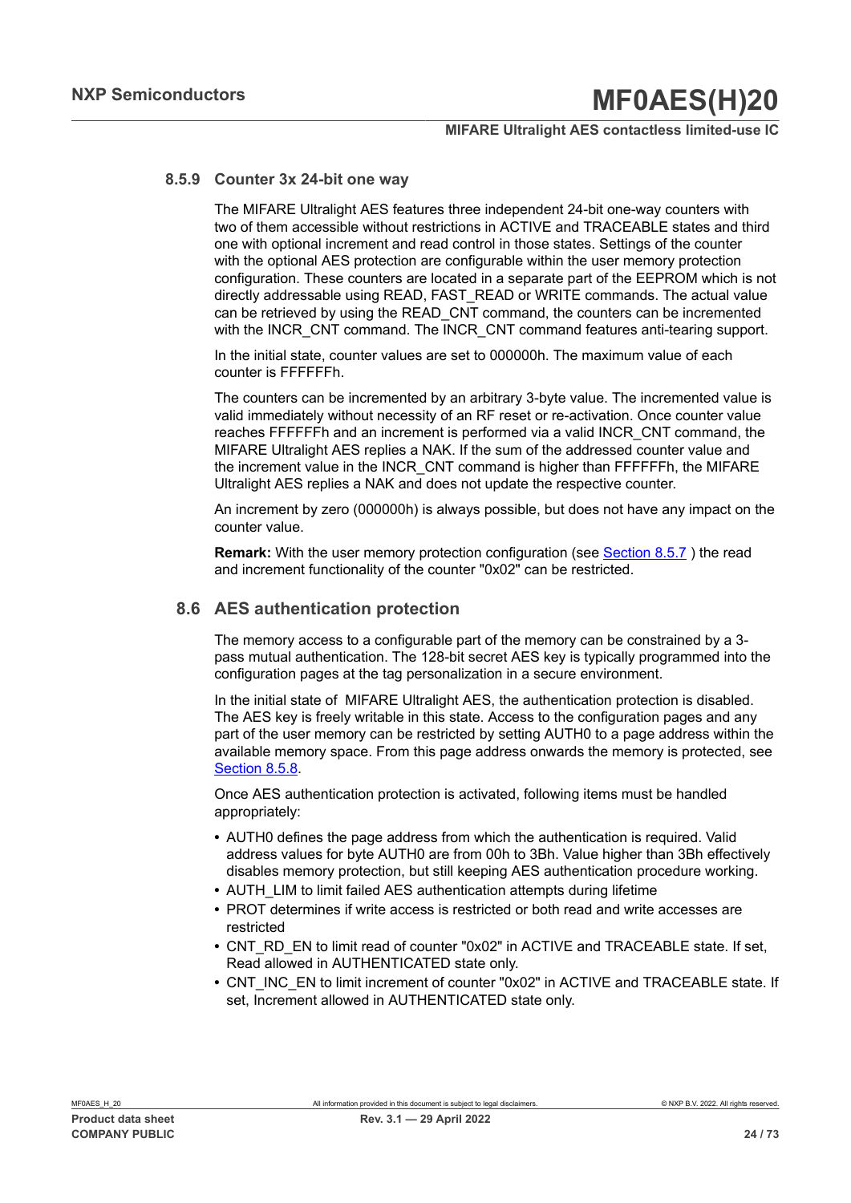### 8.5.9 Counter 3x 24-bit one way

The MIFARE Ultralight AES features three independent 24-bit one-way counters with two of them accessible without restrictions in ACTIVE and TRACEABLE states and third one with optional increment and read control in those states. Settings of the counter with the optional AES protection are configurable within the user memory protection configuration. These counters are located in a separate part of the EEPROM which is not directly addressable using READ, FAST_READ or WRITE commands. The actual value can be retrieved by using the READ_CNT command, the counters can be incremented with the INCR_CNT command. The INCR_CNT command features anti-tearing support.

In the initial state, counter values are set to 000000h. The maximum value of each counter is FFFFFFh.

The counters can be incremented by an arbitrary 3-byte value. The incremented value is valid immediately without necessity of an RF reset or re-activation. Once counter value reaches FFFFFFh and an increment is performed via a valid INCR_CNT command, the MIFARE Ultralight AES replies a NAK. If the sum of the addressed counter value and the increment value in the INCR_CNT command is higher than FFFFFFh, the MIFARE Ultralight AES replies a NAK and does not update the respective counter.

An increment by zero (000000h) is always possible, but does not have any impact on the counter value.

**Remark:** With the user memory protection configuration (see Section 8.5.7 ) the read and increment functionality of the counter "0x02" can be restricted.

## 8.6 AES authentication protection

The memory access to a configurable part of the memory can be constrained by a 3-pass mutual authentication. The 128-bit secret AES key is typically programmed into the configuration pages at the tag personalization in a secure environment.

In the initial state of MIFARE Ultralight AES, the authentication protection is disabled. The AES key is freely writable in this state. Access to the configuration pages and any part of the user memory can be restricted by setting AUTH0 to a page address within the available memory space. From this page address onwards the memory is protected, see Section 8.5.8.

Once AES authentication protection is activated, following items must be handled appropriately:

- AUTH0 defines the page address from which the authentication is required. Valid address values for byte AUTH0 are from 00h to 3Bh. Value higher than 3Bh effectively disables memory protection, but still keeping AES authentication procedure working.
- AUTH_LIM to limit failed AES authentication attempts during lifetime
- PROT determines if write access is restricted or both read and write accesses are restricted
- CNT_RD_EN to limit read of counter "0x02" in ACTIVE and TRACEABLE state. If set, Read allowed in AUTHENTICATED state only.
- CNT_INC_EN to limit increment of counter "0x02" in ACTIVE and TRACEABLE state. If set, Increment allowed in AUTHENTICATED state only.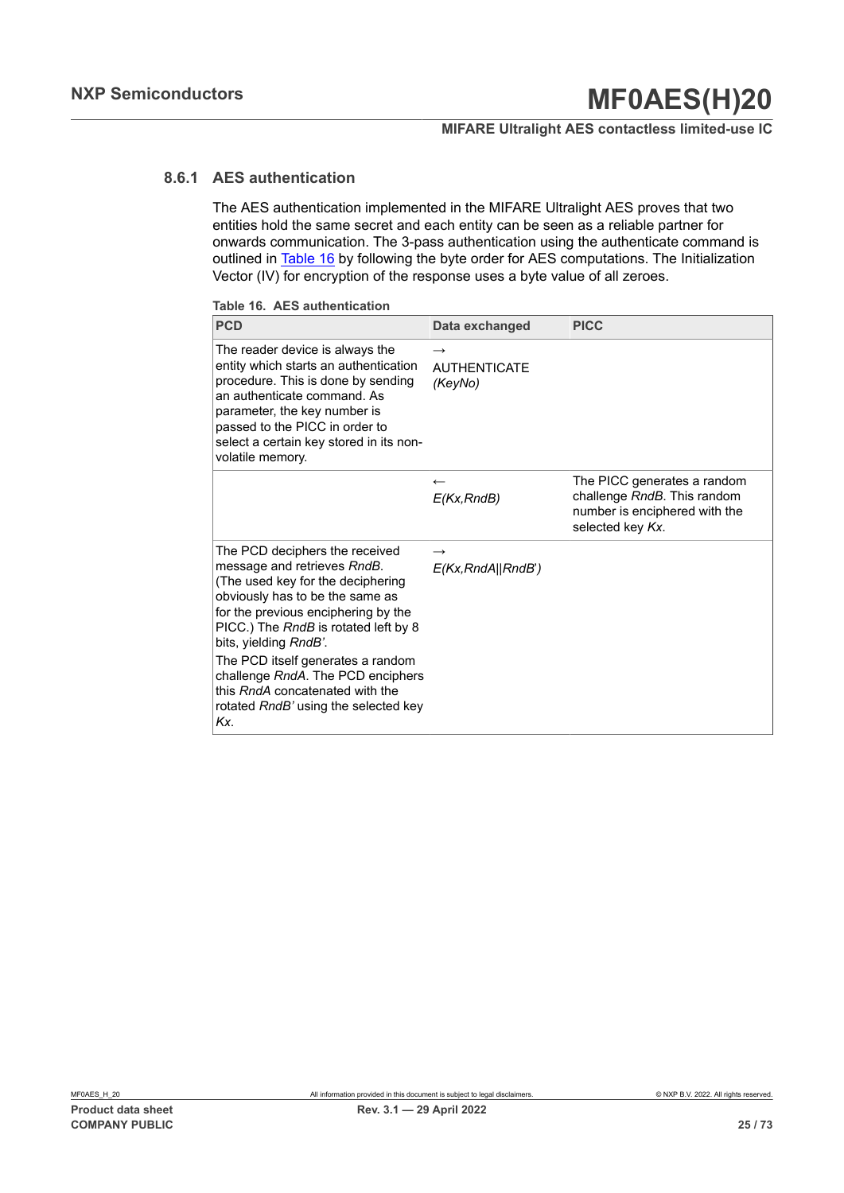### 8.6.1 AES authentication

The AES authentication implemented in the MIFARE Ultralight AES proves that two entities hold the same secret and each entity can be seen as a reliable partner for onwards communication. The 3-pass authentication using the authenticate command is outlined in Table 16 by following the byte order for AES computations. The Initialization Vector (IV) for encryption of the response uses a byte value of all zeroes.

**Table 16. AES authentication**

| PCD | Data exchanged | PICC |
|---|---|---|
| The reader device is always the entity which starts an authentication procedure. This is done by sending an authenticate command. As parameter, the key number is passed to the PICC in order to select a certain key stored in its non-volatile memory. | → AUTHENTICATE *(KeyNo)* | |
| | ← *E(Kx,RndB)* | The PICC generates a random challenge *RndB*. This random number is enciphered with the selected key *Kx*. |
| The PCD deciphers the received message and retrieves *RndB*. (The used key for the deciphering obviously has to be the same as for the previous enciphering by the PICC.) The *RndB* is rotated left by 8 bits, yielding *RndB'*. The PCD itself generates a random challenge *RndA*. The PCD enciphers this *RndA* concatenated with the rotated *RndB'* using the selected key *Kx*. | → *E(Kx,RndA\|\|RndB')* | |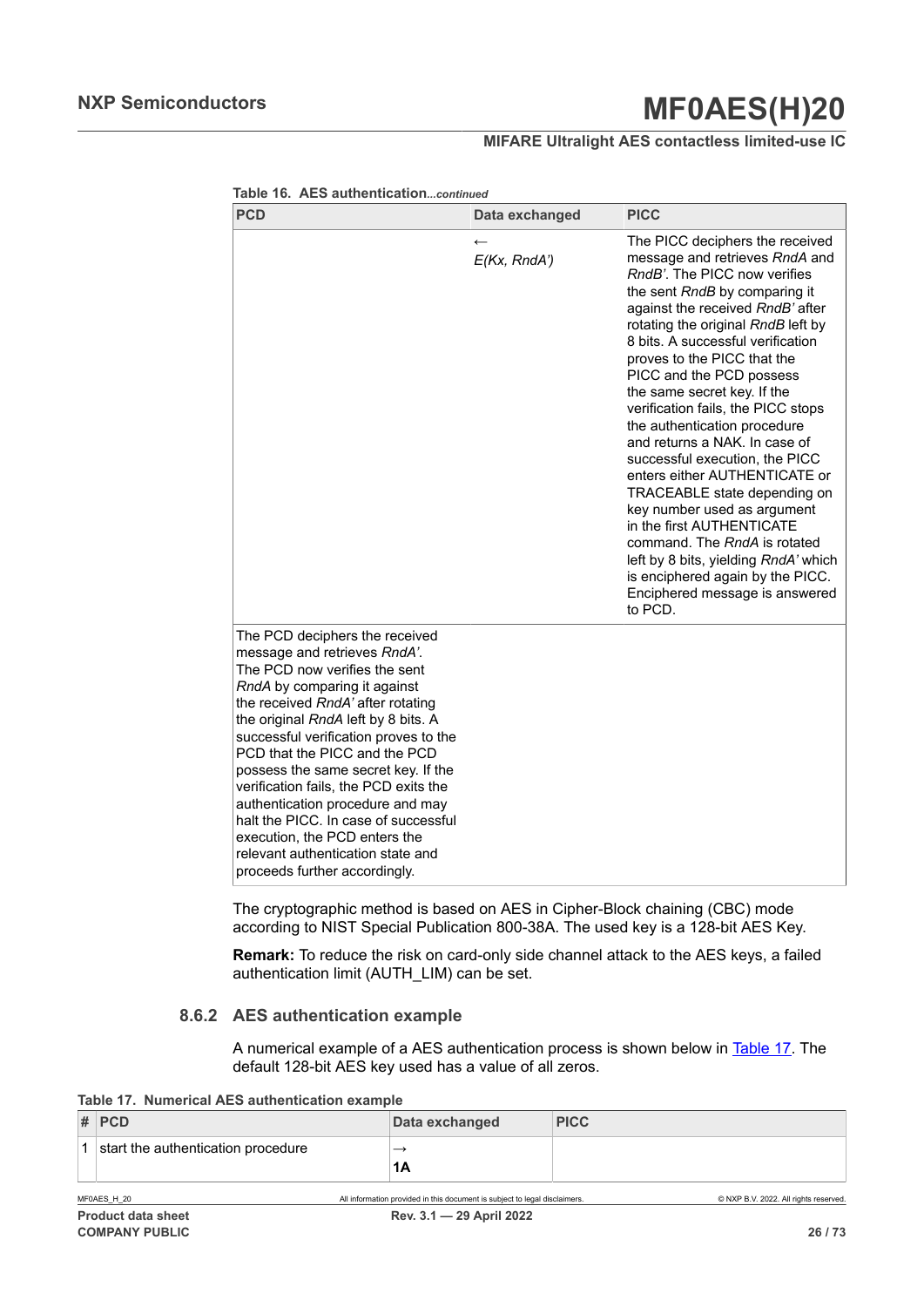**Table 16. AES authentication**...*continued*

| PCD | Data exchanged | PICC |
|---|---|---|
| | ← *E(Kx, RndA')* | The PICC deciphers the received message and retrieves *RndA* and *RndB'*. The PICC now verifies the sent *RndB* by comparing it against the received *RndB'* after rotating the original *RndB* left by 8 bits. A successful verification proves to the PICC that the PICC and the PCD possess the same secret key. If the verification fails, the PICC stops the authentication procedure and returns a NAK. In case of successful execution, the PICC enters either AUTHENTICATE or TRACEABLE state depending on key number used as argument in the first AUTHENTICATE command. The *RndA* is rotated left by 8 bits, yielding *RndA'* which is enciphered again by the PICC. Enciphered message is answered to PCD. |
| The PCD deciphers the received message and retrieves *RndA'*. The PCD now verifies the sent *RndA* by comparing it against the received *RndA'* after rotating the original *RndA* left by 8 bits. A successful verification proves to the PCD that the PICC and the PCD possess the same secret key. If the verification fails, the PCD exits the authentication procedure and may halt the PICC. In case of successful execution, the PCD enters the relevant authentication state and proceeds further accordingly. | | |

The cryptographic method is based on AES in Cipher-Block chaining (CBC) mode according to NIST Special Publication 800-38A. The used key is a 128-bit AES Key.

**Remark:** To reduce the risk on card-only side channel attack to the AES keys, a failed authentication limit (AUTH_LIM) can be set.

### 8.6.2 AES authentication example

A numerical example of a AES authentication process is shown below in Table 17. The default 128-bit AES key used has a value of all zeros.

**Table 17. Numerical AES authentication example**

| # | PCD | Data exchanged | PICC |
|---|---|---|---|
| 1 | start the authentication procedure | → **1A** | |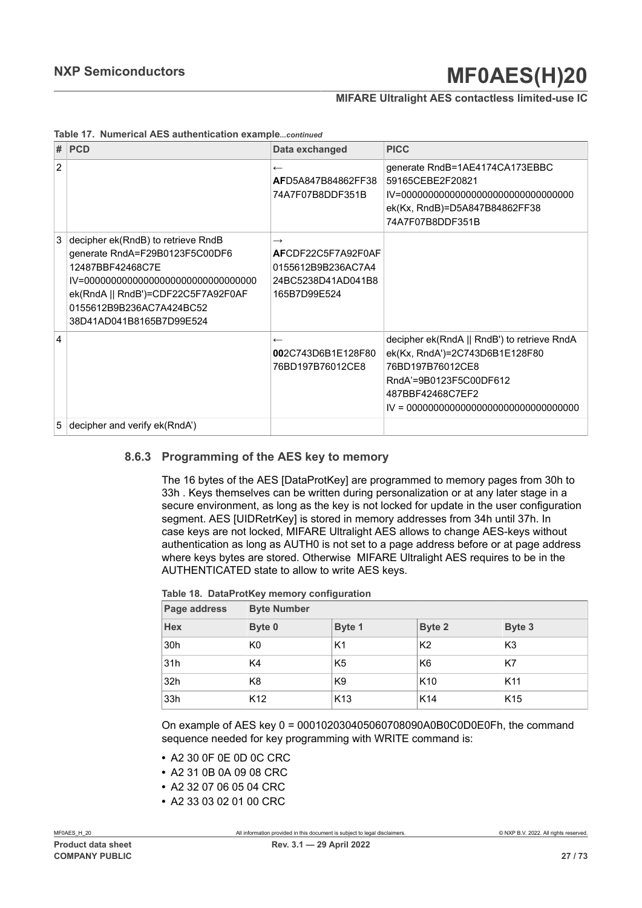**Table 17. Numerical AES authentication example...continued**

| # | PCD | Data exchanged | PICC |
|---|---|---|---|
| 2 | | ← **AF**D5A847B84862FF38 74A7F07B8DDF351B | generate RndB=1AE4174CA173EBBC 59165CEBE2F20821 IV=00000000000000000000000000000000 ek(Kx, RndB)=D5A847B84862FF38 74A7F07B8DDF351B |
| 3 | decipher ek(RndB) to retrieve RndB generate RndA=F29B0123F5C00DF6 12487BBF42468C7E IV=00000000000000000000000000000000 ek(RndA \|\| RndB')=CDF22C5F7A92F0AF 0155612B9B236AC7A424BC52 38D41AD041B8165B7D99E524 | → **AF**CDF22C5F7A92F0AF 0155612B9B236AC7A4 24BC5238D41AD041B8 165B7D99E524 | |
| 4 | | ← **00**2C743D6B1E128F80 76BD197B76012CE8 | decipher ek(RndA \|\| RndB') to retrieve RndA ek(Kx, RndA')=2C743D6B1E128F80 76BD197B76012CE8 RndA'=9B0123F5C00DF612 487BBF42468C7EF2 IV = 00000000000000000000000000000000 |
| 5 | decipher and verify ek(RndA') | | |

### 8.6.3 Programming of the AES key to memory

The 16 bytes of the AES [DataProtKey] are programmed to memory pages from 30h to 33h . Keys themselves can be written during personalization or at any later stage in a secure environment, as long as the key is not locked for update in the user configuration segment. AES [UIDRetrKey] is stored in memory addresses from 34h until 37h. In case keys are not locked, MIFARE Ultralight AES allows to change AES-keys without authentication as long as AUTH0 is not set to a page address before or at page address where keys bytes are stored. Otherwise MIFARE Ultralight AES requires to be in the AUTHENTICATED state to allow to write AES keys.

**Table 18. DataProtKey memory configuration**

| Page address | Byte Number | | | |
|---|---|---|---|---|
| Hex | Byte 0 | Byte 1 | Byte 2 | Byte 3 |
| 30h | K0 | K1 | K2 | K3 |
| 31h | K4 | K5 | K6 | K7 |
| 32h | K8 | K9 | K10 | K11 |
| 33h | K12 | K13 | K14 | K15 |

On example of AES key 0 = 000102030405060708090A0B0C0D0E0Fh, the command sequence needed for key programming with WRITE command is:

- A2 30 0F 0E 0D 0C CRC
- A2 31 0B 0A 09 08 CRC
- A2 32 07 06 05 04 CRC
- A2 33 03 02 01 00 CRC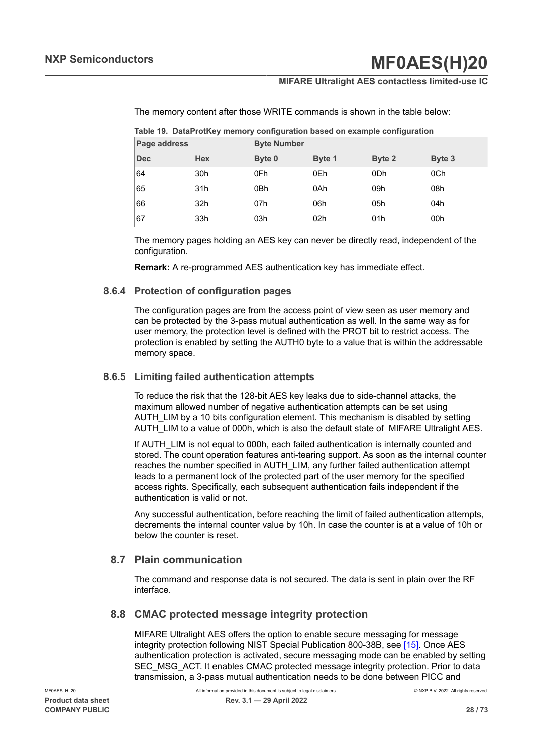The memory content after those WRITE commands is shown in the table below:

**Table 19. DataProtKey memory configuration based on example configuration**

| Page address | | Byte Number | | | |
|---|---|---|---|---|---|
| Dec | Hex | Byte 0 | Byte 1 | Byte 2 | Byte 3 |
| 64 | 30h | 0Fh | 0Eh | 0Dh | 0Ch |
| 65 | 31h | 0Bh | 0Ah | 09h | 08h |
| 66 | 32h | 07h | 06h | 05h | 04h |
| 67 | 33h | 03h | 02h | 01h | 00h |

The memory pages holding an AES key can never be directly read, independent of the configuration.

**Remark:** A re-programmed AES authentication key has immediate effect.

### 8.6.4 Protection of configuration pages

The configuration pages are from the access point of view seen as user memory and can be protected by the 3-pass mutual authentication as well. In the same way as for user memory, the protection level is defined with the PROT bit to restrict access. The protection is enabled by setting the AUTH0 byte to a value that is within the addressable memory space.

### 8.6.5 Limiting failed authentication attempts

To reduce the risk that the 128-bit AES key leaks due to side-channel attacks, the maximum allowed number of negative authentication attempts can be set using AUTH_LIM by a 10 bits configuration element. This mechanism is disabled by setting AUTH_LIM to a value of 000h, which is also the default state of MIFARE Ultralight AES.

If AUTH_LIM is not equal to 000h, each failed authentication is internally counted and stored. The count operation features anti-tearing support. As soon as the internal counter reaches the number specified in AUTH_LIM, any further failed authentication attempt leads to a permanent lock of the protected part of the user memory for the specified access rights. Specifically, each subsequent authentication fails independent if the authentication is valid or not.

Any successful authentication, before reaching the limit of failed authentication attempts, decrements the internal counter value by 10h. In case the counter is at a value of 10h or below the counter is reset.

## 8.7 Plain communication

The command and response data is not secured. The data is sent in plain over the RF interface.

## 8.8 CMAC protected message integrity protection

MIFARE Ultralight AES offers the option to enable secure messaging for message integrity protection following NIST Special Publication 800-38B, see [15]. Once AES authentication protection is activated, secure messaging mode can be enabled by setting SEC_MSG_ACT. It enables CMAC protected message integrity protection. Prior to data transmission, a 3-pass mutual authentication needs to be done between PICC and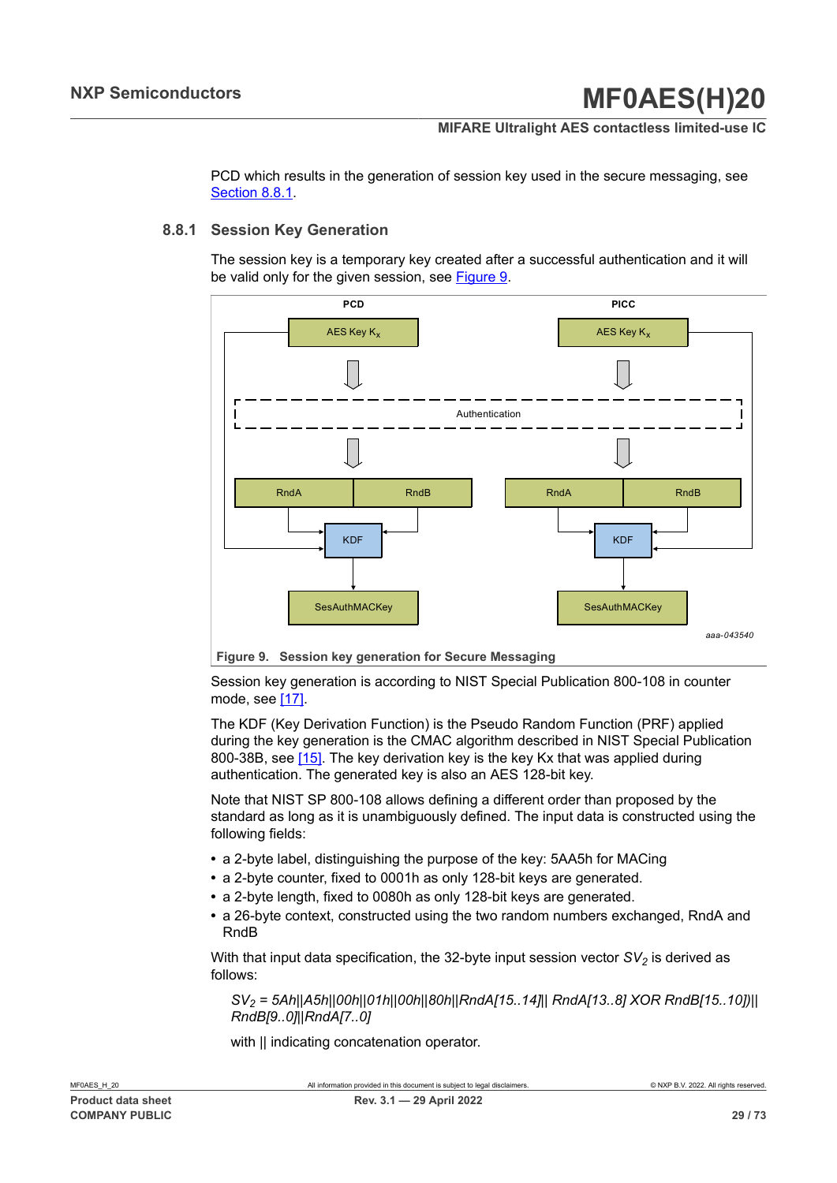PCD which results in the generation of session key used in the secure messaging, see Section 8.8.1.

### 8.8.1 Session Key Generation

The session key is a temporary key created after a successful authentication and it will be valid only for the given session, see Figure 9.

Figure 9. Session key generation for Secure Messaging

Session key generation is according to NIST Special Publication 800-108 in counter mode, see [17].

The KDF (Key Derivation Function) is the Pseudo Random Function (PRF) applied during the key generation is the CMAC algorithm described in NIST Special Publication 800-38B, see [15]. The key derivation key is the key Kx that was applied during authentication. The generated key is also an AES 128-bit key.

Note that NIST SP 800-108 allows defining a different order than proposed by the standard as long as it is unambiguously defined. The input data is constructed using the following fields:

- a 2-byte label, distinguishing the purpose of the key: 5AA5h for MACing
- a 2-byte counter, fixed to 0001h as only 128-bit keys are generated.
- a 2-byte length, fixed to 0080h as only 128-bit keys are generated.
- a 26-byte context, constructed using the two random numbers exchanged, RndA and RndB

With that input data specification, the 32-byte input session vector $SV_2$ is derived as follows:

$SV_2$ = *5Ah||A5h||00h||01h||00h||80h||RndA[15..14]|| RndA[13..8] XOR RndB[15..10])|| RndB[9..0]||RndA[7..0]*

with || indicating concatenation operator.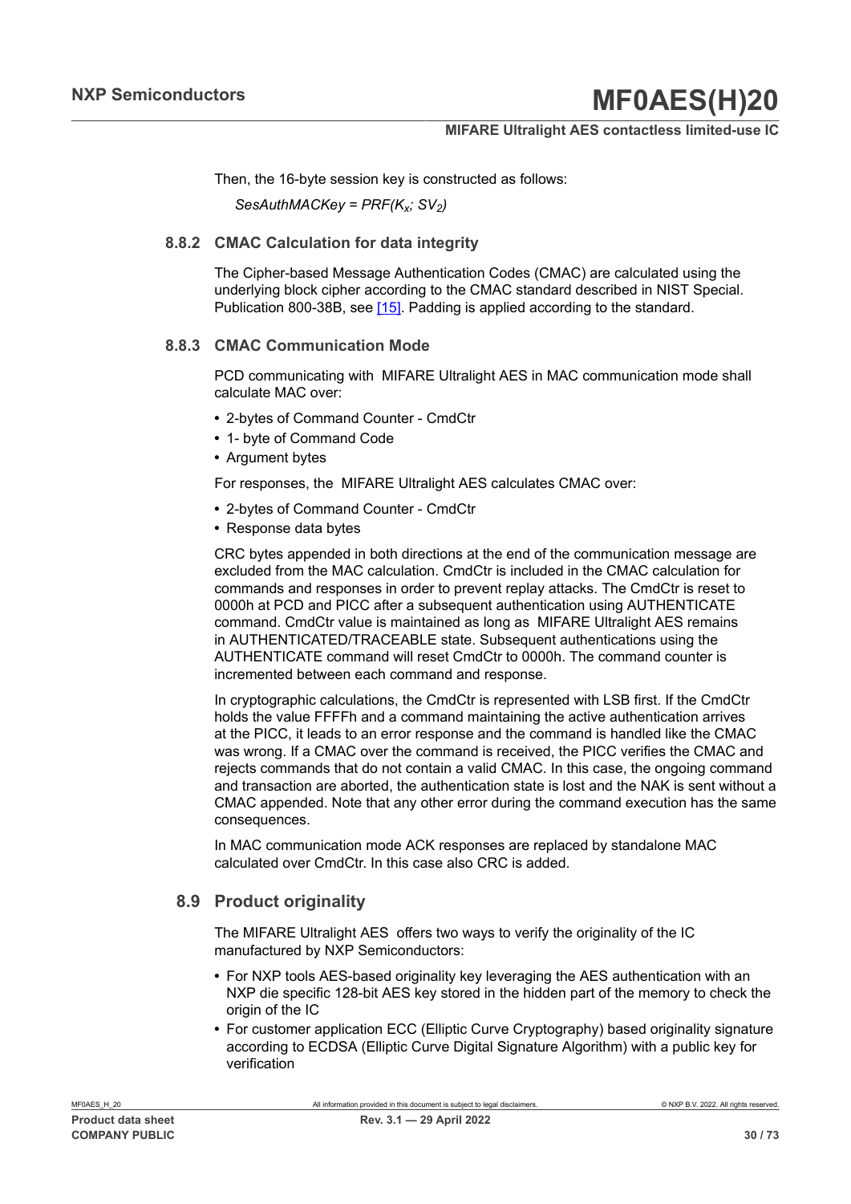Then, the 16-byte session key is constructed as follows:

*SesAuthMACKey = PRF($K_x$; $SV_2$)*

### 8.8.2 CMAC Calculation for data integrity

The Cipher-based Message Authentication Codes (CMAC) are calculated using the underlying block cipher according to the CMAC standard described in NIST Special. Publication 800-38B, see [15]. Padding is applied according to the standard.

### 8.8.3 CMAC Communication Mode

PCD communicating with MIFARE Ultralight AES in MAC communication mode shall calculate MAC over:

- 2-bytes of Command Counter - CmdCtr
- 1- byte of Command Code
- Argument bytes

For responses, the MIFARE Ultralight AES calculates CMAC over:

- 2-bytes of Command Counter - CmdCtr
- Response data bytes

CRC bytes appended in both directions at the end of the communication message are excluded from the MAC calculation. CmdCtr is included in the CMAC calculation for commands and responses in order to prevent replay attacks. The CmdCtr is reset to 0000h at PCD and PICC after a subsequent authentication using AUTHENTICATE command. CmdCtr value is maintained as long as MIFARE Ultralight AES remains in AUTHENTICATED/TRACEABLE state. Subsequent authentications using the AUTHENTICATE command will reset CmdCtr to 0000h. The command counter is incremented between each command and response.

In cryptographic calculations, the CmdCtr is represented with LSB first. If the CmdCtr holds the value FFFFh and a command maintaining the active authentication arrives at the PICC, it leads to an error response and the command is handled like the CMAC was wrong. If a CMAC over the command is received, the PICC verifies the CMAC and rejects commands that do not contain a valid CMAC. In this case, the ongoing command and transaction are aborted, the authentication state is lost and the NAK is sent without a CMAC appended. Note that any other error during the command execution has the same consequences.

In MAC communication mode ACK responses are replaced by standalone MAC calculated over CmdCtr. In this case also CRC is added.

## 8.9 Product originality

The MIFARE Ultralight AES offers two ways to verify the originality of the IC manufactured by NXP Semiconductors:

- For NXP tools AES-based originality key leveraging the AES authentication with an NXP die specific 128-bit AES key stored in the hidden part of the memory to check the origin of the IC
- For customer application ECC (Elliptic Curve Cryptography) based originality signature according to ECDSA (Elliptic Curve Digital Signature Algorithm) with a public key for verification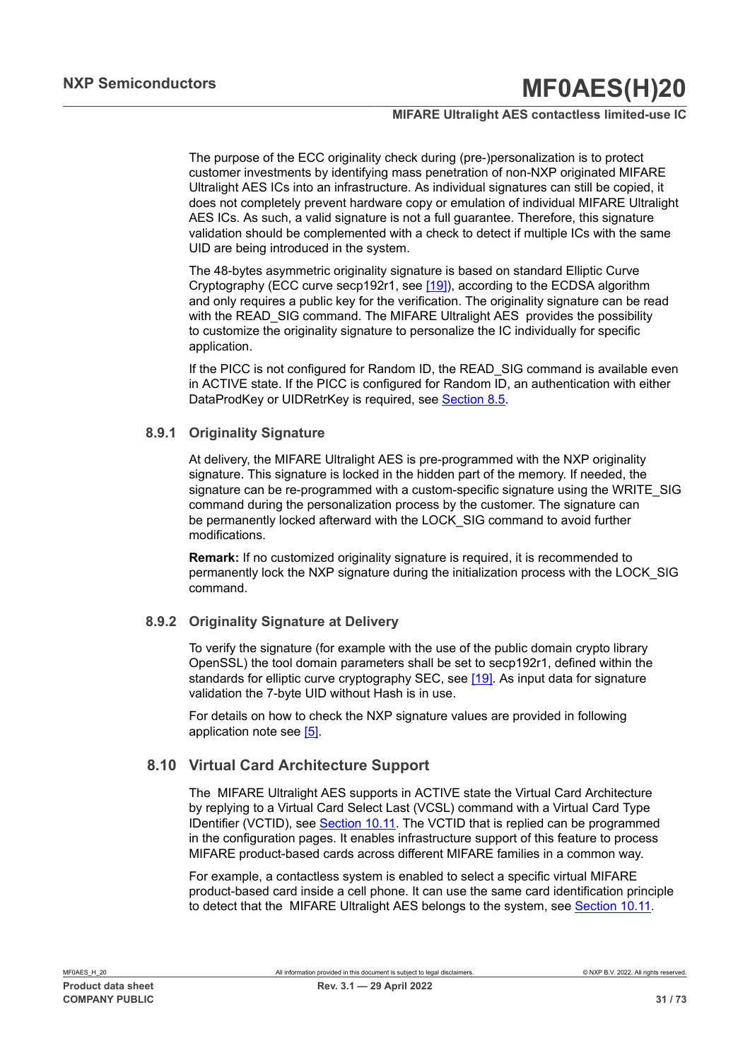The purpose of the ECC originality check during (pre-)personalization is to protect customer investments by identifying mass penetration of non-NXP originated MIFARE Ultralight AES ICs into an infrastructure. As individual signatures can still be copied, it does not completely prevent hardware copy or emulation of individual MIFARE Ultralight AES ICs. As such, a valid signature is not a full guarantee. Therefore, this signature validation should be complemented with a check to detect if multiple ICs with the same UID are being introduced in the system.

The 48-bytes asymmetric originality signature is based on standard Elliptic Curve Cryptography (ECC curve secp192r1, see [19]), according to the ECDSA algorithm and only requires a public key for the verification. The originality signature can be read with the READ_SIG command. The MIFARE Ultralight AES provides the possibility to customize the originality signature to personalize the IC individually for specific application.

If the PICC is not configured for Random ID, the READ_SIG command is available even in ACTIVE state. If the PICC is configured for Random ID, an authentication with either DataProdKey or UIDRetrKey is required, see Section 8.5.

### 8.9.1 Originality Signature

At delivery, the MIFARE Ultralight AES is pre-programmed with the NXP originality signature. This signature is locked in the hidden part of the memory. If needed, the signature can be re-programmed with a custom-specific signature using the WRITE_SIG command during the personalization process by the customer. The signature can be permanently locked afterward with the LOCK_SIG command to avoid further modifications.

**Remark:** If no customized originality signature is required, it is recommended to permanently lock the NXP signature during the initialization process with the LOCK_SIG command.

### 8.9.2 Originality Signature at Delivery

To verify the signature (for example with the use of the public domain crypto library OpenSSL) the tool domain parameters shall be set to secp192r1, defined within the standards for elliptic curve cryptography SEC, see [19]. As input data for signature validation the 7-byte UID without Hash is in use.

For details on how to check the NXP signature values are provided in following application note see [5].

## 8.10 Virtual Card Architecture Support

The MIFARE Ultralight AES supports in ACTIVE state the Virtual Card Architecture by replying to a Virtual Card Select Last (VCSL) command with a Virtual Card Type IDentifier (VCTID), see Section 10.11. The VCTID that is replied can be programmed in the configuration pages. It enables infrastructure support of this feature to process MIFARE product-based cards across different MIFARE families in a common way.

For example, a contactless system is enabled to select a specific virtual MIFARE product-based card inside a cell phone. It can use the same card identification principle to detect that the MIFARE Ultralight AES belongs to the system, see Section 10.11.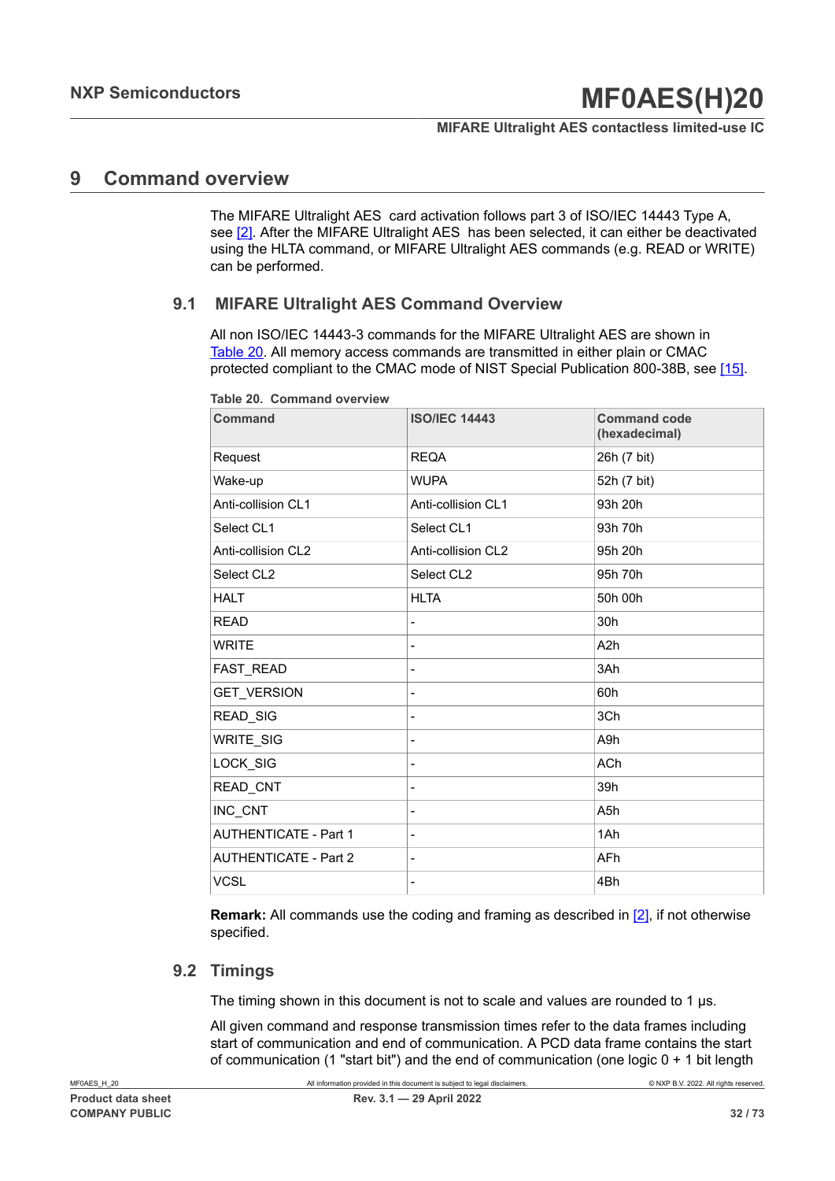# 9 Command overview

The MIFARE Ultralight AES card activation follows part 3 of ISO/IEC 14443 Type A, see [2]. After the MIFARE Ultralight AES has been selected, it can either be deactivated using the HLTA command, or MIFARE Ultralight AES commands (e.g. READ or WRITE) can be performed.

## 9.1 MIFARE Ultralight AES Command Overview

All non ISO/IEC 14443-3 commands for the MIFARE Ultralight AES are shown in Table 20. All memory access commands are transmitted in either plain or CMAC protected compliant to the CMAC mode of NIST Special Publication 800-38B, see [15].

**Table 20. Command overview**

| Command | ISO/IEC 14443 | Command code (hexadecimal) |
|---|---|---|
| Request | REQA | 26h (7 bit) |
| Wake-up | WUPA | 52h (7 bit) |
| Anti-collision CL1 | Anti-collision CL1 | 93h 20h |
| Select CL1 | Select CL1 | 93h 70h |
| Anti-collision CL2 | Anti-collision CL2 | 95h 20h |
| Select CL2 | Select CL2 | 95h 70h |
| HALT | HLTA | 50h 00h |
| READ | - | 30h |
| WRITE | - | A2h |
| FAST_READ | - | 3Ah |
| GET_VERSION | - | 60h |
| READ_SIG | - | 3Ch |
| WRITE_SIG | - | A9h |
| LOCK_SIG | - | ACh |
| READ_CNT | - | 39h |
| INC_CNT | - | A5h |
| AUTHENTICATE - Part 1 | - | 1Ah |
| AUTHENTICATE - Part 2 | - | AFh |
| VCSL | - | 4Bh |

**Remark:** All commands use the coding and framing as described in [2], if not otherwise specified.

## 9.2 Timings

The timing shown in this document is not to scale and values are rounded to 1 µs.

All given command and response transmission times refer to the data frames including start of communication and end of communication. A PCD data frame contains the start of communication (1 "start bit") and the end of communication (one logic 0 + 1 bit length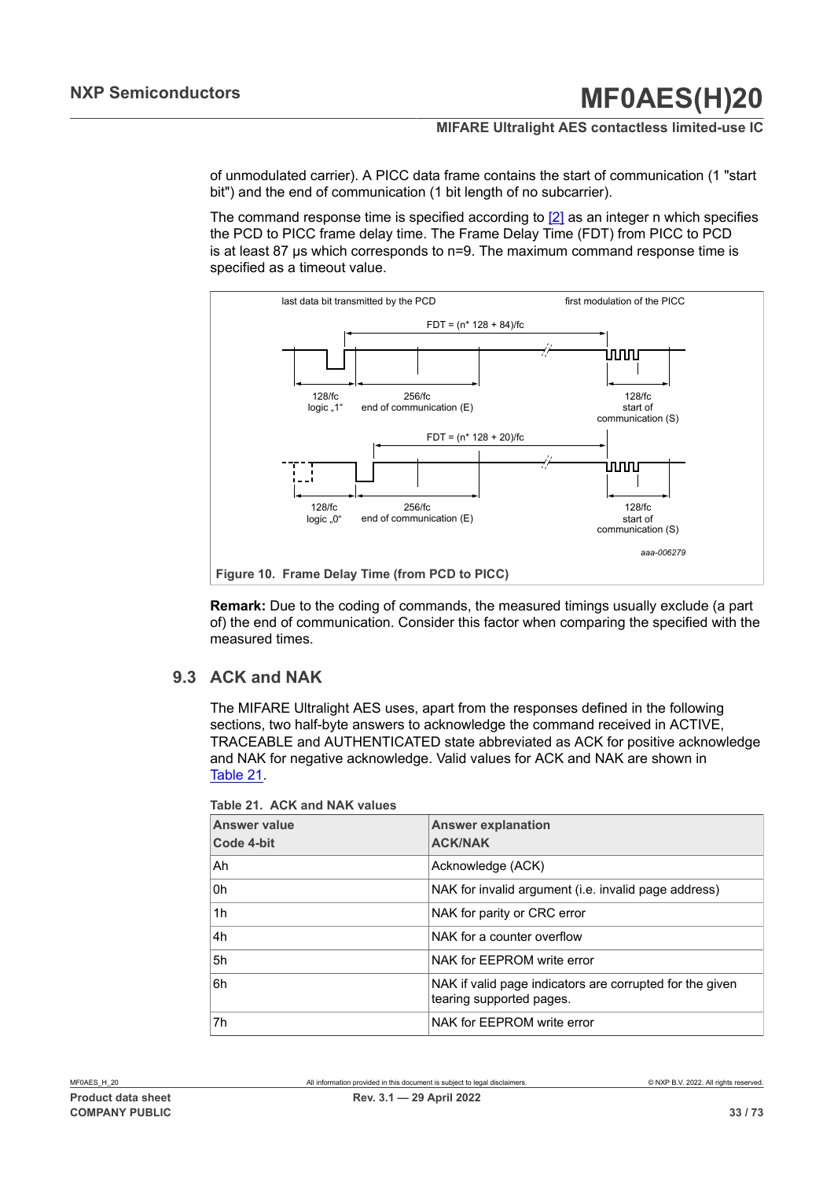of unmodulated carrier). A PICC data frame contains the start of communication (1 "start bit") and the end of communication (1 bit length of no subcarrier).

The command response time is specified according to [2] as an integer n which specifies the PCD to PICC frame delay time. The Frame Delay Time (FDT) from PICC to PCD is at least 87 µs which corresponds to n=9. The maximum command response time is specified as a timeout value.

last data bit transmitted by the PCD

first modulation of the PICC

FDT = (n* 128 + 84)/fc

128/fc logic „1"

256/fc end of communication (E)

128/fc start of communication (S)

FDT = (n* 128 + 20)/fc

128/fc logic „0"

256/fc end of communication (E)

128/fc start of communication (S)

aaa-006279

**Figure 10. Frame Delay Time (from PCD to PICC)**

**Remark:** Due to the coding of commands, the measured timings usually exclude (a part of) the end of communication. Consider this factor when comparing the specified with the measured times.

## 9.3 ACK and NAK

The MIFARE Ultralight AES uses, apart from the responses defined in the following sections, two half-byte answers to acknowledge the command received in ACTIVE, TRACEABLE and AUTHENTICATED state abbreviated as ACK for positive acknowledge and NAK for negative acknowledge. Valid values for ACK and NAK are shown in Table 21.

**Table 21. ACK and NAK values**

| Answer value Code 4-bit | Answer explanation ACK/NAK |
|---|---|
| Ah | Acknowledge (ACK) |
| 0h | NAK for invalid argument (i.e. invalid page address) |
| 1h | NAK for parity or CRC error |
| 4h | NAK for a counter overflow |
| 5h | NAK for EEPROM write error |
| 6h | NAK if valid page indicators are corrupted for the given tearing supported pages. |
| 7h | NAK for EEPROM write error |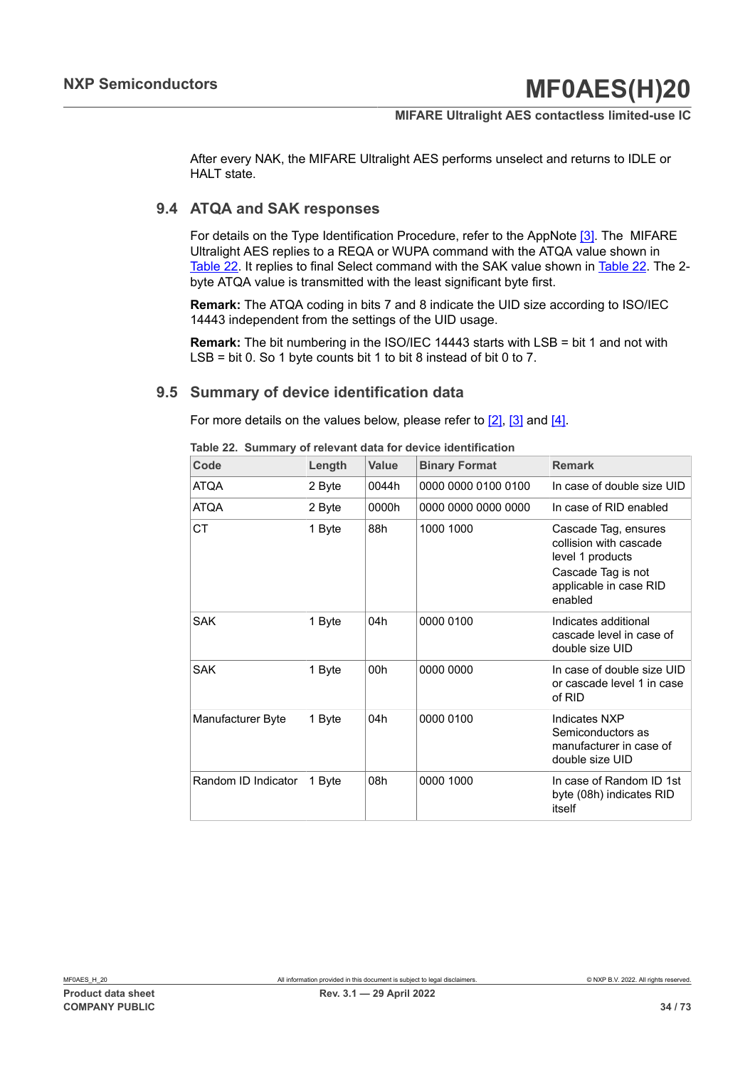After every NAK, the MIFARE Ultralight AES performs unselect and returns to IDLE or HALT state.

## 9.4 ATQA and SAK responses

For details on the Type Identification Procedure, refer to the AppNote [3]. The MIFARE Ultralight AES replies to a REQA or WUPA command with the ATQA value shown in Table 22. It replies to final Select command with the SAK value shown in Table 22. The 2-byte ATQA value is transmitted with the least significant byte first.

**Remark:** The ATQA coding in bits 7 and 8 indicate the UID size according to ISO/IEC 14443 independent from the settings of the UID usage.

**Remark:** The bit numbering in the ISO/IEC 14443 starts with LSB = bit 1 and not with LSB = bit 0. So 1 byte counts bit 1 to bit 8 instead of bit 0 to 7.

## 9.5 Summary of device identification data

For more details on the values below, please refer to [2], [3] and [4].

**Table 22. Summary of relevant data for device identification**

| Code | Length | Value | Binary Format | Remark |
|---|---|---|---|---|
| ATQA | 2 Byte | 0044h | 0000 0000 0100 0100 | In case of double size UID |
| ATQA | 2 Byte | 0000h | 0000 0000 0000 0000 | In case of RID enabled |
| CT | 1 Byte | 88h | 1000 1000 | Cascade Tag, ensures collision with cascade level 1 products<br>Cascade Tag is not applicable in case RID enabled |
| SAK | 1 Byte | 04h | 0000 0100 | Indicates additional cascade level in case of double size UID |
| SAK | 1 Byte | 00h | 0000 0000 | In case of double size UID or cascade level 1 in case of RID |
| Manufacturer Byte | 1 Byte | 04h | 0000 0100 | Indicates NXP Semiconductors as manufacturer in case of double size UID |
| Random ID Indicator | 1 Byte | 08h | 0000 1000 | In case of Random ID 1st byte (08h) indicates RID itself |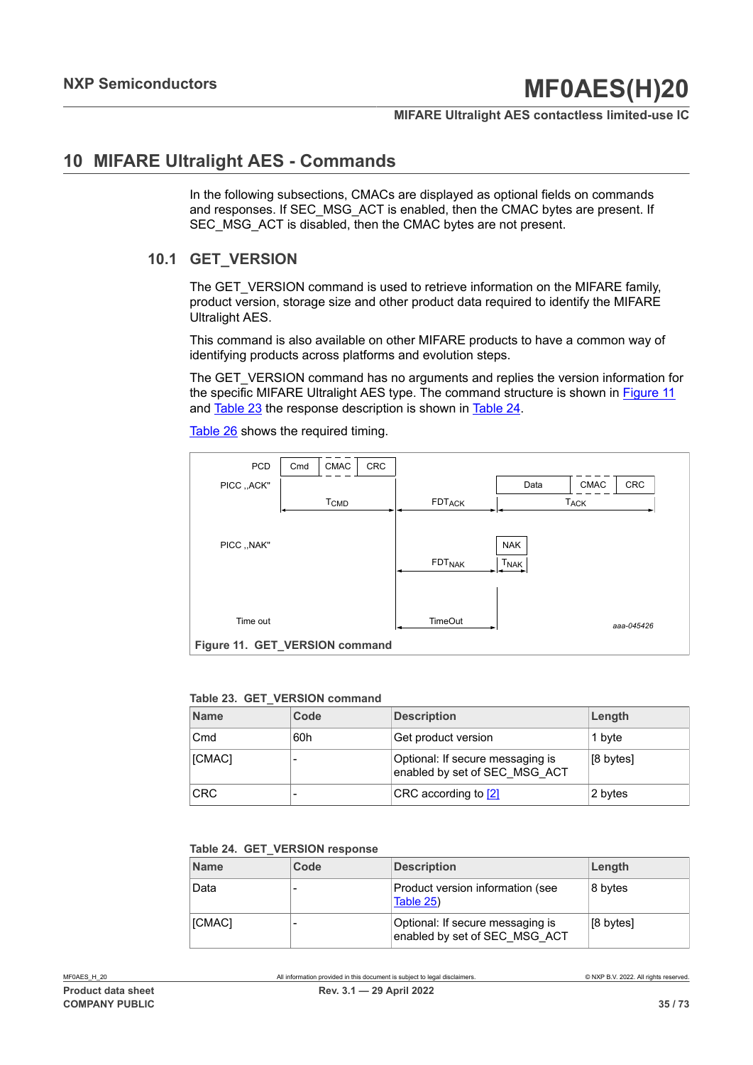# 10 MIFARE Ultralight AES - Commands

In the following subsections, CMACs are displayed as optional fields on commands and responses. If SEC_MSG_ACT is enabled, then the CMAC bytes are present. If SEC_MSG_ACT is disabled, then the CMAC bytes are not present.

## 10.1 GET_VERSION

The GET_VERSION command is used to retrieve information on the MIFARE family, product version, storage size and other product data required to identify the MIFARE Ultralight AES.

This command is also available on other MIFARE products to have a common way of identifying products across platforms and evolution steps.

The GET_VERSION command has no arguments and replies the version information for the specific MIFARE Ultralight AES type. The command structure is shown in Figure 11 and Table 23 the response description is shown in Table 24.

Table 26 shows the required timing.

PCD: Cmd | CMAC | CRC

PICC „ACK": Data | CMAC | CRC

$T_{CMD}$ — $FDT_{ACK}$ — $T_{ACK}$

PICC „NAK": NAK

$FDT_{NAK}$ — $T_{NAK}$

Time out: TimeOut

aaa-045426

**Figure 11. GET_VERSION command**

**Table 23. GET_VERSION command**

| Name | Code | Description | Length |
|---|---|---|---|
| Cmd | 60h | Get product version | 1 byte |
| [CMAC] | - | Optional: If secure messaging is enabled by set of SEC_MSG_ACT | [8 bytes] |
| CRC | - | CRC according to [2] | 2 bytes |

**Table 24. GET_VERSION response**

| Name | Code | Description | Length |
|---|---|---|---|
| Data | - | Product version information (see Table 25) | 8 bytes |
| [CMAC] | - | Optional: If secure messaging is enabled by set of SEC_MSG_ACT | [8 bytes] |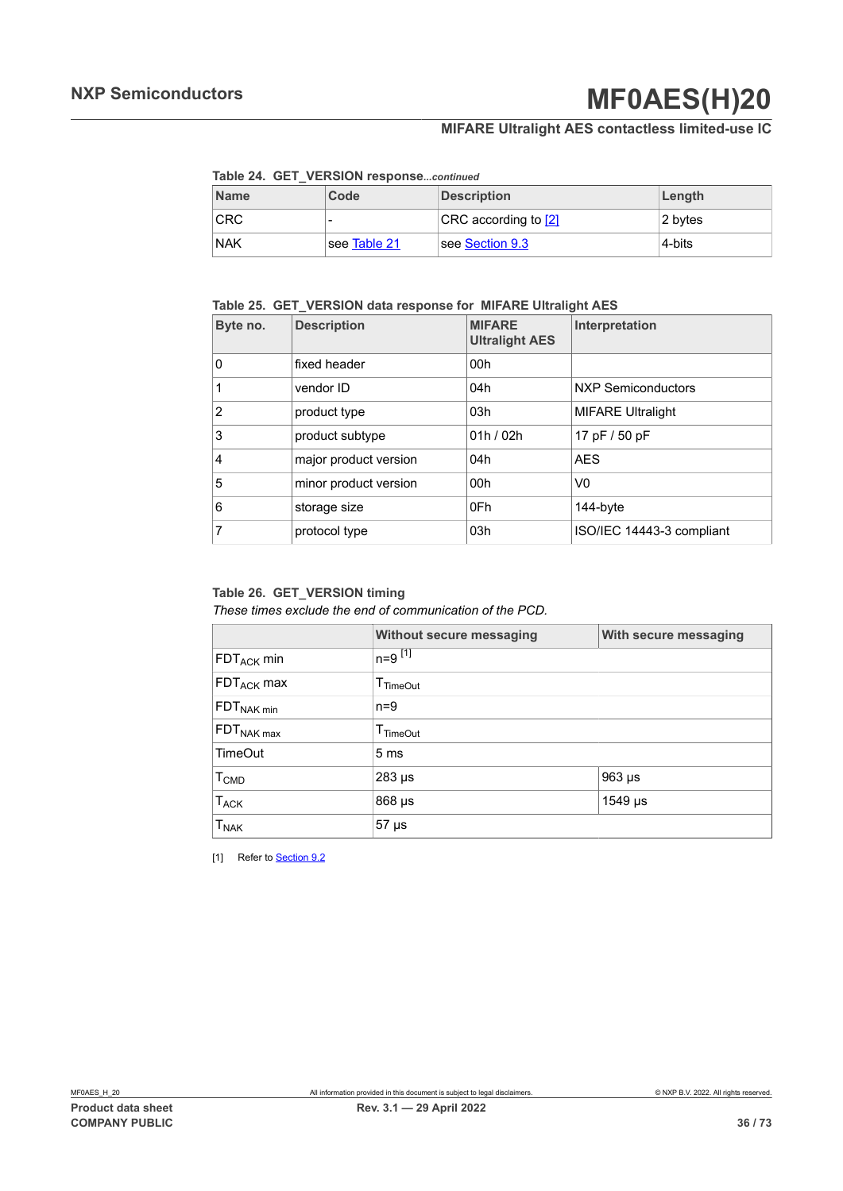**Table 24. GET_VERSION response***...continued*

| Name | Code | Description | Length |
|---|---|---|---|
| CRC | - | CRC according to [2] | 2 bytes |
| NAK | see Table 21 | see Section 9.3 | 4-bits |

**Table 25. GET_VERSION data response for MIFARE Ultralight AES**

| Byte no. | Description | MIFARE Ultralight AES | Interpretation |
|---|---|---|---|
| 0 | fixed header | 00h | |
| 1 | vendor ID | 04h | NXP Semiconductors |
| 2 | product type | 03h | MIFARE Ultralight |
| 3 | product subtype | 01h / 02h | 17 pF / 50 pF |
| 4 | major product version | 04h | AES |
| 5 | minor product version | 00h | V0 |
| 6 | storage size | 0Fh | 144-byte |
| 7 | protocol type | 03h | ISO/IEC 14443-3 compliant |

**Table 26. GET_VERSION timing**

*These times exclude the end of communication of the PCD.*

| | Without secure messaging | With secure messaging |
|---|---|---|
| $FDT_{ACK}$ min | n=9 [1] | |
| $FDT_{ACK}$ max | $T_{TimeOut}$ | |
| $FDT_{NAK\ min}$ | n=9 | |
| $FDT_{NAK\ max}$ | $T_{TimeOut}$ | |
| TimeOut | 5 ms | |
| $T_{CMD}$ | 283 μs | 963 μs |
| $T_{ACK}$ | 868 μs | 1549 μs |
| $T_{NAK}$ | 57 μs | |

[1] Refer to Section 9.2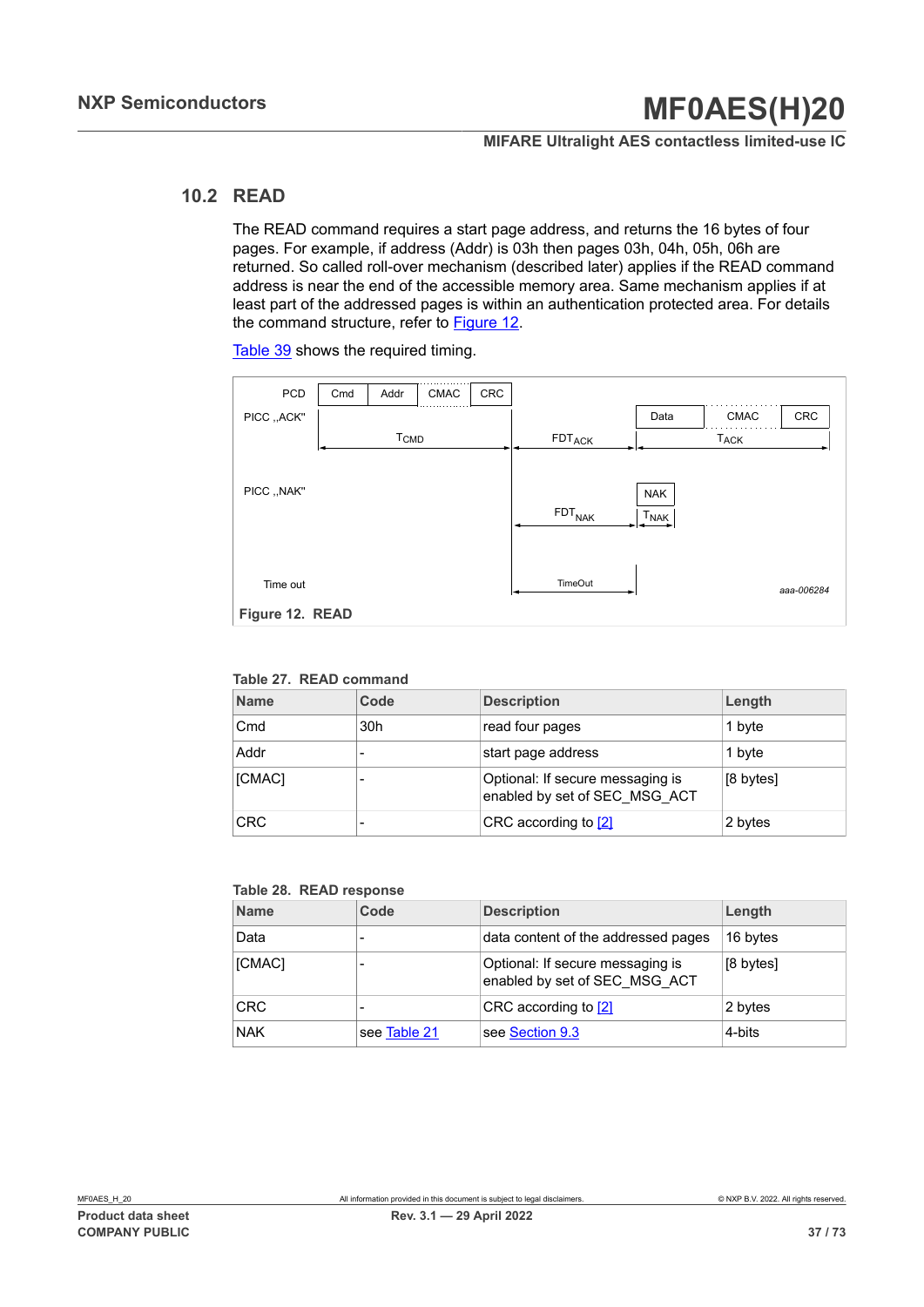## 10.2 READ

The READ command requires a start page address, and returns the 16 bytes of four pages. For example, if address (Addr) is 03h then pages 03h, 04h, 05h, 06h are returned. So called roll-over mechanism (described later) applies if the READ command address is near the end of the accessible memory area. Same mechanism applies if at least part of the addressed pages is within an authentication protected area. For details the command structure, refer to Figure 12.

Table 39 shows the required timing.

Figure 12. READ

Table 27. READ command

| Name | Code | Description | Length |
|---|---|---|---|
| Cmd | 30h | read four pages | 1 byte |
| Addr | - | start page address | 1 byte |
| [CMAC] | - | Optional: If secure messaging is enabled by set of SEC_MSG_ACT | [8 bytes] |
| CRC | - | CRC according to [2] | 2 bytes |

Table 28. READ response

| Name | Code | Description | Length |
|---|---|---|---|
| Data | - | data content of the addressed pages | 16 bytes |
| [CMAC] | - | Optional: If secure messaging is enabled by set of SEC_MSG_ACT | [8 bytes] |
| CRC | - | CRC according to [2] | 2 bytes |
| NAK | see Table 21 | see Section 9.3 | 4-bits |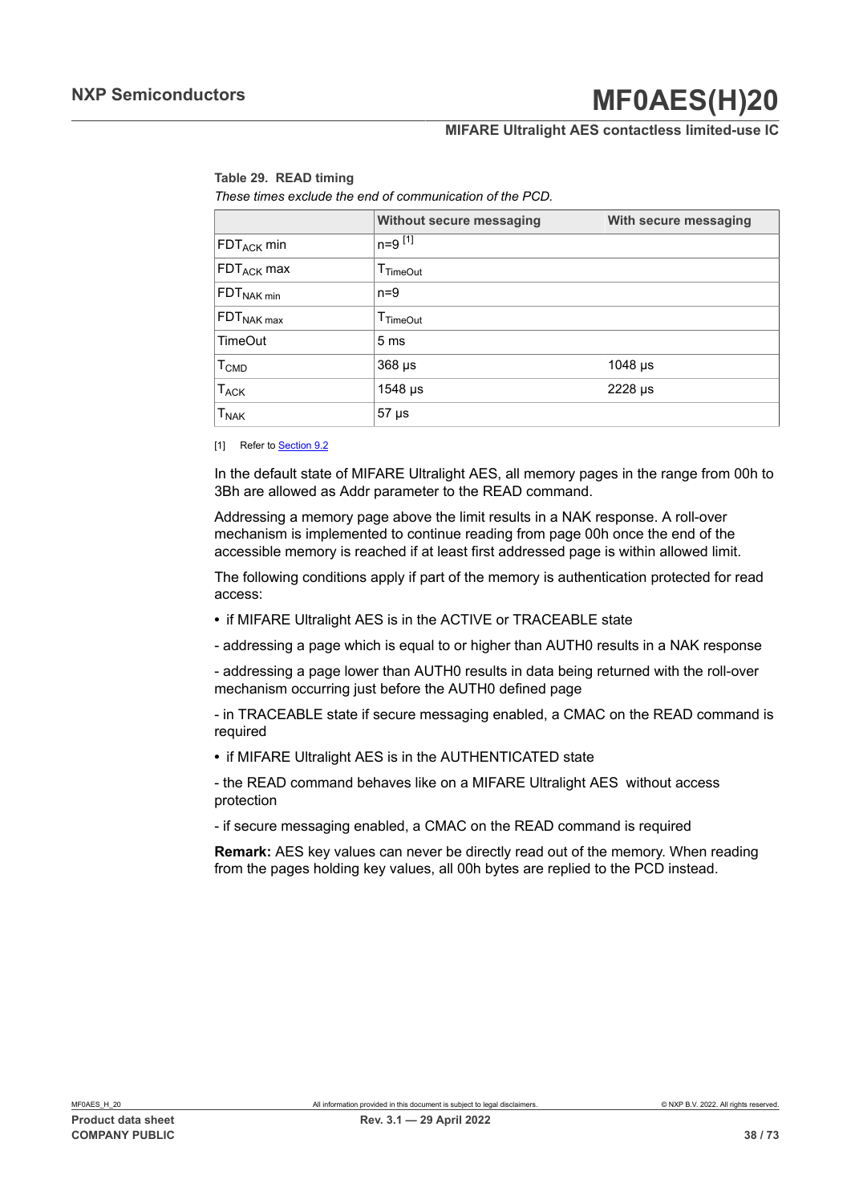**Table 29. READ timing**

*These times exclude the end of communication of the PCD.*

| | Without secure messaging | With secure messaging |
|---|---|---|
| $FDT_{ACK}$ min | n=9 [1] | |
| $FDT_{ACK}$ max | $T_{TimeOut}$ | |
| $FDT_{NAK\ min}$ | n=9 | |
| $FDT_{NAK\ max}$ | $T_{TimeOut}$ | |
| TimeOut | 5 ms | |
| $T_{CMD}$ | 368 μs | 1048 μs |
| $T_{ACK}$ | 1548 μs | 2228 μs |
| $T_{NAK}$ | 57 μs | |

[1] Refer to Section 9.2

In the default state of MIFARE Ultralight AES, all memory pages in the range from 00h to 3Bh are allowed as Addr parameter to the READ command.

Addressing a memory page above the limit results in a NAK response. A roll-over mechanism is implemented to continue reading from page 00h once the end of the accessible memory is reached if at least first addressed page is within allowed limit.

The following conditions apply if part of the memory is authentication protected for read access:

- if MIFARE Ultralight AES is in the ACTIVE or TRACEABLE state

- addressing a page which is equal to or higher than AUTH0 results in a NAK response

- addressing a page lower than AUTH0 results in data being returned with the roll-over mechanism occurring just before the AUTH0 defined page

- in TRACEABLE state if secure messaging enabled, a CMAC on the READ command is required

- if MIFARE Ultralight AES is in the AUTHENTICATED state

- the READ command behaves like on a MIFARE Ultralight AES without access protection

- if secure messaging enabled, a CMAC on the READ command is required

**Remark:** AES key values can never be directly read out of the memory. When reading from the pages holding key values, all 00h bytes are replied to the PCD instead.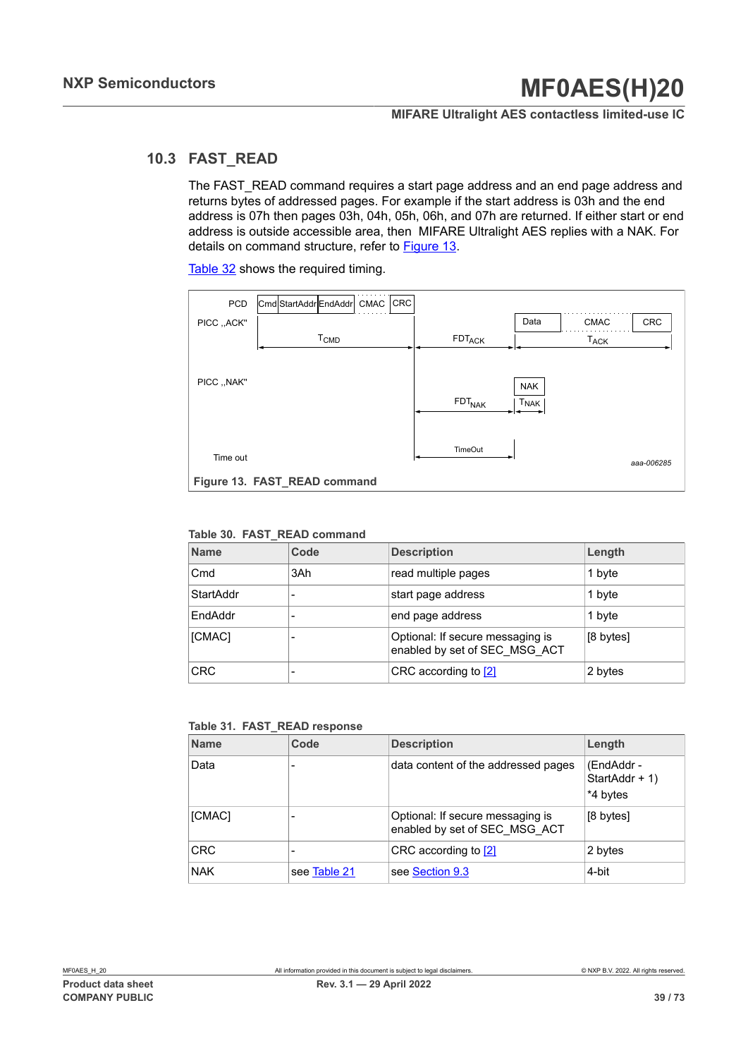### 10.3 FAST_READ

The FAST_READ command requires a start page address and an end page address and returns bytes of addressed pages. For example if the start address is 03h and the end address is 07h then pages 03h, 04h, 05h, 06h, and 07h are returned. If either start or end address is outside accessible area, then MIFARE Ultralight AES replies with a NAK. For details on command structure, refer to Figure 13.

Table 32 shows the required timing.

Figure 13. FAST_READ command

**Table 30. FAST_READ command**

| Name | Code | Description | Length |
|---|---|---|---|
| Cmd | 3Ah | read multiple pages | 1 byte |
| StartAddr | - | start page address | 1 byte |
| EndAddr | - | end page address | 1 byte |
| [CMAC] | - | Optional: If secure messaging is enabled by set of SEC_MSG_ACT | [8 bytes] |
| CRC | - | CRC according to [2] | 2 bytes |

**Table 31. FAST_READ response**

| Name | Code | Description | Length |
|---|---|---|---|
| Data | - | data content of the addressed pages | (EndAddr - StartAddr + 1) *4 bytes |
| [CMAC] | - | Optional: If secure messaging is enabled by set of SEC_MSG_ACT | [8 bytes] |
| CRC | - | CRC according to [2] | 2 bytes |
| NAK | see Table 21 | see Section 9.3 | 4-bit |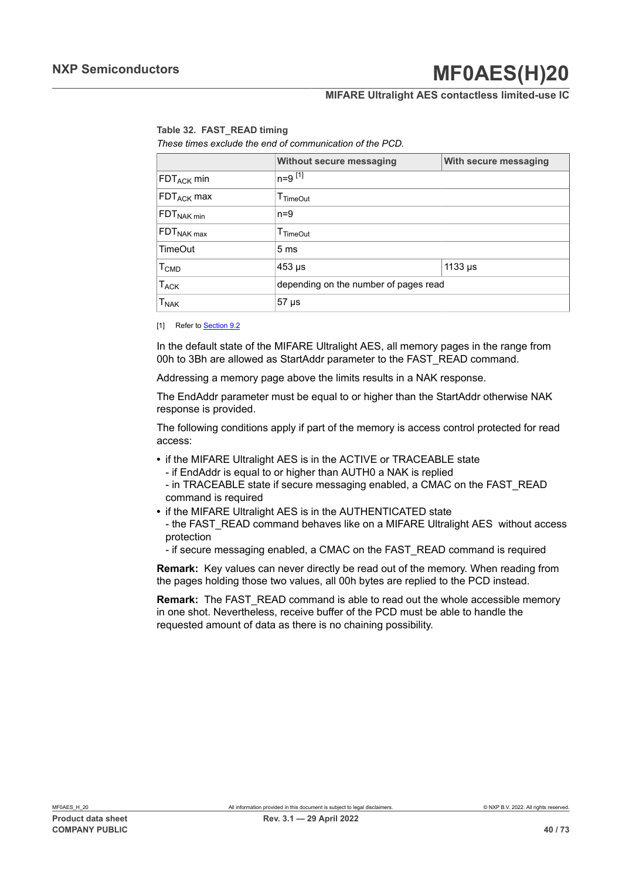**Table 32. FAST_READ timing**

*These times exclude the end of communication of the PCD.*

| | Without secure messaging | With secure messaging |
|---|---|---|
| $FDT_{ACK}$ min | n=9 [1] | |
| $FDT_{ACK}$ max | $T_{TimeOut}$ | |
| $FDT_{NAK\ min}$ | n=9 | |
| $FDT_{NAK\ max}$ | $T_{TimeOut}$ | |
| TimeOut | 5 ms | |
| $T_{CMD}$ | 453 µs | 1133 µs |
| $T_{ACK}$ | depending on the number of pages read | |
| $T_{NAK}$ | 57 µs | |

[1] Refer to Section 9.2

In the default state of the MIFARE Ultralight AES, all memory pages in the range from 00h to 3Bh are allowed as StartAddr parameter to the FAST_READ command.

Addressing a memory page above the limits results in a NAK response.

The EndAddr parameter must be equal to or higher than the StartAddr otherwise NAK response is provided.

The following conditions apply if part of the memory is access control protected for read access:

- if the MIFARE Ultralight AES is in the ACTIVE or TRACEABLE state
  - if EndAddr is equal to or higher than AUTH0 a NAK is replied
  - in TRACEABLE state if secure messaging enabled, a CMAC on the FAST_READ command is required
- if the MIFARE Ultralight AES is in the AUTHENTICATED state
  - the FAST_READ command behaves like on a MIFARE Ultralight AES without access protection
  - if secure messaging enabled, a CMAC on the FAST_READ command is required

**Remark:** Key values can never directly be read out of the memory. When reading from the pages holding those two values, all 00h bytes are replied to the PCD instead.

**Remark:** The FAST_READ command is able to read out the whole accessible memory in one shot. Nevertheless, receive buffer of the PCD must be able to handle the requested amount of data as there is no chaining possibility.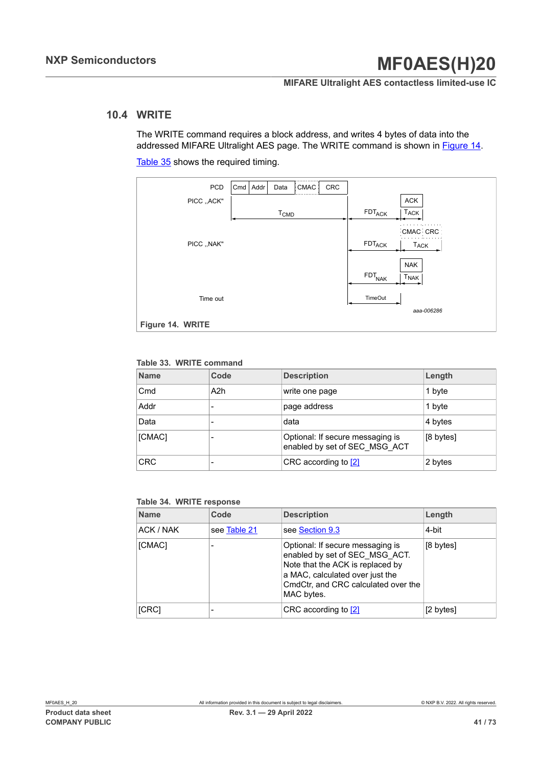## 10.4 WRITE

The WRITE command requires a block address, and writes 4 bytes of data into the addressed MIFARE Ultralight AES page. The WRITE command is shown in Figure 14.

Table 35 shows the required timing.

Figure 14. WRITE

**Table 33. WRITE command**

| Name | Code | Description | Length |
|---|---|---|---|
| Cmd | A2h | write one page | 1 byte |
| Addr | - | page address | 1 byte |
| Data | - | data | 4 bytes |
| [CMAC] | - | Optional: If secure messaging is enabled by set of SEC_MSG_ACT | [8 bytes] |
| CRC | - | CRC according to [2] | 2 bytes |

**Table 34. WRITE response**

| Name | Code | Description | Length |
|---|---|---|---|
| ACK / NAK | see Table 21 | see Section 9.3 | 4-bit |
| [CMAC] | - | Optional: If secure messaging is enabled by set of SEC_MSG_ACT. Note that the ACK is replaced by a MAC, calculated over just the CmdCtr, and CRC calculated over the MAC bytes. | [8 bytes] |
| [CRC] | - | CRC according to [2] | [2 bytes] |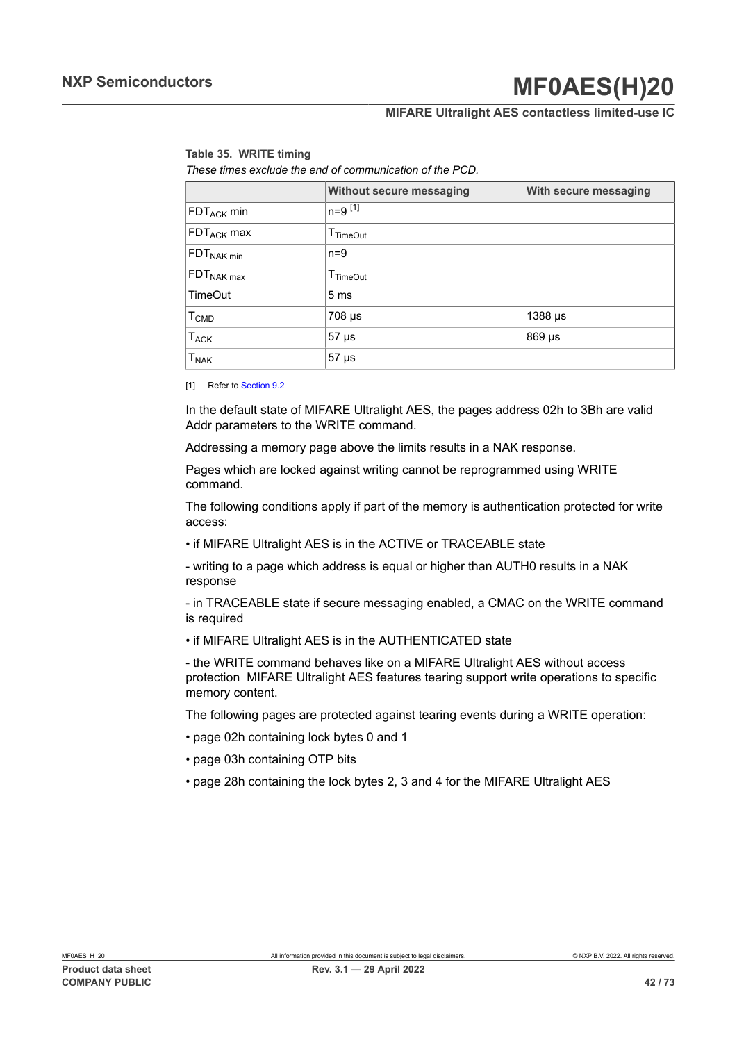**Table 35. WRITE timing**

*These times exclude the end of communication of the PCD.*

| | Without secure messaging | With secure messaging |
|---|---|---|
| $FDT_{ACK}$ min | n=9 [1] | |
| $FDT_{ACK}$ max | $T_{TimeOut}$ | |
| $FDT_{NAK\ min}$ | n=9 | |
| $FDT_{NAK\ max}$ | $T_{TimeOut}$ | |
| TimeOut | 5 ms | |
| $T_{CMD}$ | 708 µs | 1388 µs |
| $T_{ACK}$ | 57 µs | 869 µs |
| $T_{NAK}$ | 57 µs | |

[1] Refer to Section 9.2

In the default state of MIFARE Ultralight AES, the pages address 02h to 3Bh are valid Addr parameters to the WRITE command.

Addressing a memory page above the limits results in a NAK response.

Pages which are locked against writing cannot be reprogrammed using WRITE command.

The following conditions apply if part of the memory is authentication protected for write access:

• if MIFARE Ultralight AES is in the ACTIVE or TRACEABLE state

- writing to a page which address is equal or higher than AUTH0 results in a NAK response

- in TRACEABLE state if secure messaging enabled, a CMAC on the WRITE command is required

• if MIFARE Ultralight AES is in the AUTHENTICATED state

- the WRITE command behaves like on a MIFARE Ultralight AES without access protection MIFARE Ultralight AES features tearing support write operations to specific memory content.

The following pages are protected against tearing events during a WRITE operation:

• page 02h containing lock bytes 0 and 1

• page 03h containing OTP bits

• page 28h containing the lock bytes 2, 3 and 4 for the MIFARE Ultralight AES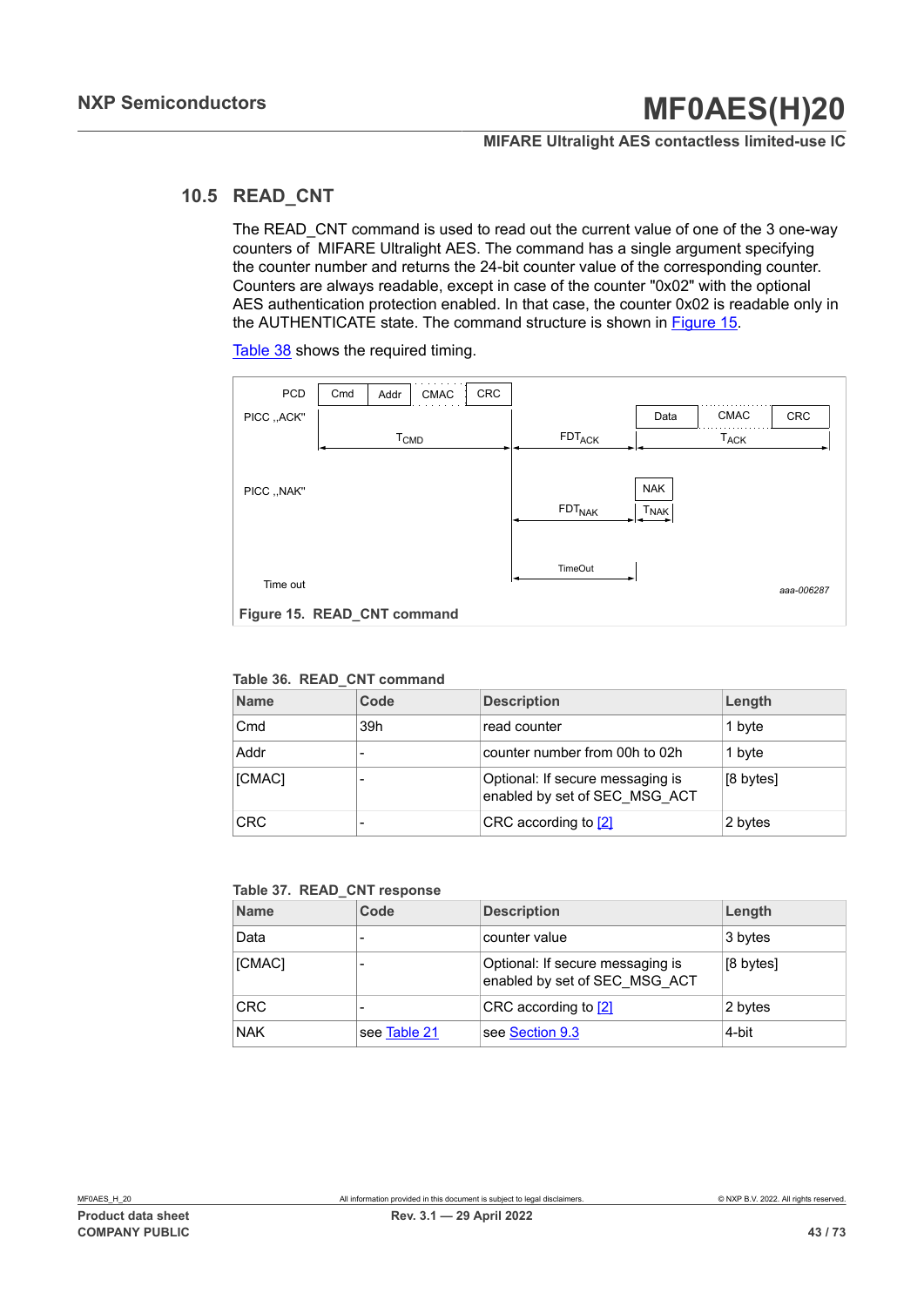## 10.5 READ_CNT

The READ_CNT command is used to read out the current value of one of the 3 one-way counters of MIFARE Ultralight AES. The command has a single argument specifying the counter number and returns the 24-bit counter value of the corresponding counter. Counters are always readable, except in case of the counter "0x02" with the optional AES authentication protection enabled. In that case, the counter 0x02 is readable only in the AUTHENTICATE state. The command structure is shown in Figure 15.

Table 38 shows the required timing.

PCD: Cmd | Addr | CMAC | CRC

PICC „ACK": Data | CMAC | CRC

PICC „NAK": NAK

Time out

$T_{CMD}$ $FDT_{ACK}$ $T_{ACK}$ $FDT_{NAK}$ $T_{NAK}$ TimeOut

aaa-006287

**Figure 15. READ_CNT command**

**Table 36. READ_CNT command**

| Name | Code | Description | Length |
|---|---|---|---|
| Cmd | 39h | read counter | 1 byte |
| Addr | - | counter number from 00h to 02h | 1 byte |
| [CMAC] | - | Optional: If secure messaging is enabled by set of SEC_MSG_ACT | [8 bytes] |
| CRC | - | CRC according to [2] | 2 bytes |

**Table 37. READ_CNT response**

| Name | Code | Description | Length |
|---|---|---|---|
| Data | - | counter value | 3 bytes |
| [CMAC] | - | Optional: If secure messaging is enabled by set of SEC_MSG_ACT | [8 bytes] |
| CRC | - | CRC according to [2] | 2 bytes |
| NAK | see Table 21 | see Section 9.3 | 4-bit |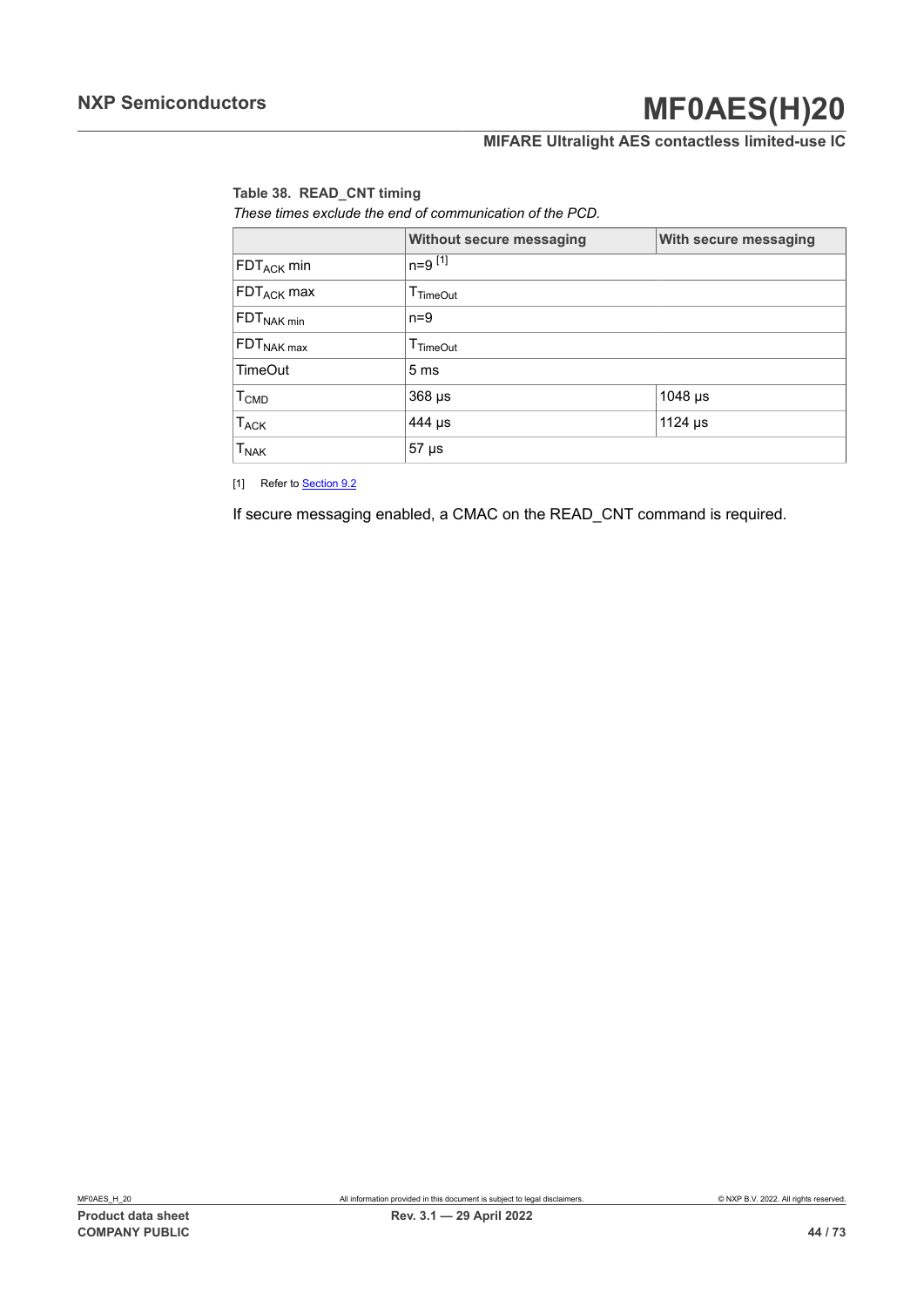**Table 38. READ_CNT timing**

*These times exclude the end of communication of the PCD.*

| | Without secure messaging | With secure messaging |
|---|---|---|
| $FDT_{ACK}$ min | n=9 [1] | |
| $FDT_{ACK}$ max | $T_{TimeOut}$ | |
| $FDT_{NAK\ min}$ | n=9 | |
| $FDT_{NAK\ max}$ | $T_{TimeOut}$ | |
| TimeOut | 5 ms | |
| $T_{CMD}$ | 368 µs | 1048 µs |
| $T_{ACK}$ | 444 µs | 1124 µs |
| $T_{NAK}$ | 57 µs | |

[1] Refer to Section 9.2

If secure messaging enabled, a CMAC on the READ_CNT command is required.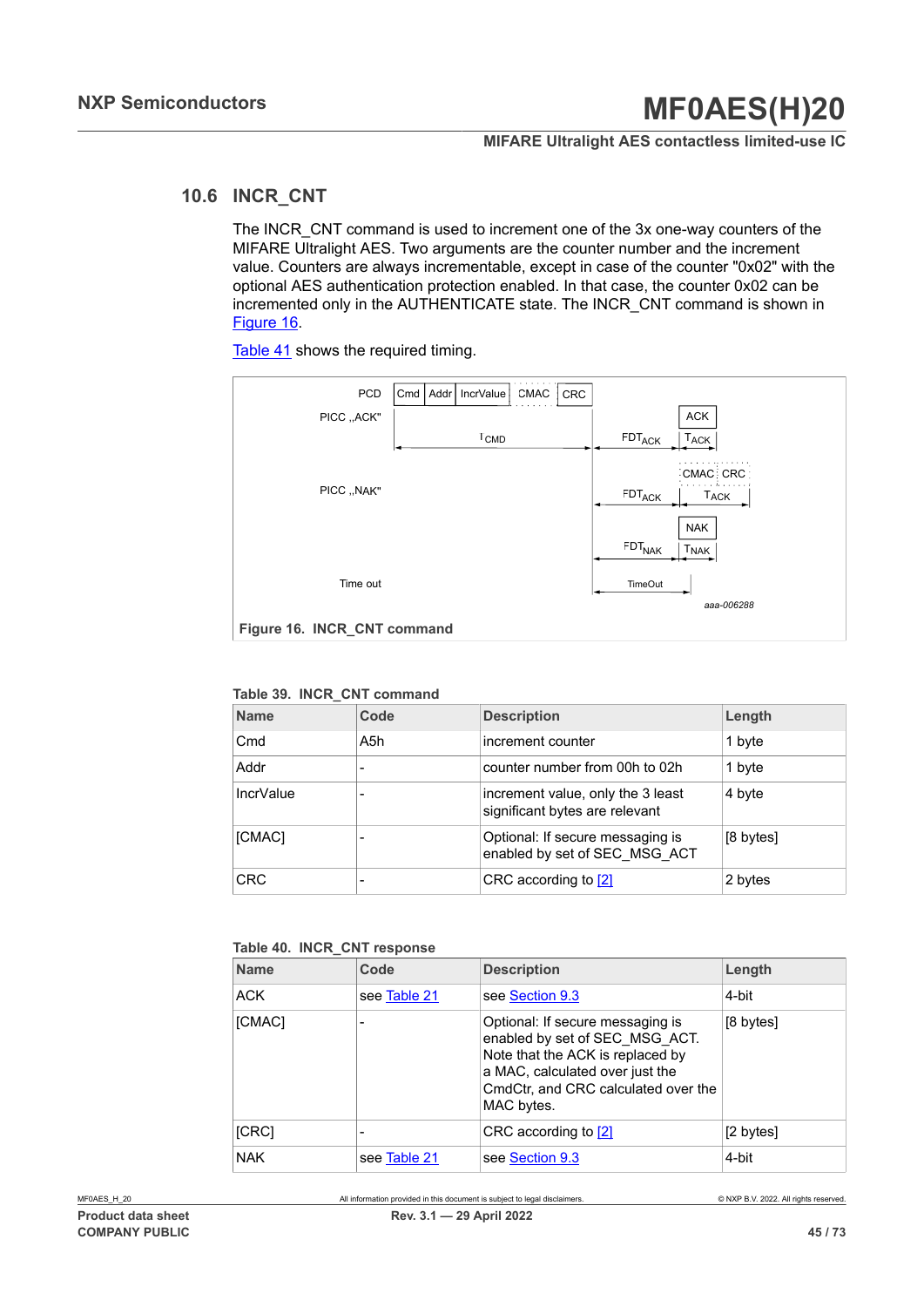## 10.6 INCR_CNT

The INCR_CNT command is used to increment one of the 3x one-way counters of the MIFARE Ultralight AES. Two arguments are the counter number and the increment value. Counters are always incrementable, except in case of the counter "0x02" with the optional AES authentication protection enabled. In that case, the counter 0x02 can be incremented only in the AUTHENTICATE state. The INCR_CNT command is shown in Figure 16.

Table 41 shows the required timing.

Figure 16. INCR_CNT command

**Table 39. INCR_CNT command**

| Name | Code | Description | Length |
|---|---|---|---|
| Cmd | A5h | increment counter | 1 byte |
| Addr | - | counter number from 00h to 02h | 1 byte |
| IncrValue | - | increment value, only the 3 least significant bytes are relevant | 4 byte |
| [CMAC] | - | Optional: If secure messaging is enabled by set of SEC_MSG_ACT | [8 bytes] |
| CRC | - | CRC according to [2] | 2 bytes |

**Table 40. INCR_CNT response**

| Name | Code | Description | Length |
|---|---|---|---|
| ACK | see Table 21 | see Section 9.3 | 4-bit |
| [CMAC] | - | Optional: If secure messaging is enabled by set of SEC_MSG_ACT. Note that the ACK is replaced by a MAC, calculated over just the CmdCtr, and CRC calculated over the MAC bytes. | [8 bytes] |
| [CRC] | - | CRC according to [2] | [2 bytes] |
| NAK | see Table 21 | see Section 9.3 | 4-bit |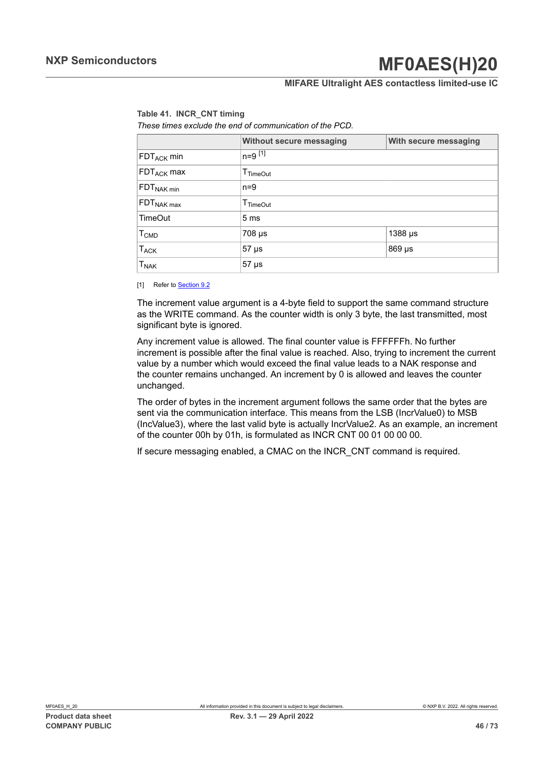**Table 41. INCR_CNT timing**

*These times exclude the end of communication of the PCD.*

| | Without secure messaging | With secure messaging |
|---|---|---|
| $FDT_{ACK}$ min | n=9 [1] | |
| $FDT_{ACK}$ max | $T_{TimeOut}$ | |
| $FDT_{NAK\ min}$ | n=9 | |
| $FDT_{NAK\ max}$ | $T_{TimeOut}$ | |
| TimeOut | 5 ms | |
| $T_{CMD}$ | 708 µs | 1388 µs |
| $T_{ACK}$ | 57 µs | 869 µs |
| $T_{NAK}$ | 57 µs | |

[1] Refer to Section 9.2

The increment value argument is a 4-byte field to support the same command structure as the WRITE command. As the counter width is only 3 byte, the last transmitted, most significant byte is ignored.

Any increment value is allowed. The final counter value is FFFFFFh. No further increment is possible after the final value is reached. Also, trying to increment the current value by a number which would exceed the final value leads to a NAK response and the counter remains unchanged. An increment by 0 is allowed and leaves the counter unchanged.

The order of bytes in the increment argument follows the same order that the bytes are sent via the communication interface. This means from the LSB (IncrValue0) to MSB (IncValue3), where the last valid byte is actually IncrValue2. As an example, an increment of the counter 00h by 01h, is formulated as INCR CNT 00 01 00 00 00.

If secure messaging enabled, a CMAC on the INCR_CNT command is required.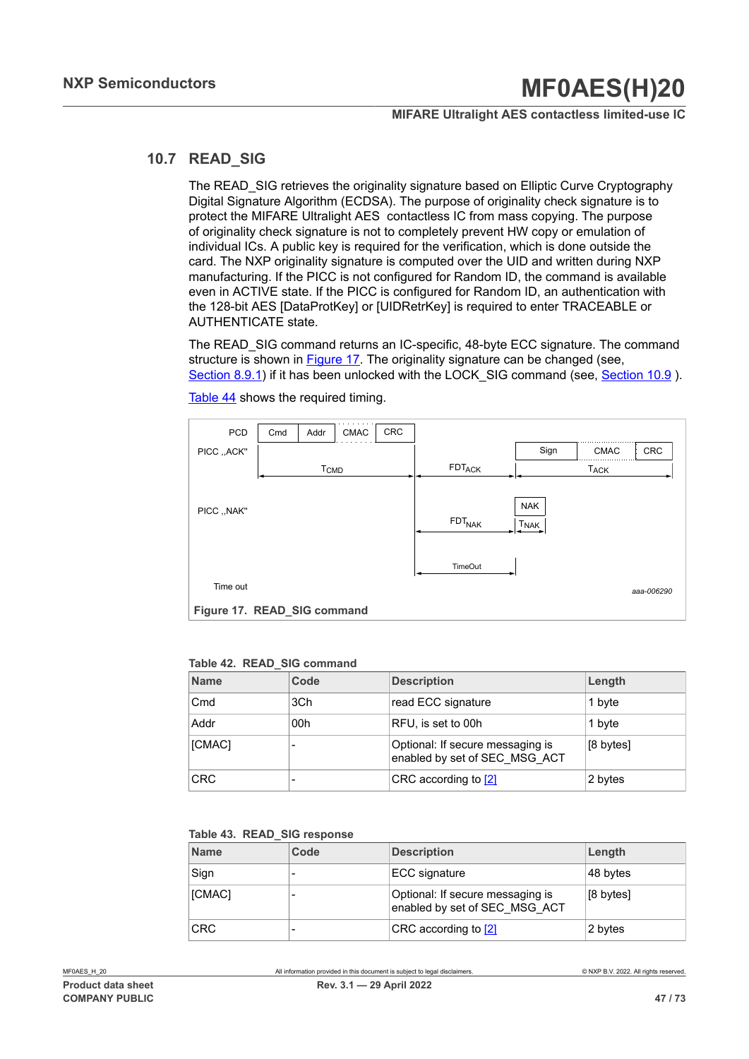## 10.7 READ_SIG

The READ_SIG retrieves the originality signature based on Elliptic Curve Cryptography Digital Signature Algorithm (ECDSA). The purpose of originality check signature is to protect the MIFARE Ultralight AES contactless IC from mass copying. The purpose of originality check signature is not to completely prevent HW copy or emulation of individual ICs. A public key is required for the verification, which is done outside the card. The NXP originality signature is computed over the UID and written during NXP manufacturing. If the PICC is not configured for Random ID, the command is available even in ACTIVE state. If the PICC is configured for Random ID, an authentication with the 128-bit AES [DataProtKey] or [UIDRetrKey] is required to enter TRACEABLE or AUTHENTICATE state.

The READ_SIG command returns an IC-specific, 48-byte ECC signature. The command structure is shown in Figure 17. The originality signature can be changed (see, Section 8.9.1) if it has been unlocked with the LOCK_SIG command (see, Section 10.9 ).

Table 44 shows the required timing.

PCD: Cmd | Addr | CMAC | CRC

PICC „ACK": Sign | CMAC | CRC

$T_{CMD}$, $FDT_{ACK}$, $T_{ACK}$

PICC „NAK": NAK

$FDT_{NAK}$, $T_{NAK}$

Time out: TimeOut

aaa-006290

**Figure 17. READ_SIG command**

**Table 42. READ_SIG command**

| Name | Code | Description | Length |
|---|---|---|---|
| Cmd | 3Ch | read ECC signature | 1 byte |
| Addr | 00h | RFU, is set to 00h | 1 byte |
| [CMAC] | - | Optional: If secure messaging is enabled by set of SEC_MSG_ACT | [8 bytes] |
| CRC | - | CRC according to [2] | 2 bytes |

**Table 43. READ_SIG response**

| Name | Code | Description | Length |
|---|---|---|---|
| Sign | - | ECC signature | 48 bytes |
| [CMAC] | - | Optional: If secure messaging is enabled by set of SEC_MSG_ACT | [8 bytes] |
| CRC | - | CRC according to [2] | 2 bytes |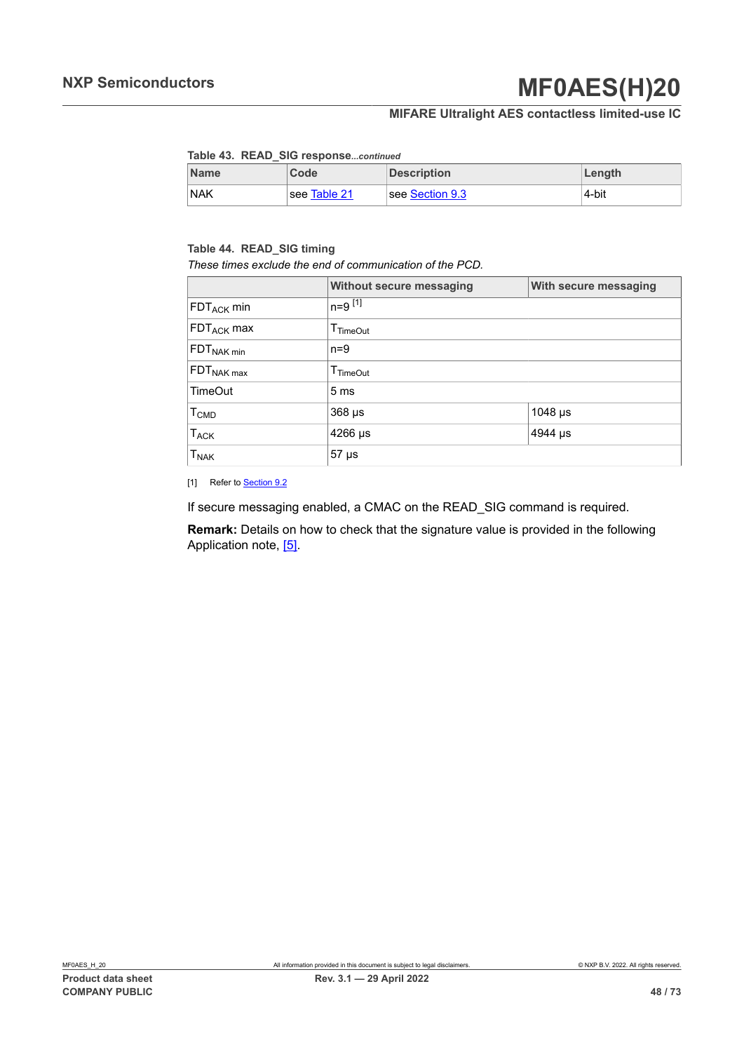**Table 43. READ_SIG response**...*continued*

| Name | Code | Description | Length |
|---|---|---|---|
| NAK | see Table 21 | see Section 9.3 | 4-bit |

**Table 44. READ_SIG timing**

*These times exclude the end of communication of the PCD.*

| | Without secure messaging | With secure messaging |
|---|---|---|
| $FDT_{ACK}$ min | n=9 [1] | |
| $FDT_{ACK}$ max | $T_{TimeOut}$ | |
| $FDT_{NAK\ min}$ | n=9 | |
| $FDT_{NAK\ max}$ | $T_{TimeOut}$ | |
| TimeOut | 5 ms | |
| $T_{CMD}$ | 368 µs | 1048 µs |
| $T_{ACK}$ | 4266 µs | 4944 µs |
| $T_{NAK}$ | 57 µs | |

[1] Refer to Section 9.2

If secure messaging enabled, a CMAC on the READ_SIG command is required.

**Remark:** Details on how to check that the signature value is provided in the following Application note, [5].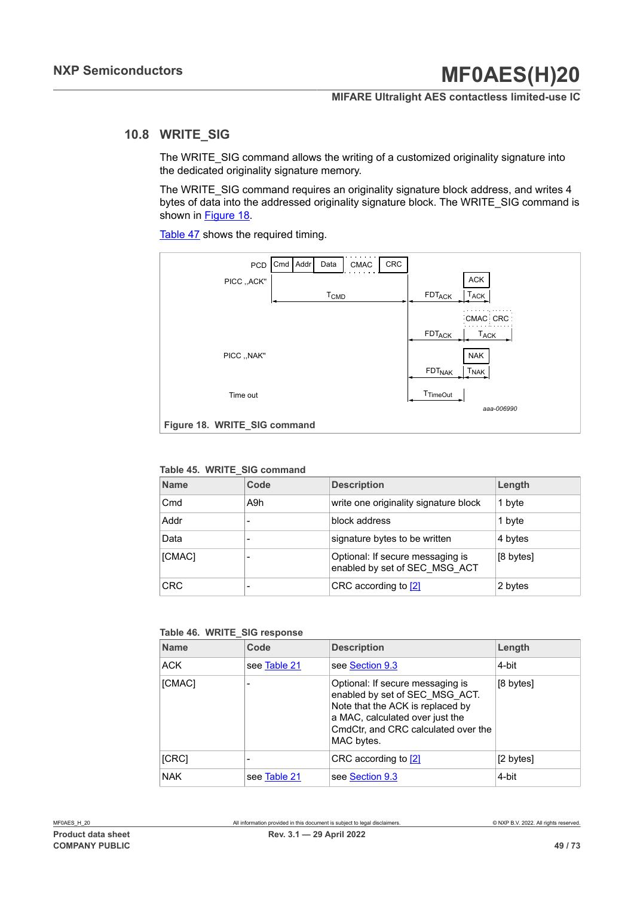## 10.8 WRITE_SIG

The WRITE_SIG command allows the writing of a customized originality signature into the dedicated originality signature memory.

The WRITE_SIG command requires an originality signature block address, and writes 4 bytes of data into the addressed originality signature block. The WRITE_SIG command is shown in Figure 18.

Table 47 shows the required timing.

Figure 18. WRITE_SIG command

**Table 45. WRITE_SIG command**

| Name | Code | Description | Length |
|---|---|---|---|
| Cmd | A9h | write one originality signature block | 1 byte |
| Addr | - | block address | 1 byte |
| Data | - | signature bytes to be written | 4 bytes |
| [CMAC] | - | Optional: If secure messaging is enabled by set of SEC_MSG_ACT | [8 bytes] |
| CRC | - | CRC according to [2] | 2 bytes |

**Table 46. WRITE_SIG response**

| Name | Code | Description | Length |
|---|---|---|---|
| ACK | see Table 21 | see Section 9.3 | 4-bit |
| [CMAC] | - | Optional: If secure messaging is enabled by set of SEC_MSG_ACT. Note that the ACK is replaced by a MAC, calculated over just the CmdCtr, and CRC calculated over the MAC bytes. | [8 bytes] |
| [CRC] | - | CRC according to [2] | [2 bytes] |
| NAK | see Table 21 | see Section 9.3 | 4-bit |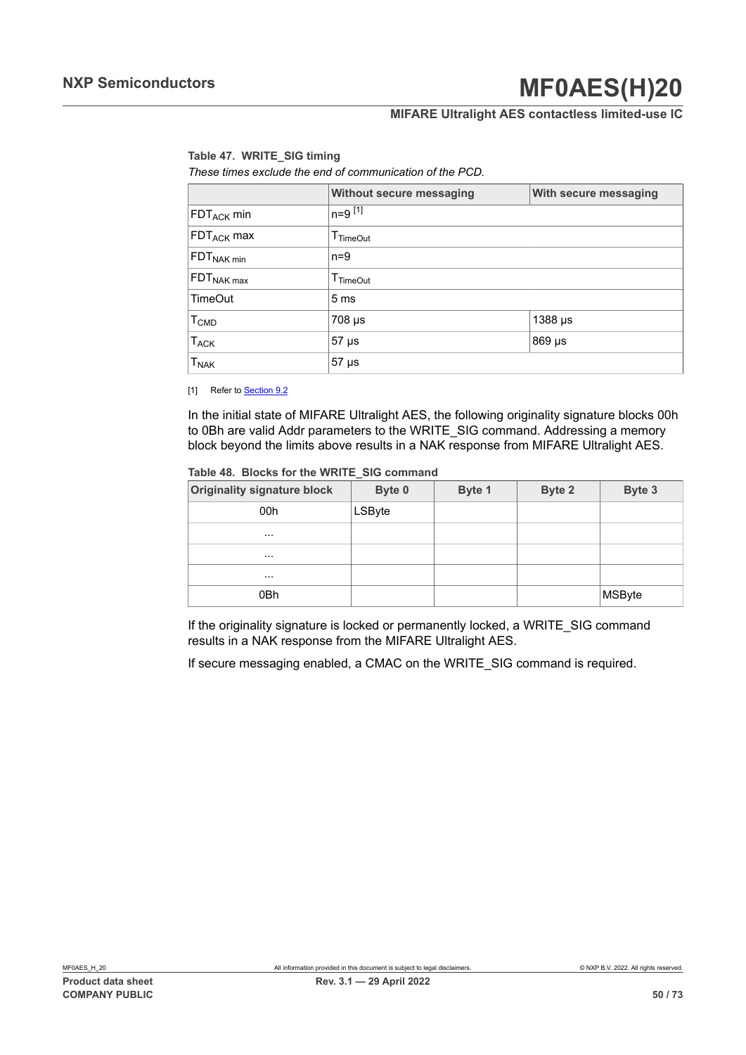**Table 47. WRITE_SIG timing**

*These times exclude the end of communication of the PCD.*

| | Without secure messaging | With secure messaging |
|---|---|---|
| $FDT_{ACK}$ min | n=9 [1] | |
| $FDT_{ACK}$ max | $T_{TimeOut}$ | |
| $FDT_{NAK\ min}$ | n=9 | |
| $FDT_{NAK\ max}$ | $T_{TimeOut}$ | |
| TimeOut | 5 ms | |
| $T_{CMD}$ | 708 µs | 1388 µs |
| $T_{ACK}$ | 57 µs | 869 µs |
| $T_{NAK}$ | 57 µs | |

[1] Refer to Section 9.2

In the initial state of MIFARE Ultralight AES, the following originality signature blocks 00h to 0Bh are valid Addr parameters to the WRITE_SIG command. Addressing a memory block beyond the limits above results in a NAK response from MIFARE Ultralight AES.

**Table 48. Blocks for the WRITE_SIG command**

| Originality signature block | Byte 0 | Byte 1 | Byte 2 | Byte 3 |
|---|---|---|---|---|
| 00h | LSByte | | | |
| ... | | | | |
| ... | | | | |
| ... | | | | |
| 0Bh | | | | MSByte |

If the originality signature is locked or permanently locked, a WRITE_SIG command results in a NAK response from the MIFARE Ultralight AES.

If secure messaging enabled, a CMAC on the WRITE_SIG command is required.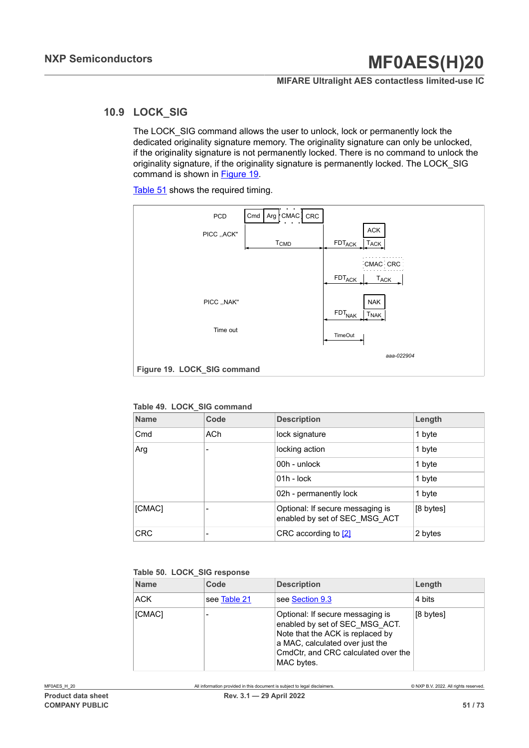## 10.9 LOCK_SIG

The LOCK_SIG command allows the user to unlock, lock or permanently lock the dedicated originality signature memory. The originality signature can only be unlocked, if the originality signature is not permanently locked. There is no command to unlock the originality signature, if the originality signature is permanently locked. The LOCK_SIG command is shown in Figure 19.

Table 51 shows the required timing.

Figure 19. LOCK_SIG command

Table 49. LOCK_SIG command

| Name | Code | Description | Length |
|---|---|---|---|
| Cmd | ACh | lock signature | 1 byte |
| Arg | - | locking action | 1 byte |
| | | 00h - unlock | 1 byte |
| | | 01h - lock | 1 byte |
| | | 02h - permanently lock | 1 byte |
| [CMAC] | - | Optional: If secure messaging is enabled by set of SEC_MSG_ACT | [8 bytes] |
| CRC | - | CRC according to [2] | 2 bytes |

Table 50. LOCK_SIG response

| Name | Code | Description | Length |
|---|---|---|---|
| ACK | see Table 21 | see Section 9.3 | 4 bits |
| [CMAC] | - | Optional: If secure messaging is enabled by set of SEC_MSG_ACT. Note that the ACK is replaced by a MAC, calculated over just the CmdCtr, and CRC calculated over the MAC bytes. | [8 bytes] |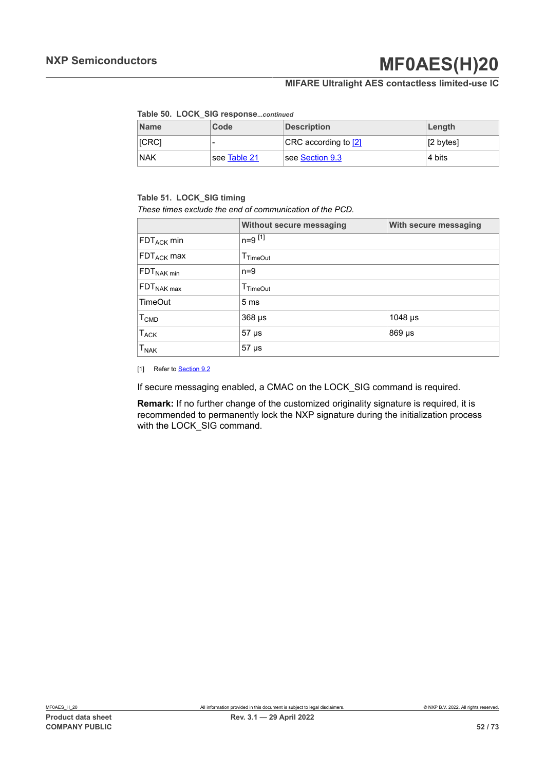**Table 50. LOCK_SIG response**...*continued*

| Name | Code | Description | Length |
|---|---|---|---|
| [CRC] | - | CRC according to [2] | [2 bytes] |
| NAK | see Table 21 | see Section 9.3 | 4 bits |

**Table 51. LOCK_SIG timing**

*These times exclude the end of communication of the PCD.*

| | Without secure messaging | With secure messaging |
|---|---|---|
| $FDT_{ACK}$ min | n=9 [1] | |
| $FDT_{ACK}$ max | $T_{TimeOut}$ | |
| $FDT_{NAK\ min}$ | n=9 | |
| $FDT_{NAK\ max}$ | $T_{TimeOut}$ | |
| TimeOut | 5 ms | |
| $T_{CMD}$ | 368 µs | 1048 µs |
| $T_{ACK}$ | 57 µs | 869 µs |
| $T_{NAK}$ | 57 µs | |

[1] Refer to Section 9.2

If secure messaging enabled, a CMAC on the LOCK_SIG command is required.

**Remark:** If no further change of the customized originality signature is required, it is recommended to permanently lock the NXP signature during the initialization process with the LOCK_SIG command.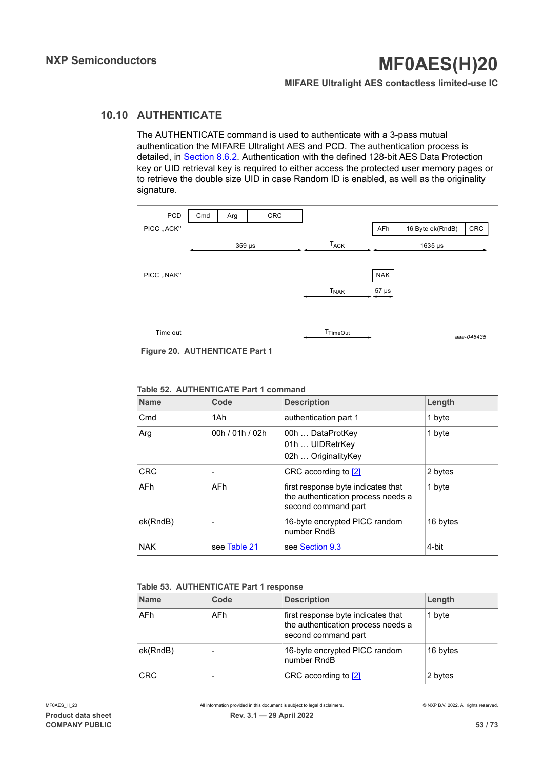### 10.10 AUTHENTICATE

The AUTHENTICATE command is used to authenticate with a 3-pass mutual authentication the MIFARE Ultralight AES and PCD. The authentication process is detailed, in Section 8.6.2. Authentication with the defined 128-bit AES Data Protection key or UID retrieval key is required to either access the protected user memory pages or to retrieve the double size UID in case Random ID is enabled, as well as the originality signature.

**Figure 20. AUTHENTICATE Part 1**

**Table 52. AUTHENTICATE Part 1 command**

| Name | Code | Description | Length |
|---|---|---|---|
| Cmd | 1Ah | authentication part 1 | 1 byte |
| Arg | 00h / 01h / 02h | 00h … DataProtKey<br>01h … UIDRetrKey<br>02h … OriginalityKey | 1 byte |
| CRC | - | CRC according to [2] | 2 bytes |
| AFh | AFh | first response byte indicates that the authentication process needs a second command part | 1 byte |
| ek(RndB) | - | 16-byte encrypted PICC random number RndB | 16 bytes |
| NAK | see Table 21 | see Section 9.3 | 4-bit |

**Table 53. AUTHENTICATE Part 1 response**

| Name | Code | Description | Length |
|---|---|---|---|
| AFh | AFh | first response byte indicates that the authentication process needs a second command part | 1 byte |
| ek(RndB) | - | 16-byte encrypted PICC random number RndB | 16 bytes |
| CRC | - | CRC according to [2] | 2 bytes |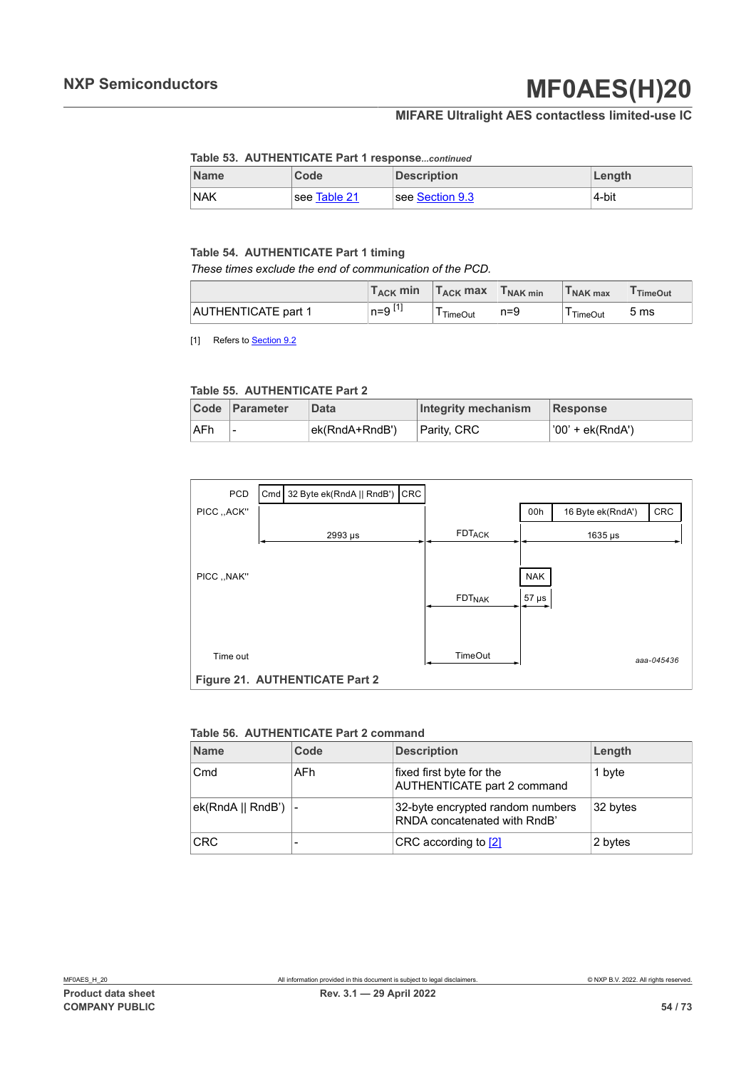Table 53. AUTHENTICATE Part 1 response*...continued*

| Name | Code | Description | Length |
|---|---|---|---|
| NAK | see Table 21 | see Section 9.3 | 4-bit |

Table 54. AUTHENTICATE Part 1 timing

*These times exclude the end of communication of the PCD.*

| | $T_{ACK}$ min | $T_{ACK}$ max | $T_{NAK\ min}$ | $T_{NAK\ max}$ | $T_{TimeOut}$ |
|---|---|---|---|---|---|
| AUTHENTICATE part 1 | n=9 [1] | $T_{TimeOut}$ | n=9 | $T_{TimeOut}$ | 5 ms |

[1] Refers to Section 9.2

Table 55. AUTHENTICATE Part 2

| Code | Parameter | Data | Integrity mechanism | Response |
|---|---|---|---|---|
| AFh | - | ek(RndA+RndB') | Parity, CRC | '00' + ek(RndA') |

PCD: Cmd | 32 Byte ek(RndA || RndB') | CRC

PICC „ACK": 00h | 16 Byte ek(RndA') | CRC

2993 µs — $FDT_{ACK}$ — 1635 µs

PICC „NAK": NAK

$FDT_{NAK}$ — 57 µs

Time out: TimeOut

aaa-045436

**Figure 21. AUTHENTICATE Part 2**

Table 56. AUTHENTICATE Part 2 command

| Name | Code | Description | Length |
|---|---|---|---|
| Cmd | AFh | fixed first byte for the AUTHENTICATE part 2 command | 1 byte |
| ek(RndA \|\| RndB') | - | 32-byte encrypted random numbers RNDA concatenated with RndB' | 32 bytes |
| CRC | - | CRC according to [2] | 2 bytes |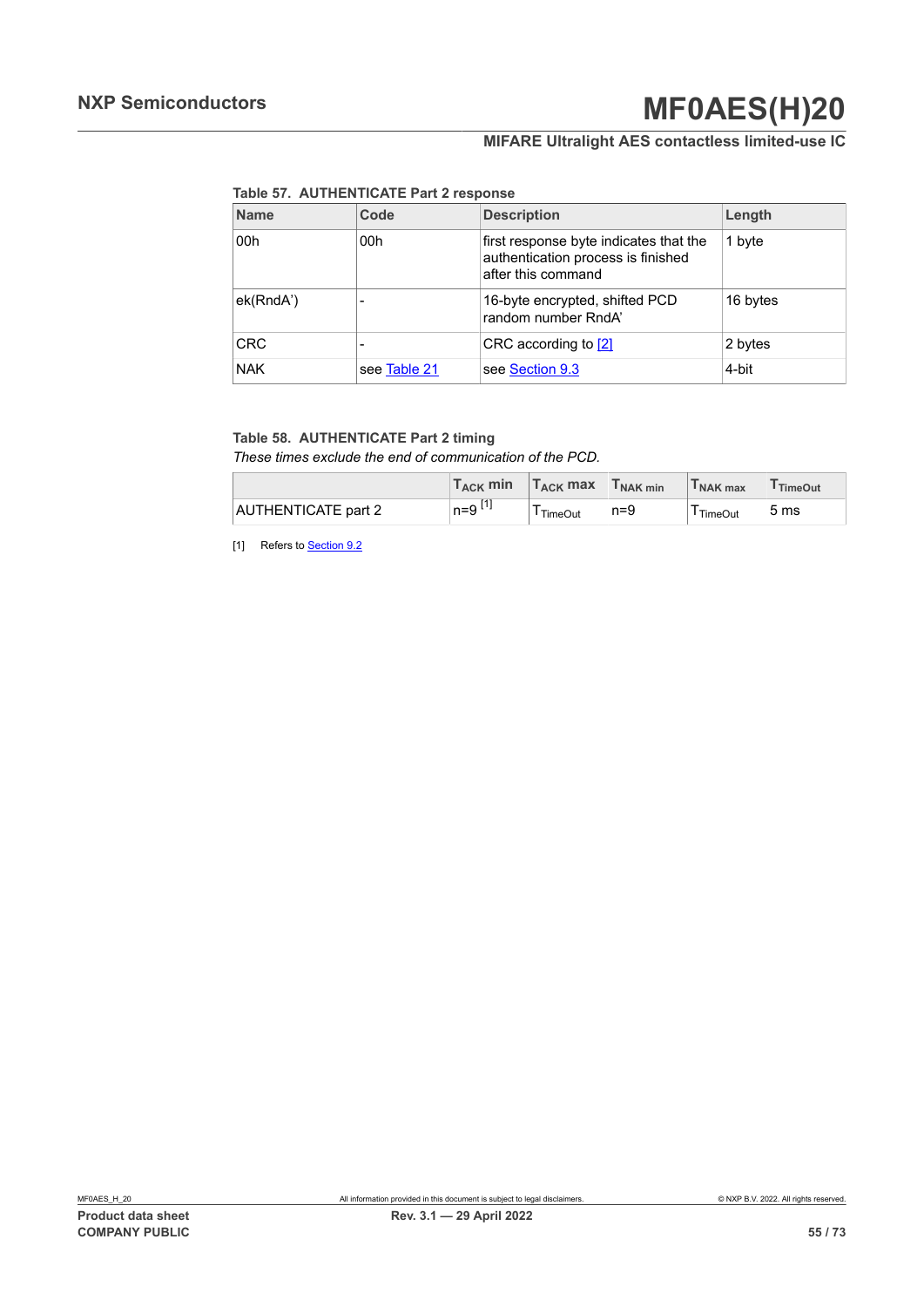**Table 57. AUTHENTICATE Part 2 response**

| Name | Code | Description | Length |
|---|---|---|---|
| 00h | 00h | first response byte indicates that the authentication process is finished after this command | 1 byte |
| ek(RndA’) | - | 16-byte encrypted, shifted PCD random number RndA’ | 16 bytes |
| CRC | - | CRC according to [2] | 2 bytes |
| NAK | see Table 21 | see Section 9.3 | 4-bit |

**Table 58. AUTHENTICATE Part 2 timing**

*These times exclude the end of communication of the PCD.*

| | $T_{ACK}$ min | $T_{ACK}$ max | $T_{NAK\ min}$ | $T_{NAK\ max}$ | $T_{TimeOut}$ |
|---|---|---|---|---|---|
| AUTHENTICATE part 2 | n=9 [1] | $T_{TimeOut}$ | n=9 | $T_{TimeOut}$ | 5 ms |

[1] Refers to Section 9.2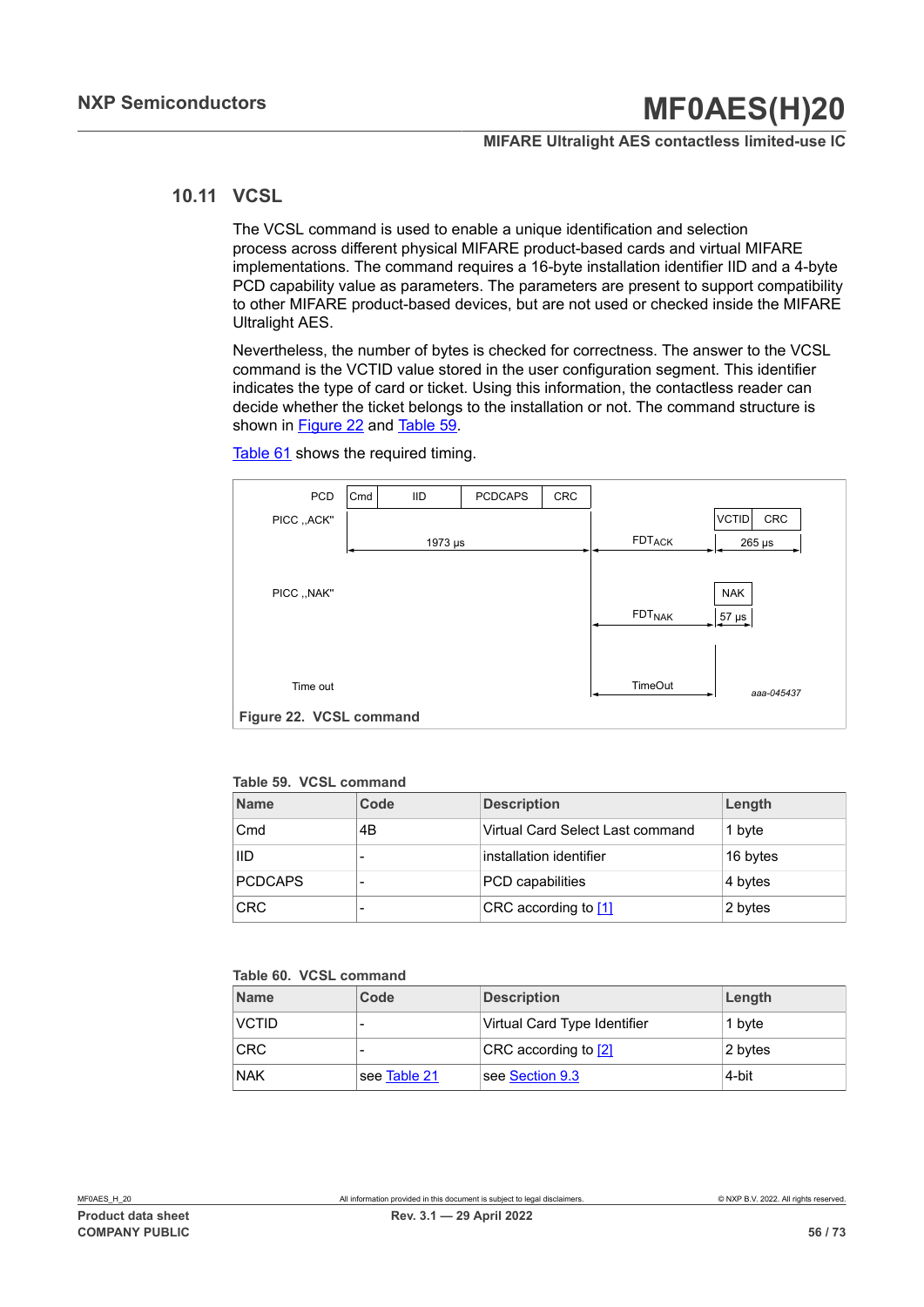## 10.11 VCSL

The VCSL command is used to enable a unique identification and selection process across different physical MIFARE product-based cards and virtual MIFARE implementations. The command requires a 16-byte installation identifier IID and a 4-byte PCD capability value as parameters. The parameters are present to support compatibility to other MIFARE product-based devices, but are not used or checked inside the MIFARE Ultralight AES.

Nevertheless, the number of bytes is checked for correctness. The answer to the VCSL command is the VCTID value stored in the user configuration segment. This identifier indicates the type of card or ticket. Using this information, the contactless reader can decide whether the ticket belongs to the installation or not. The command structure is shown in Figure 22 and Table 59.

Table 61 shows the required timing.

Figure 22. VCSL command

**Table 59. VCSL command**

| Name | Code | Description | Length |
|---|---|---|---|
| Cmd | 4B | Virtual Card Select Last command | 1 byte |
| IID | - | installation identifier | 16 bytes |
| PCDCAPS | - | PCD capabilities | 4 bytes |
| CRC | - | CRC according to [1] | 2 bytes |

**Table 60. VCSL command**

| Name | Code | Description | Length |
|---|---|---|---|
| VCTID | - | Virtual Card Type Identifier | 1 byte |
| CRC | - | CRC according to [2] | 2 bytes |
| NAK | see Table 21 | see Section 9.3 | 4-bit |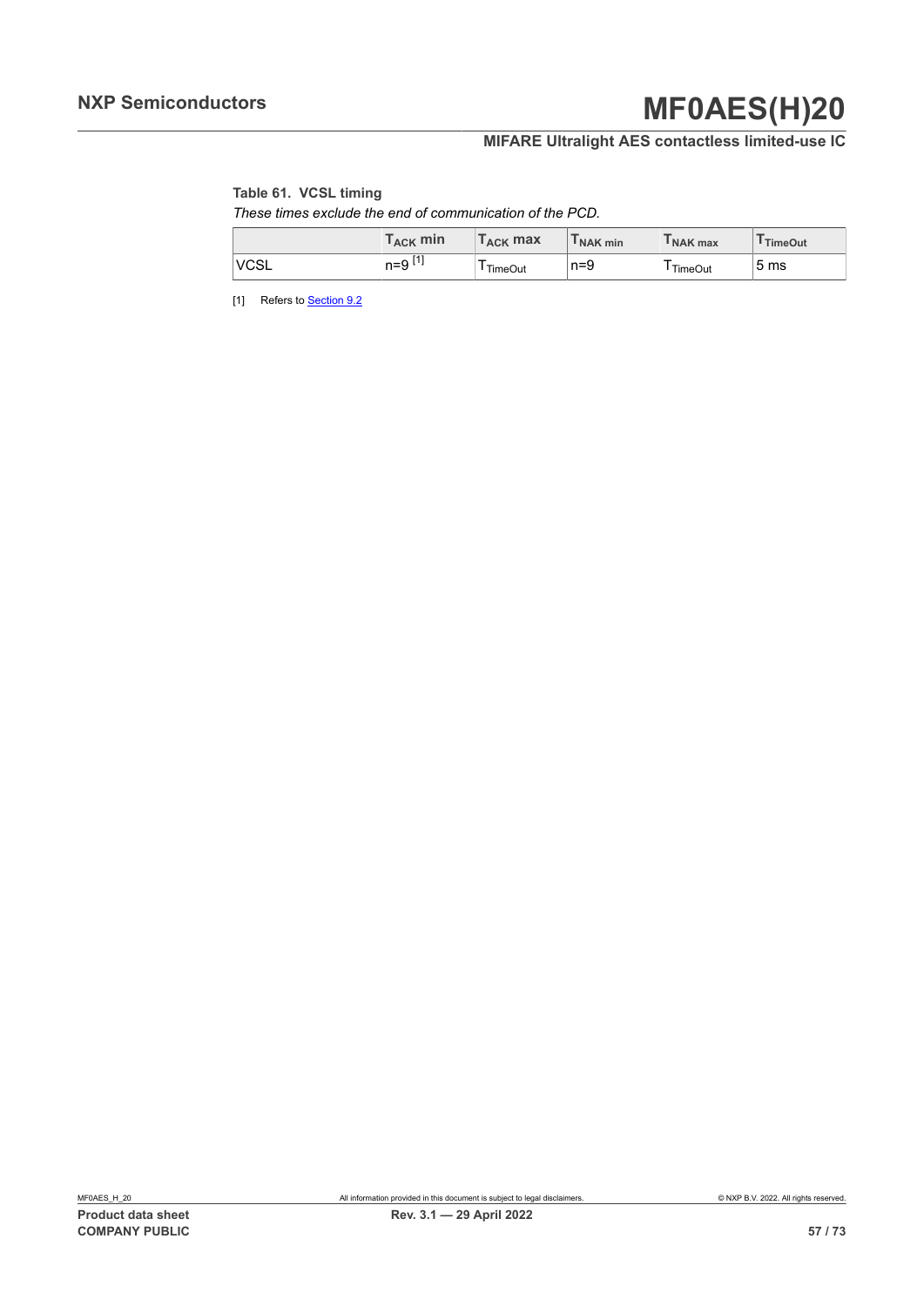**Table 61. VCSL timing**

*These times exclude the end of communication of the PCD.*

| | $T_{ACK}$ min | $T_{ACK}$ max | $T_{NAK\ min}$ | $T_{NAK\ max}$ | $T_{TimeOut}$ |
|---|---|---|---|---|---|
| VCSL | n=9 [1] | $T_{TimeOut}$ | n=9 | $T_{TimeOut}$ | 5 ms |

[1] Refers to Section 9.2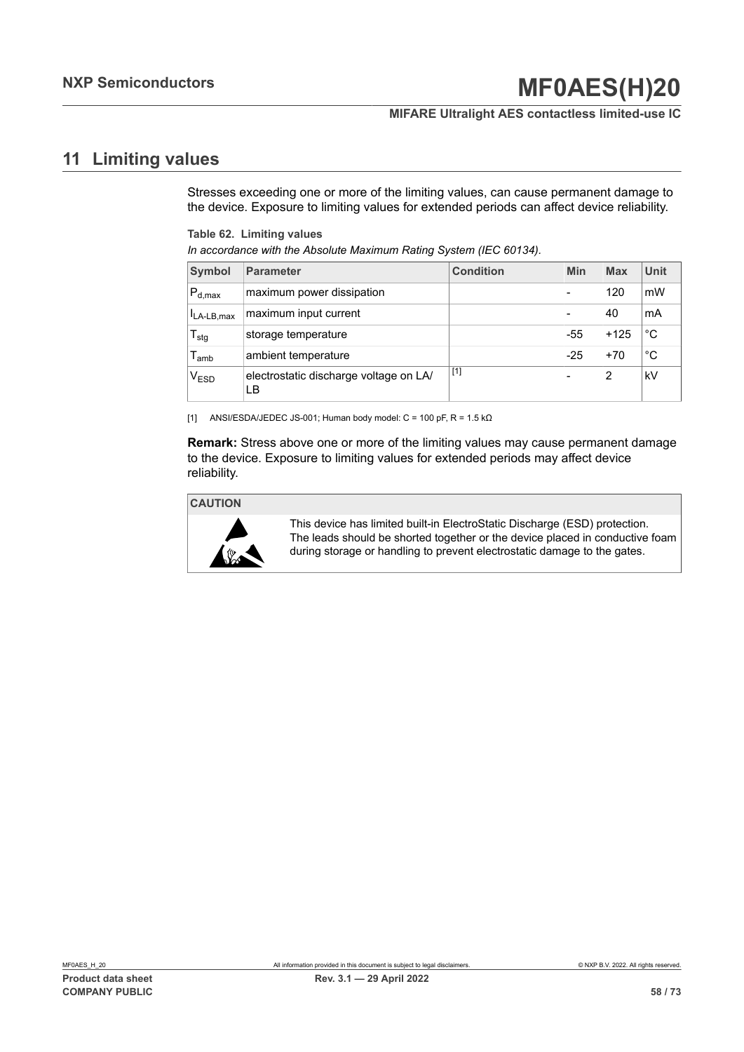## 11 Limiting values

Stresses exceeding one or more of the limiting values, can cause permanent damage to the device. Exposure to limiting values for extended periods can affect device reliability.

**Table 62. Limiting values**

*In accordance with the Absolute Maximum Rating System (IEC 60134).*

| Symbol | Parameter | Condition | Min | Max | Unit |
|---|---|---|---|---|---|
| $P_{d,max}$ | maximum power dissipation | | - | 120 | mW |
| $I_{LA\text{-}LB,max}$ | maximum input current | | - | 40 | mA |
| $T_{stg}$ | storage temperature | | -55 | +125 | °C |
| $T_{amb}$ | ambient temperature | | -25 | +70 | °C |
| $V_{ESD}$ | electrostatic discharge voltage on LA/LB | [1] | - | 2 | kV |

[1] ANSI/ESDA/JEDEC JS-001; Human body model: C = 100 pF, R = 1.5 kΩ

**Remark:** Stress above one or more of the limiting values may cause permanent damage to the device. Exposure to limiting values for extended periods may affect device reliability.

**CAUTION**

This device has limited built-in ElectroStatic Discharge (ESD) protection. The leads should be shorted together or the device placed in conductive foam during storage or handling to prevent electrostatic damage to the gates.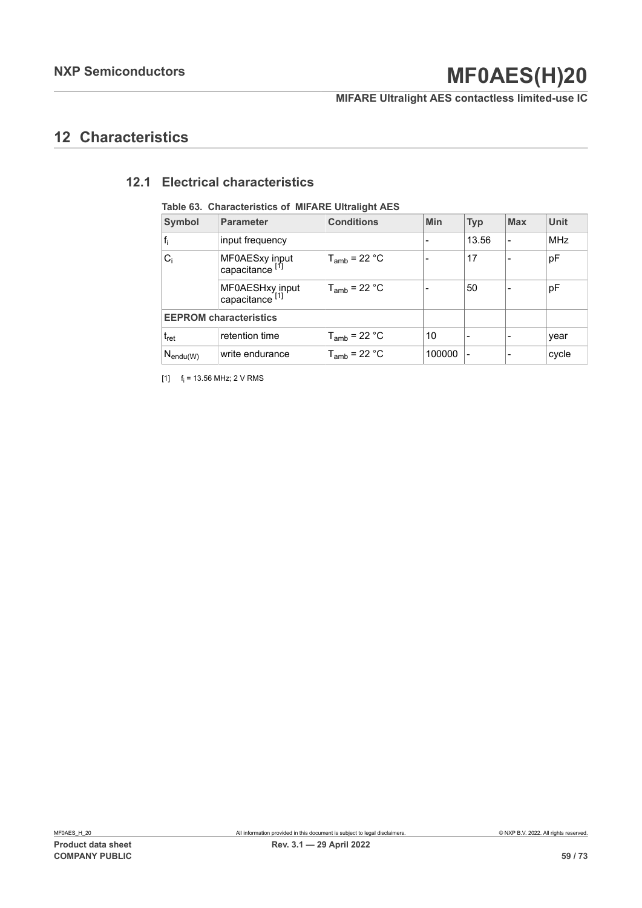## 12 Characteristics

### 12.1 Electrical characteristics

**Table 63. Characteristics of MIFARE Ultralight AES**

| Symbol | Parameter | Conditions | Min | Typ | Max | Unit |
|---|---|---|---|---|---|---|
| $f_i$ | input frequency | | - | 13.56 | - | MHz |
| $C_i$ | MF0AESxy input capacitance [1] | $T_{amb}$ = 22 °C | - | 17 | - | pF |
| | MF0AESHxy input capacitance [1] | $T_{amb}$ = 22 °C | - | 50 | - | pF |
| **EEPROM characteristics** | | | | | | |
| $t_{ret}$ | retention time | $T_{amb}$ = 22 °C | 10 | - | - | year |
| $N_{endu(W)}$ | write endurance | $T_{amb}$ = 22 °C | 100000 | - | - | cycle |

[1] $f_i$ = 13.56 MHz; 2 V RMS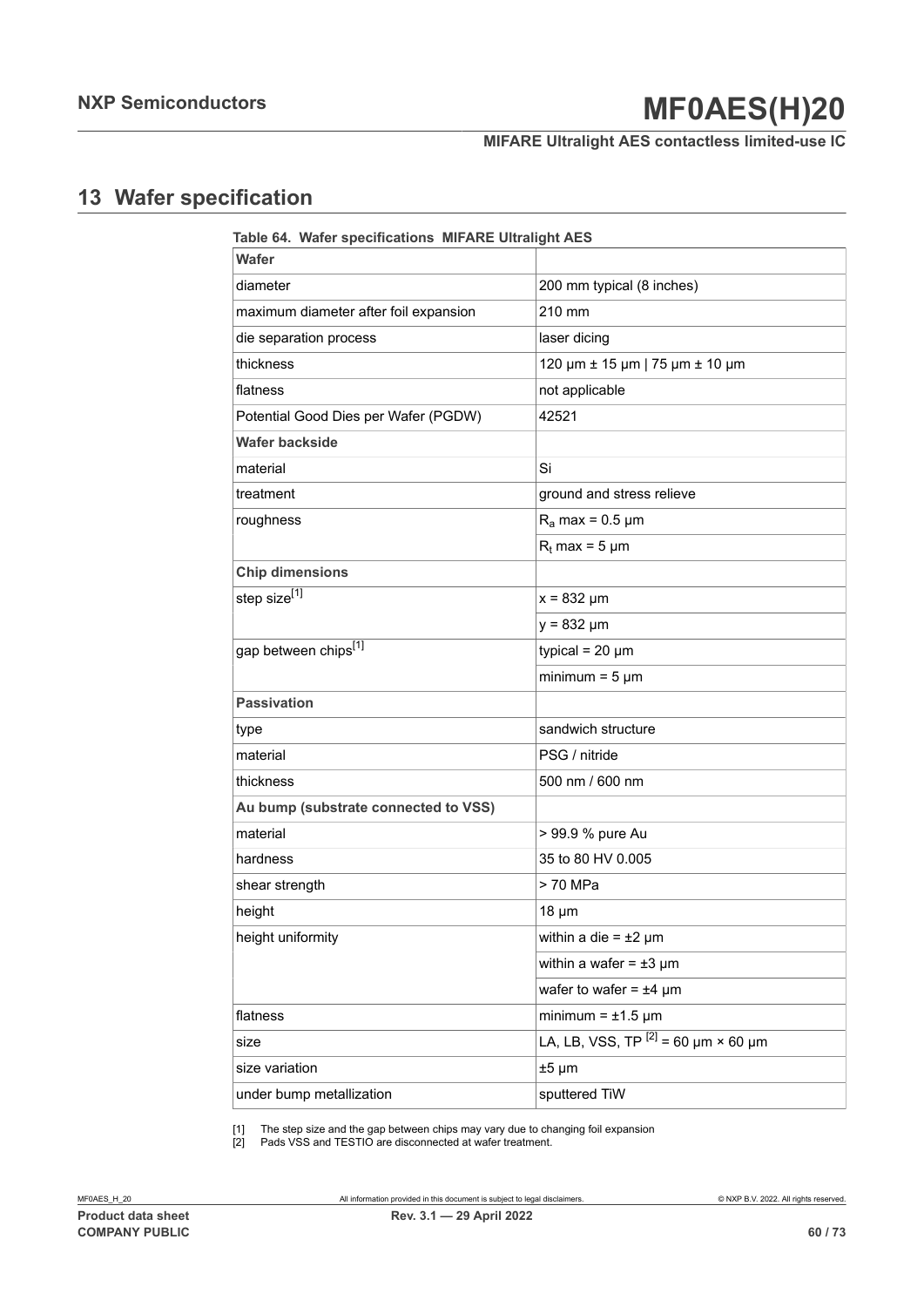# 13 Wafer specification

**Table 64. Wafer specifications MIFARE Ultralight AES**

| **Wafer** | |
|---|---|
| diameter | 200 mm typical (8 inches) |
| maximum diameter after foil expansion | 210 mm |
| die separation process | laser dicing |
| thickness | 120 μm ± 15 μm \| 75 μm ± 10 μm |
| flatness | not applicable |
| Potential Good Dies per Wafer (PGDW) | 42521 |
| **Wafer backside** | |
| material | Si |
| treatment | ground and stress relieve |
| roughness | $R_a$ max = 0.5 μm |
| | $R_t$ max = 5 μm |
| **Chip dimensions** | |
| step size[1] | x = 832 μm |
| | y = 832 μm |
| gap between chips[1] | typical = 20 μm |
| | minimum = 5 μm |
| **Passivation** | |
| type | sandwich structure |
| material | PSG / nitride |
| thickness | 500 nm / 600 nm |
| **Au bump (substrate connected to VSS)** | |
| material | > 99.9 % pure Au |
| hardness | 35 to 80 HV 0.005 |
| shear strength | > 70 MPa |
| height | 18 μm |
| height uniformity | within a die = ±2 μm |
| | within a wafer = ±3 μm |
| | wafer to wafer = ±4 μm |
| flatness | minimum = ±1.5 μm |
| size | LA, LB, VSS, TP [2] = 60 μm × 60 μm |
| size variation | ±5 μm |
| under bump metallization | sputtered TiW |

[1] The step size and the gap between chips may vary due to changing foil expansion

[2] Pads VSS and TESTIO are disconnected at wafer treatment.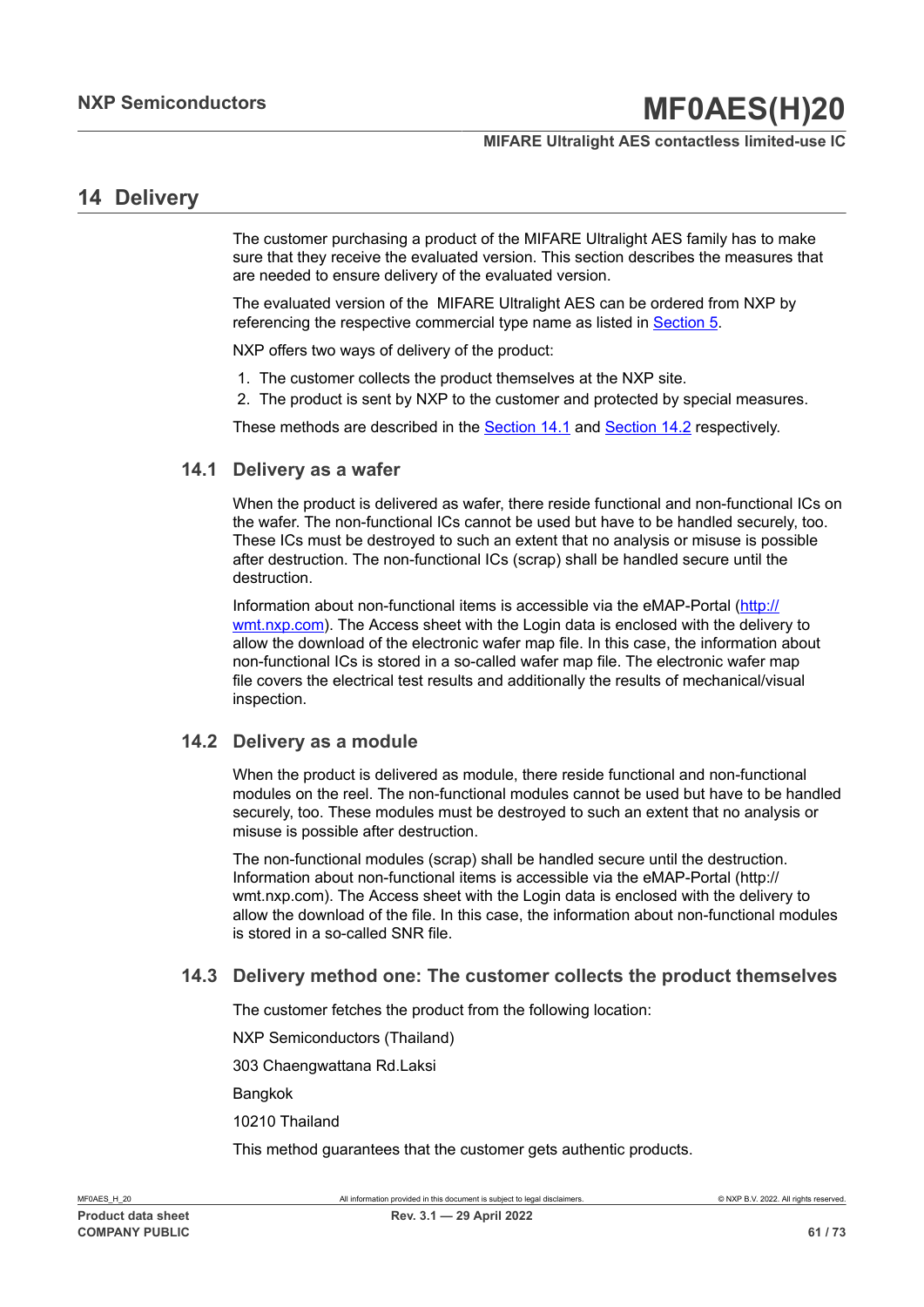## 14 Delivery

The customer purchasing a product of the MIFARE Ultralight AES family has to make sure that they receive the evaluated version. This section describes the measures that are needed to ensure delivery of the evaluated version.

The evaluated version of the MIFARE Ultralight AES can be ordered from NXP by referencing the respective commercial type name as listed in Section 5.

NXP offers two ways of delivery of the product:

1. The customer collects the product themselves at the NXP site.
2. The product is sent by NXP to the customer and protected by special measures.

These methods are described in the Section 14.1 and Section 14.2 respectively.

### 14.1 Delivery as a wafer

When the product is delivered as wafer, there reside functional and non-functional ICs on the wafer. The non-functional ICs cannot be used but have to be handled securely, too. These ICs must be destroyed to such an extent that no analysis or misuse is possible after destruction. The non-functional ICs (scrap) shall be handled secure until the destruction.

Information about non-functional items is accessible via the eMAP-Portal (http://wmt.nxp.com). The Access sheet with the Login data is enclosed with the delivery to allow the download of the electronic wafer map file. In this case, the information about non-functional ICs is stored in a so-called wafer map file. The electronic wafer map file covers the electrical test results and additionally the results of mechanical/visual inspection.

### 14.2 Delivery as a module

When the product is delivered as module, there reside functional and non-functional modules on the reel. The non-functional modules cannot be used but have to be handled securely, too. These modules must be destroyed to such an extent that no analysis or misuse is possible after destruction.

The non-functional modules (scrap) shall be handled secure until the destruction. Information about non-functional items is accessible via the eMAP-Portal (http://wmt.nxp.com). The Access sheet with the Login data is enclosed with the delivery to allow the download of the file. In this case, the information about non-functional modules is stored in a so-called SNR file.

### 14.3 Delivery method one: The customer collects the product themselves

The customer fetches the product from the following location:

NXP Semiconductors (Thailand)

303 Chaengwattana Rd.Laksi

Bangkok

10210 Thailand

This method guarantees that the customer gets authentic products.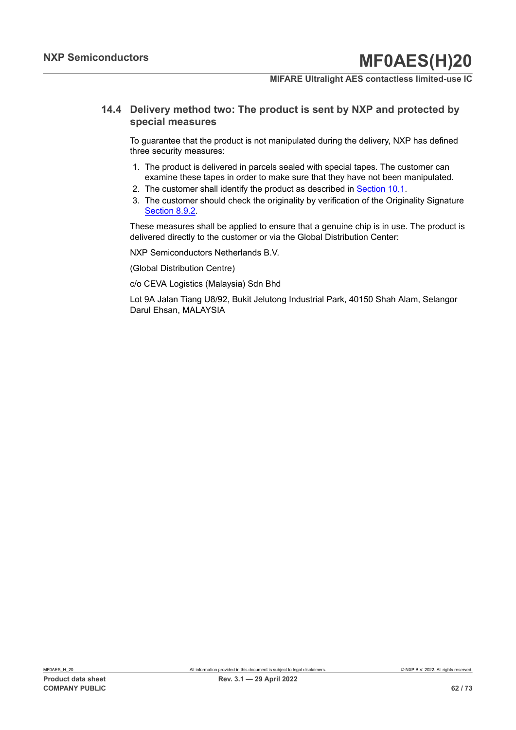### 14.4 Delivery method two: The product is sent by NXP and protected by special measures

To guarantee that the product is not manipulated during the delivery, NXP has defined three security measures:

1. The product is delivered in parcels sealed with special tapes. The customer can examine these tapes in order to make sure that they have not been manipulated.
2. The customer shall identify the product as described in Section 10.1.
3. The customer should check the originality by verification of the Originality Signature Section 8.9.2.

These measures shall be applied to ensure that a genuine chip is in use. The product is delivered directly to the customer or via the Global Distribution Center:

NXP Semiconductors Netherlands B.V.

(Global Distribution Centre)

c/o CEVA Logistics (Malaysia) Sdn Bhd

Lot 9A Jalan Tiang U8/92, Bukit Jelutong Industrial Park, 40150 Shah Alam, Selangor Darul Ehsan, MALAYSIA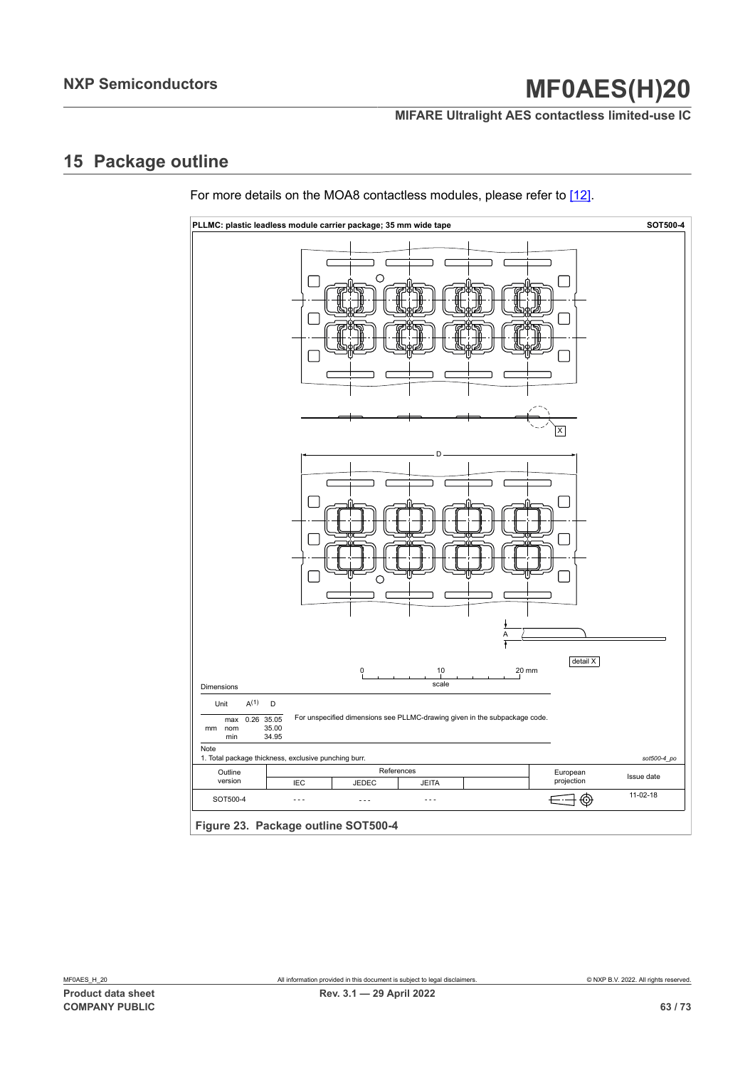## 15 Package outline

For more details on the MOA8 contactless modules, please refer to [12].

**PLLMC: plastic leadless module carrier package; 35 mm wide tape** — **SOT500-4**

Dimensions

| Unit | | A(1) | D |
|---|---|---|---|
| mm | max | 0.26 | 35.05 |
| | nom | | 35.00 |
| | min | | 34.95 |

For unspecified dimensions see PLLMC-drawing given in the subpackage code.

Note

1. Total package thickness, exclusive punching burr.

sot500-4_po

| Outline version | References IEC | References JEDEC | References JEITA | European projection | Issue date |
|---|---|---|---|---|---|
| SOT500-4 | - - - | - - - | - - - | | 11-02-18 |

**Figure 23. Package outline SOT500-4**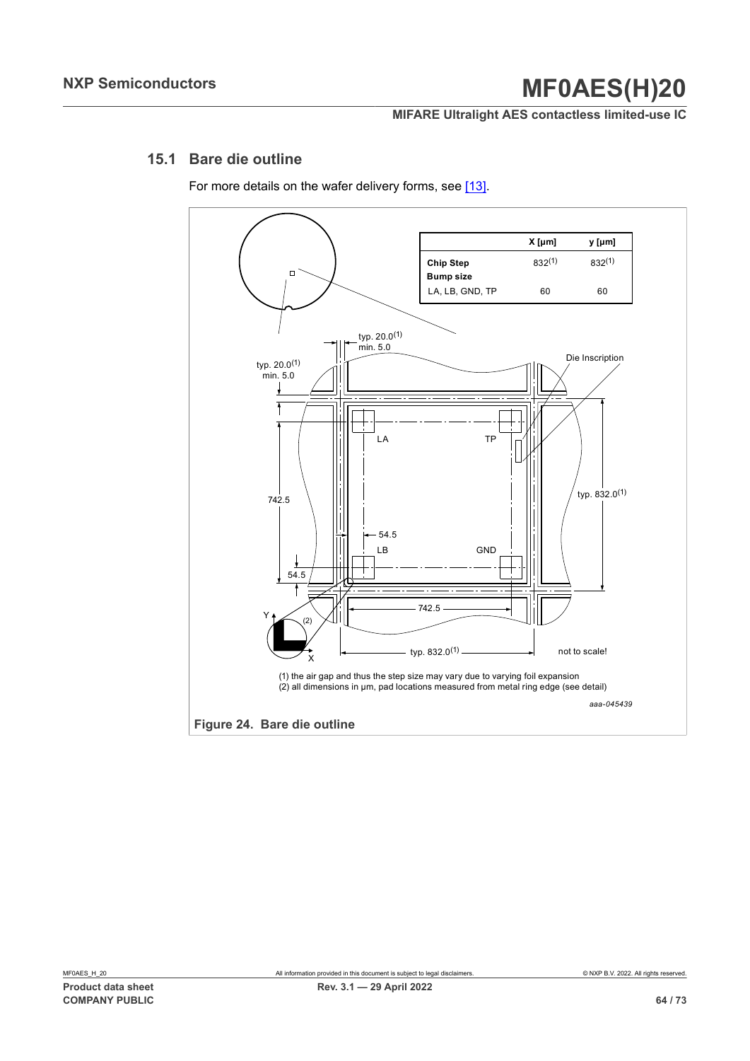## 15.1 Bare die outline

For more details on the wafer delivery forms, see [13].

| | X [μm] | y [μm] |
|---|---|---|
| **Chip Step** | 832(1) | 832(1) |
| **Bump size** | | |
| LA, LB, GND, TP | 60 | 60 |

typ. 20.0(1)
min. 5.0

typ. 20.0(1)
min. 5.0

Die Inscription

LA TP

742.5

typ. 832.0(1)

54.5

LB GND

54.5

742.5

Y (2) X

typ. 832.0(1)

not to scale!

(1) the air gap and thus the step size may vary due to varying foil expansion
(2) all dimensions in μm, pad locations measured from metal ring edge (see detail)

aaa-045439

**Figure 24. Bare die outline**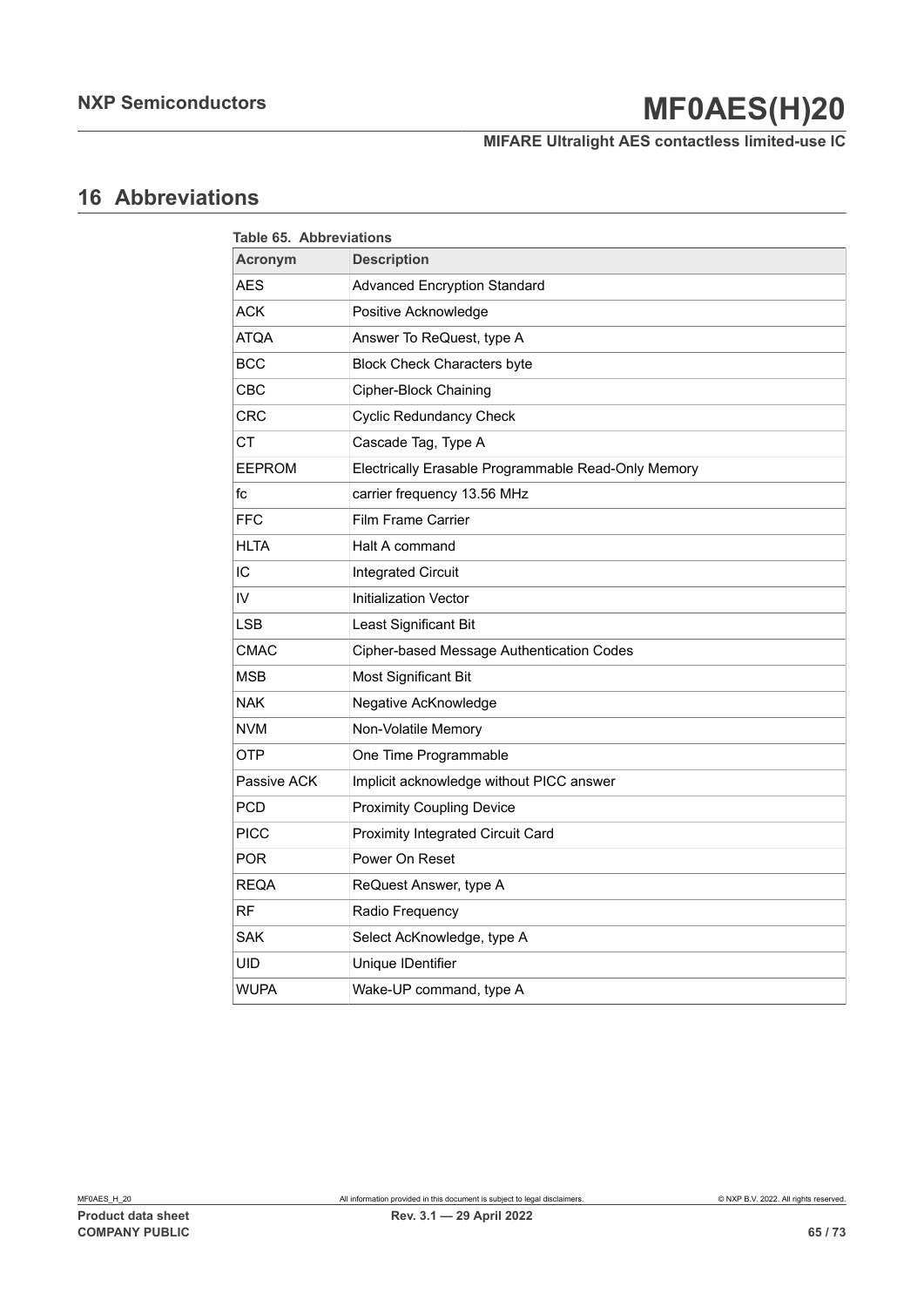# 16 Abbreviations

Table 65. Abbreviations

| Acronym | Description |
|---|---|
| AES | Advanced Encryption Standard |
| ACK | Positive Acknowledge |
| ATQA | Answer To ReQuest, type A |
| BCC | Block Check Characters byte |
| CBC | Cipher-Block Chaining |
| CRC | Cyclic Redundancy Check |
| CT | Cascade Tag, Type A |
| EEPROM | Electrically Erasable Programmable Read-Only Memory |
| fc | carrier frequency 13.56 MHz |
| FFC | Film Frame Carrier |
| HLTA | Halt A command |
| IC | Integrated Circuit |
| IV | Initialization Vector |
| LSB | Least Significant Bit |
| CMAC | Cipher-based Message Authentication Codes |
| MSB | Most Significant Bit |
| NAK | Negative AcKnowledge |
| NVM | Non-Volatile Memory |
| OTP | One Time Programmable |
| Passive ACK | Implicit acknowledge without PICC answer |
| PCD | Proximity Coupling Device |
| PICC | Proximity Integrated Circuit Card |
| POR | Power On Reset |
| REQA | ReQuest Answer, type A |
| RF | Radio Frequency |
| SAK | Select AcKnowledge, type A |
| UID | Unique IDentifier |
| WUPA | Wake-UP command, type A |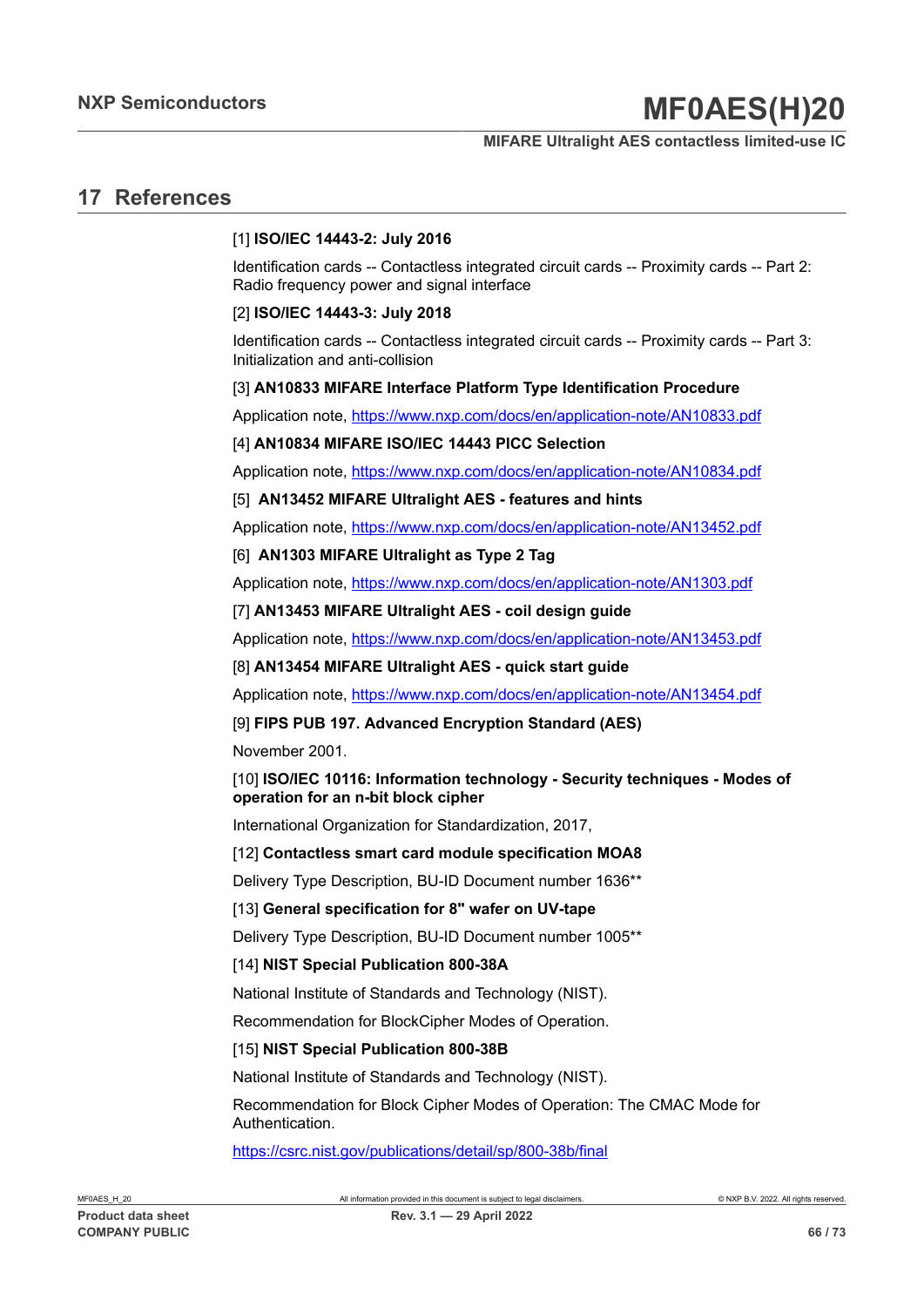## 17 References

[1] **ISO/IEC 14443-2: July 2016**

Identification cards -- Contactless integrated circuit cards -- Proximity cards -- Part 2: Radio frequency power and signal interface

[2] **ISO/IEC 14443-3: July 2018**

Identification cards -- Contactless integrated circuit cards -- Proximity cards -- Part 3: Initialization and anti-collision

[3] **AN10833 MIFARE Interface Platform Type Identification Procedure**

Application note, https://www.nxp.com/docs/en/application-note/AN10833.pdf

[4] **AN10834 MIFARE ISO/IEC 14443 PICC Selection**

Application note, https://www.nxp.com/docs/en/application-note/AN10834.pdf

[5] **AN13452 MIFARE Ultralight AES - features and hints**

Application note, https://www.nxp.com/docs/en/application-note/AN13452.pdf

[6] **AN1303 MIFARE Ultralight as Type 2 Tag**

Application note, https://www.nxp.com/docs/en/application-note/AN1303.pdf

[7] **AN13453 MIFARE Ultralight AES - coil design guide**

Application note, https://www.nxp.com/docs/en/application-note/AN13453.pdf

[8] **AN13454 MIFARE Ultralight AES - quick start guide**

Application note, https://www.nxp.com/docs/en/application-note/AN13454.pdf

[9] **FIPS PUB 197. Advanced Encryption Standard (AES)**

November 2001.

[10] **ISO/IEC 10116: Information technology - Security techniques - Modes of operation for an n-bit block cipher**

International Organization for Standardization, 2017,

[12] **Contactless smart card module specification MOA8**

Delivery Type Description, BU-ID Document number 1636**

[13] **General specification for 8" wafer on UV-tape**

Delivery Type Description, BU-ID Document number 1005**

[14] **NIST Special Publication 800-38A**

National Institute of Standards and Technology (NIST).

Recommendation for BlockCipher Modes of Operation.

[15] **NIST Special Publication 800-38B**

National Institute of Standards and Technology (NIST).

Recommendation for Block Cipher Modes of Operation: The CMAC Mode for Authentication.

https://csrc.nist.gov/publications/detail/sp/800-38b/final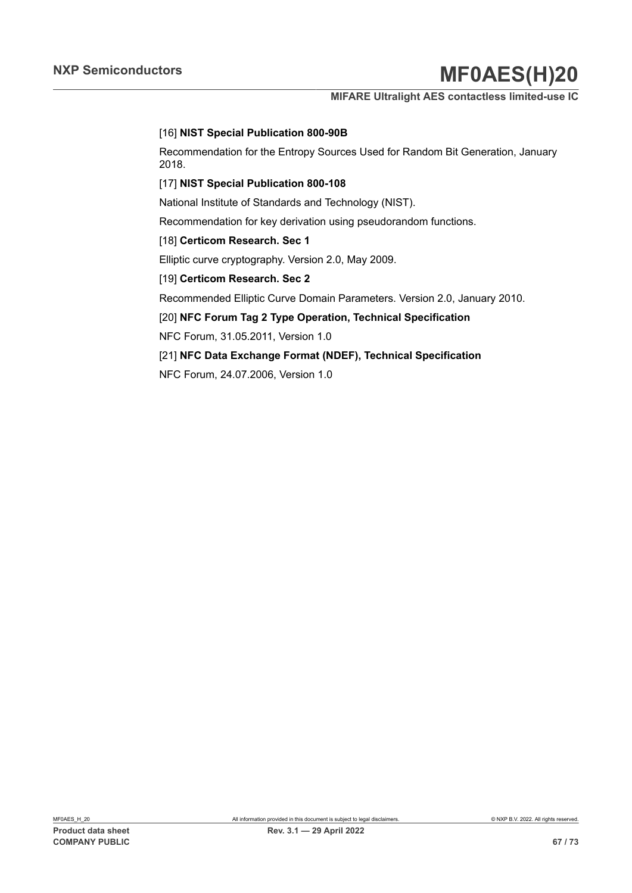[16] **NIST Special Publication 800-90B**

Recommendation for the Entropy Sources Used for Random Bit Generation, January 2018.

[17] **NIST Special Publication 800-108**

National Institute of Standards and Technology (NIST).

Recommendation for key derivation using pseudorandom functions.

[18] **Certicom Research. Sec 1**

Elliptic curve cryptography. Version 2.0, May 2009.

[19] **Certicom Research. Sec 2**

Recommended Elliptic Curve Domain Parameters. Version 2.0, January 2010.

[20] **NFC Forum Tag 2 Type Operation, Technical Specification**

NFC Forum, 31.05.2011, Version 1.0

[21] **NFC Data Exchange Format (NDEF), Technical Specification**

NFC Forum, 24.07.2006, Version 1.0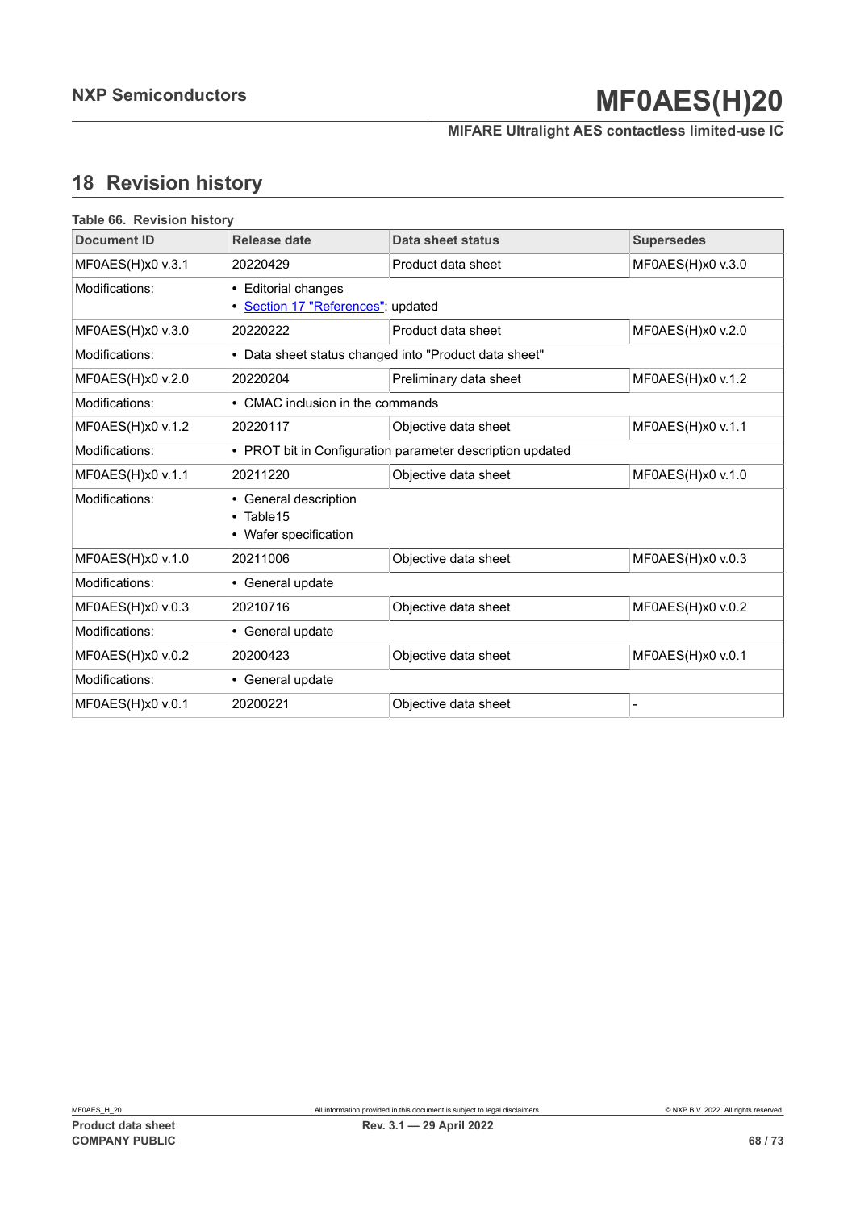## 18 Revision history

**Table 66. Revision history**

| Document ID | Release date | Data sheet status | Supersedes |
|---|---|---|---|
| MF0AES(H)x0 v.3.1 | 20220429 | Product data sheet | MF0AES(H)x0 v.3.0 |
| Modifications: | • Editorial changes<br>• Section 17 "References": updated | | |
| MF0AES(H)x0 v.3.0 | 20220222 | Product data sheet | MF0AES(H)x0 v.2.0 |
| Modifications: | • Data sheet status changed into "Product data sheet" | | |
| MF0AES(H)x0 v.2.0 | 20220204 | Preliminary data sheet | MF0AES(H)x0 v.1.2 |
| Modifications: | • CMAC inclusion in the commands | | |
| MF0AES(H)x0 v.1.2 | 20220117 | Objective data sheet | MF0AES(H)x0 v.1.1 |
| Modifications: | • PROT bit in Configuration parameter description updated | | |
| MF0AES(H)x0 v.1.1 | 20211220 | Objective data sheet | MF0AES(H)x0 v.1.0 |
| Modifications: | • General description<br>• Table15<br>• Wafer specification | | |
| MF0AES(H)x0 v.1.0 | 20211006 | Objective data sheet | MF0AES(H)x0 v.0.3 |
| Modifications: | • General update | | |
| MF0AES(H)x0 v.0.3 | 20210716 | Objective data sheet | MF0AES(H)x0 v.0.2 |
| Modifications: | • General update | | |
| MF0AES(H)x0 v.0.2 | 20200423 | Objective data sheet | MF0AES(H)x0 v.0.1 |
| Modifications: | • General update | | |
| MF0AES(H)x0 v.0.1 | 20200221 | Objective data sheet | - |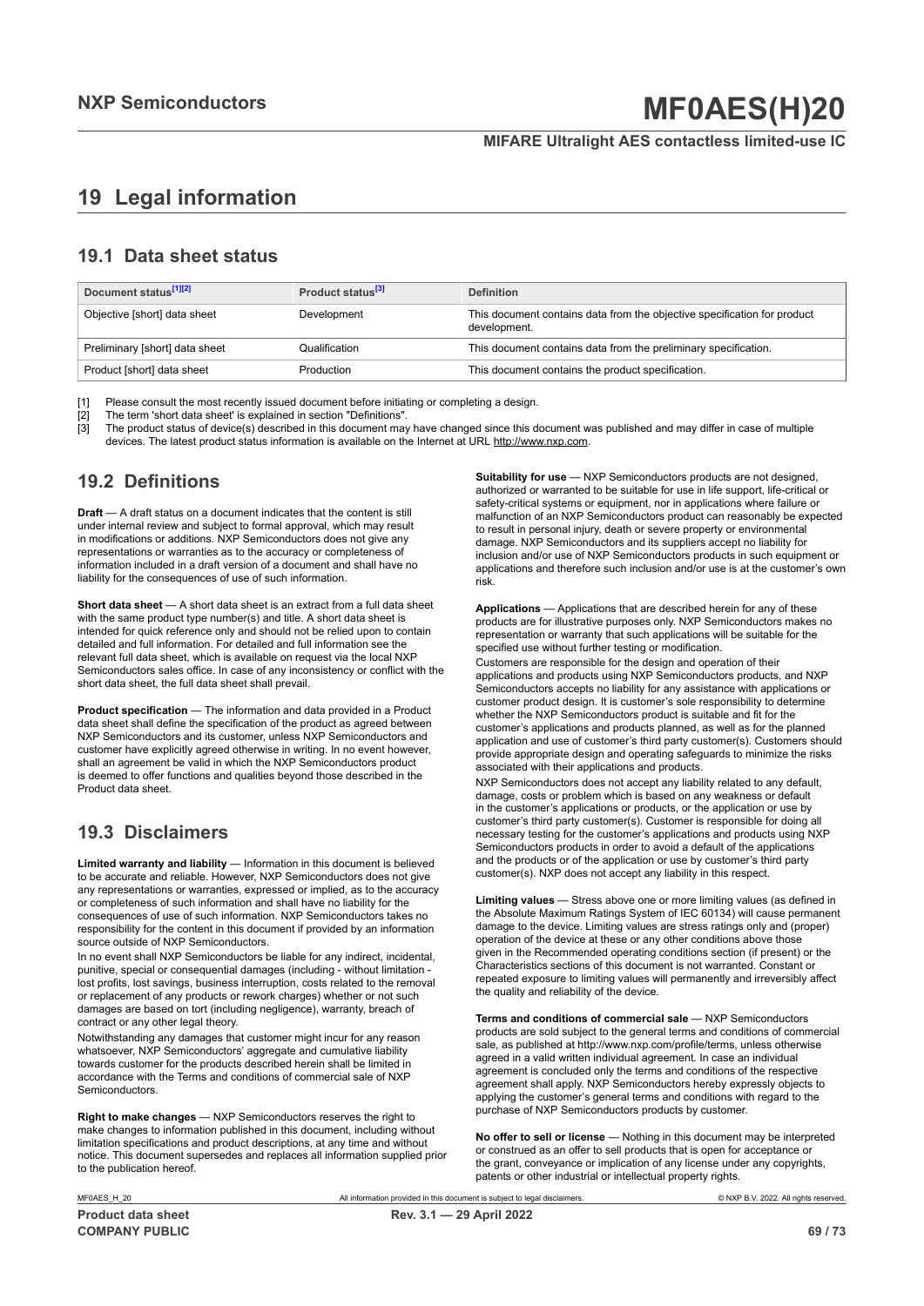# 19 Legal information

## 19.1 Data sheet status

| Document status[1][2] | Product status[3] | Definition |
|---|---|---|
| Objective [short] data sheet | Development | This document contains data from the objective specification for product development. |
| Preliminary [short] data sheet | Qualification | This document contains data from the preliminary specification. |
| Product [short] data sheet | Production | This document contains the product specification. |

[1] Please consult the most recently issued document before initiating or completing a design.
[2] The term 'short data sheet' is explained in section "Definitions".
[3] The product status of device(s) described in this document may have changed since this document was published and may differ in case of multiple devices. The latest product status information is available on the Internet at URL http://www.nxp.com.

## 19.2 Definitions

**Draft** — A draft status on a document indicates that the content is still under internal review and subject to formal approval, which may result in modifications or additions. NXP Semiconductors does not give any representations or warranties as to the accuracy or completeness of information included in a draft version of a document and shall have no liability for the consequences of use of such information.

**Short data sheet** — A short data sheet is an extract from a full data sheet with the same product type number(s) and title. A short data sheet is intended for quick reference only and should not be relied upon to contain detailed and full information. For detailed and full information see the relevant full data sheet, which is available on request via the local NXP Semiconductors sales office. In case of any inconsistency or conflict with the short data sheet, the full data sheet shall prevail.

**Product specification** — The information and data provided in a Product data sheet shall define the specification of the product as agreed between NXP Semiconductors and its customer, unless NXP Semiconductors and customer have explicitly agreed otherwise in writing. In no event however, shall an agreement be valid in which the NXP Semiconductors product is deemed to offer functions and qualities beyond those described in the Product data sheet.

## 19.3 Disclaimers

**Limited warranty and liability** — Information in this document is believed to be accurate and reliable. However, NXP Semiconductors does not give any representations or warranties, expressed or implied, as to the accuracy or completeness of such information and shall have no liability for the consequences of use of such information. NXP Semiconductors takes no responsibility for the content in this document if provided by an information source outside of NXP Semiconductors.

In no event shall NXP Semiconductors be liable for any indirect, incidental, punitive, special or consequential damages (including - without limitation - lost profits, lost savings, business interruption, costs related to the removal or replacement of any products or rework charges) whether or not such damages are based on tort (including negligence), warranty, breach of contract or any other legal theory.

Notwithstanding any damages that customer might incur for any reason whatsoever, NXP Semiconductors' aggregate and cumulative liability towards customer for the products described herein shall be limited in accordance with the Terms and conditions of commercial sale of NXP Semiconductors.

**Right to make changes** — NXP Semiconductors reserves the right to make changes to information published in this document, including without limitation specifications and product descriptions, at any time and without notice. This document supersedes and replaces all information supplied prior to the publication hereof.

**Suitability for use** — NXP Semiconductors products are not designed, authorized or warranted to be suitable for use in life support, life-critical or safety-critical systems or equipment, nor in applications where failure or malfunction of an NXP Semiconductors product can reasonably be expected to result in personal injury, death or severe property or environmental damage. NXP Semiconductors and its suppliers accept no liability for inclusion and/or use of NXP Semiconductors products in such equipment or applications and therefore such inclusion and/or use is at the customer's own risk.

**Applications** — Applications that are described herein for any of these products are for illustrative purposes only. NXP Semiconductors makes no representation or warranty that such applications will be suitable for the specified use without further testing or modification.

Customers are responsible for the design and operation of their applications and products using NXP Semiconductors products, and NXP Semiconductors accepts no liability for any assistance with applications or customer product design. It is customer's sole responsibility to determine whether the NXP Semiconductors product is suitable and fit for the customer's applications and products planned, as well as for the planned application and use of customer's third party customer(s). Customers should provide appropriate design and operating safeguards to minimize the risks associated with their applications and products.

NXP Semiconductors does not accept any liability related to any default, damage, costs or problem which is based on any weakness or default in the customer's applications or products, or the application or use by customer's third party customer(s). Customer is responsible for doing all necessary testing for the customer's applications and products using NXP Semiconductors products in order to avoid a default of the applications and the products or of the application or use by customer's third party customer(s). NXP does not accept any liability in this respect.

**Limiting values** — Stress above one or more limiting values (as defined in the Absolute Maximum Ratings System of IEC 60134) will cause permanent damage to the device. Limiting values are stress ratings only and (proper) operation of the device at these or any other conditions above those given in the Recommended operating conditions section (if present) or the Characteristics sections of this document is not warranted. Constant or repeated exposure to limiting values will permanently and irreversibly affect the quality and reliability of the device.

**Terms and conditions of commercial sale** — NXP Semiconductors products are sold subject to the general terms and conditions of commercial sale, as published at http://www.nxp.com/profile/terms, unless otherwise agreed in a valid written individual agreement. In case an individual agreement is concluded only the terms and conditions of the respective agreement shall apply. NXP Semiconductors hereby expressly objects to applying the customer's general terms and conditions with regard to the purchase of NXP Semiconductors products by customer.

**No offer to sell or license** — Nothing in this document may be interpreted or construed as an offer to sell products that is open for acceptance or the grant, conveyance or implication of any license under any copyrights, patents or other industrial or intellectual property rights.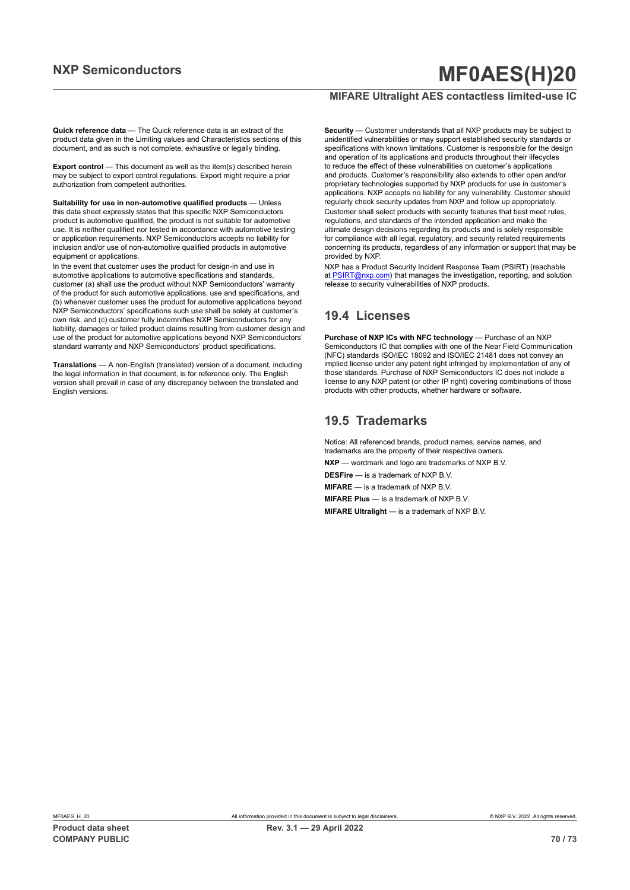**Quick reference data** — The Quick reference data is an extract of the product data given in the Limiting values and Characteristics sections of this document, and as such is not complete, exhaustive or legally binding.

**Export control** — This document as well as the item(s) described herein may be subject to export control regulations. Export might require a prior authorization from competent authorities.

**Suitability for use in non-automotive qualified products** — Unless this data sheet expressly states that this specific NXP Semiconductors product is automotive qualified, the product is not suitable for automotive use. It is neither qualified nor tested in accordance with automotive testing or application requirements. NXP Semiconductors accepts no liability for inclusion and/or use of non-automotive qualified products in automotive equipment or applications.

In the event that customer uses the product for design-in and use in automotive applications to automotive specifications and standards, customer (a) shall use the product without NXP Semiconductors' warranty of the product for such automotive applications, use and specifications, and (b) whenever customer uses the product for automotive applications beyond NXP Semiconductors' specifications such use shall be solely at customer's own risk, and (c) customer fully indemnifies NXP Semiconductors for any liability, damages or failed product claims resulting from customer design and use of the product for automotive applications beyond NXP Semiconductors' standard warranty and NXP Semiconductors' product specifications.

**Translations** — A non-English (translated) version of a document, including the legal information in that document, is for reference only. The English version shall prevail in case of any discrepancy between the translated and English versions.

**Security** — Customer understands that all NXP products may be subject to unidentified vulnerabilities or may support established security standards or specifications with known limitations. Customer is responsible for the design and operation of its applications and products throughout their lifecycles to reduce the effect of these vulnerabilities on customer's applications and products. Customer's responsibility also extends to other open and/or proprietary technologies supported by NXP products for use in customer's applications. NXP accepts no liability for any vulnerability. Customer should regularly check security updates from NXP and follow up appropriately.

Customer shall select products with security features that best meet rules, regulations, and standards of the intended application and make the ultimate design decisions regarding its products and is solely responsible for compliance with all legal, regulatory, and security related requirements concerning its products, regardless of any information or support that may be provided by NXP.

NXP has a Product Security Incident Response Team (PSIRT) (reachable at PSIRT@nxp.com) that manages the investigation, reporting, and solution release to security vulnerabilities of NXP products.

## 19.4 Licenses

**Purchase of NXP ICs with NFC technology** — Purchase of an NXP Semiconductors IC that complies with one of the Near Field Communication (NFC) standards ISO/IEC 18092 and ISO/IEC 21481 does not convey an implied license under any patent right infringed by implementation of any of those standards. Purchase of NXP Semiconductors IC does not include a license to any NXP patent (or other IP right) covering combinations of those products with other products, whether hardware or software.

## 19.5 Trademarks

Notice: All referenced brands, product names, service names, and trademarks are the property of their respective owners.

**NXP** — wordmark and logo are trademarks of NXP B.V.

**DESFire** — is a trademark of NXP B.V.

**MIFARE** — is a trademark of NXP B.V.

**MIFARE Plus** — is a trademark of NXP B.V.

**MIFARE Ultralight** — is a trademark of NXP B.V.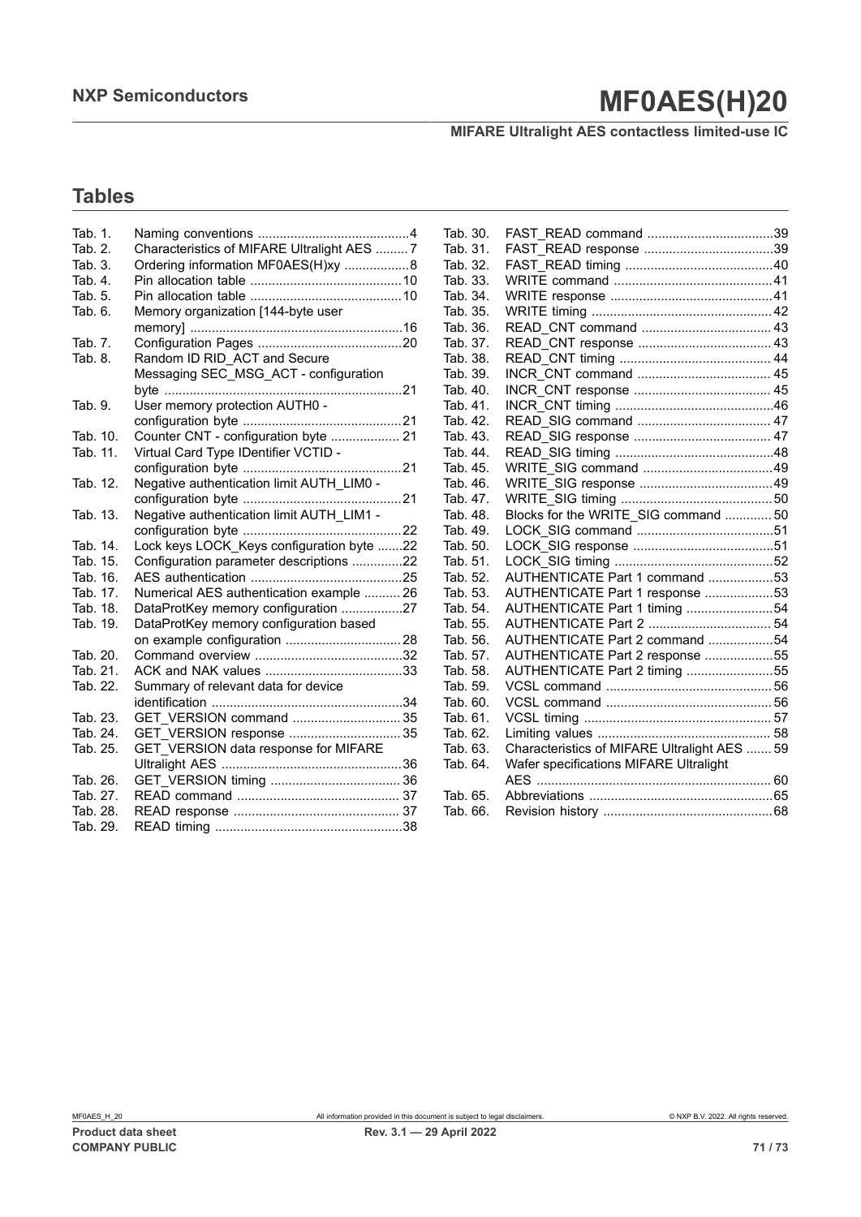## Tables

| | | |
|---|---|---|
| Tab. 1. | Naming conventions | 4 |
| Tab. 2. | Characteristics of MIFARE Ultralight AES | 7 |
| Tab. 3. | Ordering information MF0AES(H)xy | 8 |
| Tab. 4. | Pin allocation table | 10 |
| Tab. 5. | Pin allocation table | 10 |
| Tab. 6. | Memory organization [144-byte user memory] | 16 |
| Tab. 7. | Configuration Pages | 20 |
| Tab. 8. | Random ID RID_ACT and Secure Messaging SEC_MSG_ACT - configuration byte | 21 |
| Tab. 9. | User memory protection AUTH0 - configuration byte | 21 |
| Tab. 10. | Counter CNT - configuration byte | 21 |
| Tab. 11. | Virtual Card Type IDentifier VCTID - configuration byte | 21 |
| Tab. 12. | Negative authentication limit AUTH_LIM0 - configuration byte | 21 |
| Tab. 13. | Negative authentication limit AUTH_LIM1 - configuration byte | 22 |
| Tab. 14. | Lock keys LOCK_Keys configuration byte | 22 |
| Tab. 15. | Configuration parameter descriptions | 22 |
| Tab. 16. | AES authentication | 25 |
| Tab. 17. | Numerical AES authentication example | 26 |
| Tab. 18. | DataProtKey memory configuration | 27 |
| Tab. 19. | DataProtKey memory configuration based on example configuration | 28 |
| Tab. 20. | Command overview | 32 |
| Tab. 21. | ACK and NAK values | 33 |
| Tab. 22. | Summary of relevant data for device identification | 34 |
| Tab. 23. | GET_VERSION command | 35 |
| Tab. 24. | GET_VERSION response | 35 |
| Tab. 25. | GET_VERSION data response for MIFARE Ultralight AES | 36 |
| Tab. 26. | GET_VERSION timing | 36 |
| Tab. 27. | READ command | 37 |
| Tab. 28. | READ response | 37 |
| Tab. 29. | READ timing | 38 |
| Tab. 30. | FAST_READ command | 39 |
| Tab. 31. | FAST_READ response | 39 |
| Tab. 32. | FAST_READ timing | 40 |
| Tab. 33. | WRITE command | 41 |
| Tab. 34. | WRITE response | 41 |
| Tab. 35. | WRITE timing | 42 |
| Tab. 36. | READ_CNT command | 43 |
| Tab. 37. | READ_CNT response | 43 |
| Tab. 38. | READ_CNT timing | 44 |
| Tab. 39. | INCR_CNT command | 45 |
| Tab. 40. | INCR_CNT response | 45 |
| Tab. 41. | INCR_CNT timing | 46 |
| Tab. 42. | READ_SIG command | 47 |
| Tab. 43. | READ_SIG response | 47 |
| Tab. 44. | READ_SIG timing | 48 |
| Tab. 45. | WRITE_SIG command | 49 |
| Tab. 46. | WRITE_SIG response | 49 |
| Tab. 47. | WRITE_SIG timing | 50 |
| Tab. 48. | Blocks for the WRITE_SIG command | 50 |
| Tab. 49. | LOCK_SIG command | 51 |
| Tab. 50. | LOCK_SIG response | 51 |
| Tab. 51. | LOCK_SIG timing | 52 |
| Tab. 52. | AUTHENTICATE Part 1 command | 53 |
| Tab. 53. | AUTHENTICATE Part 1 response | 53 |
| Tab. 54. | AUTHENTICATE Part 1 timing | 54 |
| Tab. 55. | AUTHENTICATE Part 2 | 54 |
| Tab. 56. | AUTHENTICATE Part 2 command | 54 |
| Tab. 57. | AUTHENTICATE Part 2 response | 55 |
| Tab. 58. | AUTHENTICATE Part 2 timing | 55 |
| Tab. 59. | VCSL command | 56 |
| Tab. 60. | VCSL command | 56 |
| Tab. 61. | VCSL timing | 57 |
| Tab. 62. | Limiting values | 58 |
| Tab. 63. | Characteristics of MIFARE Ultralight AES | 59 |
| Tab. 64. | Wafer specifications MIFARE Ultralight AES | 60 |
| Tab. 65. | Abbreviations | 65 |
| Tab. 66. | Revision history | 68 |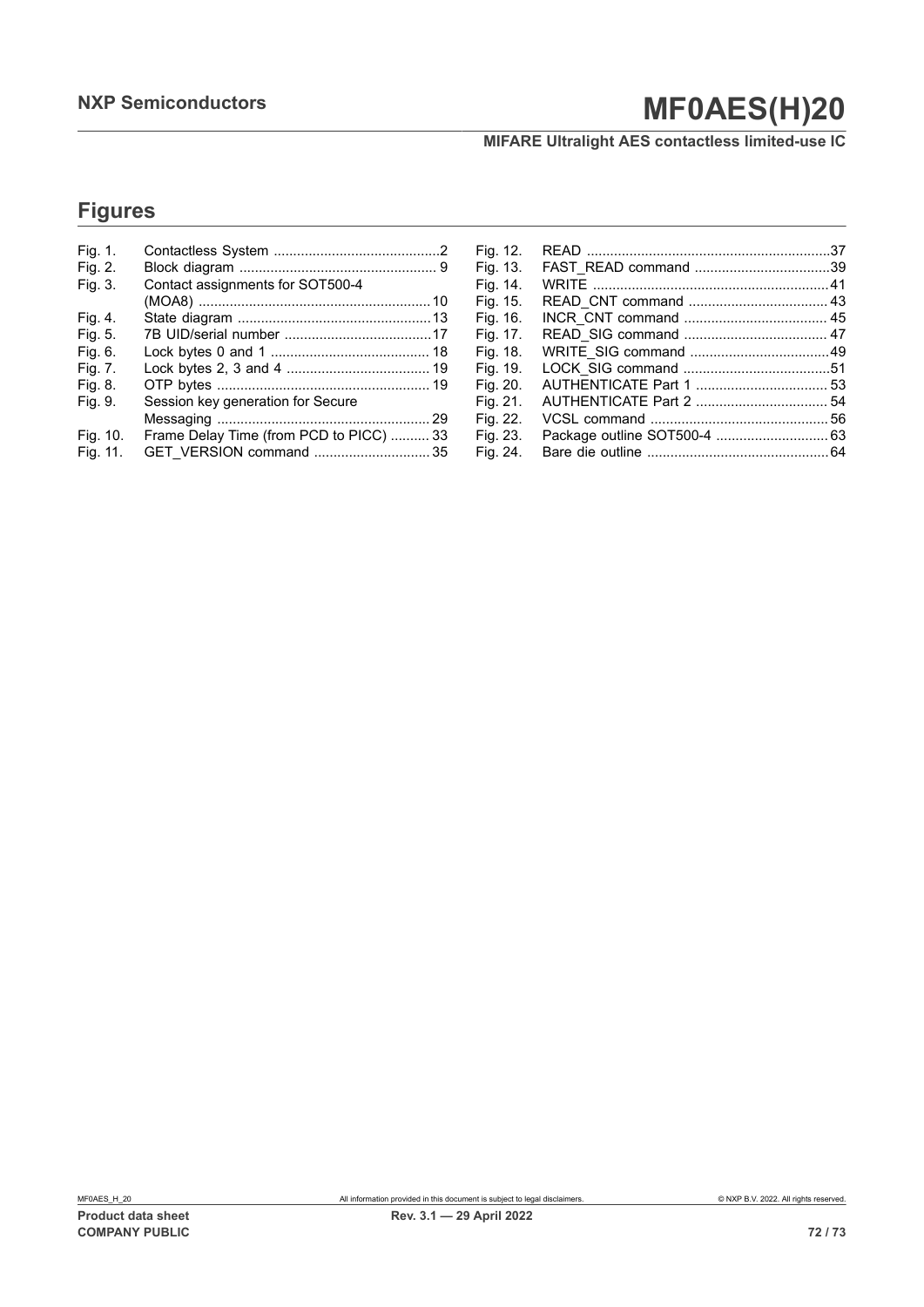## Figures

| | | |
|---|---|---|
| Fig. 1. | Contactless System | 2 |
| Fig. 2. | Block diagram | 9 |
| Fig. 3. | Contact assignments for SOT500-4 (MOA8) | 10 |
| Fig. 4. | State diagram | 13 |
| Fig. 5. | 7B UID/serial number | 17 |
| Fig. 6. | Lock bytes 0 and 1 | 18 |
| Fig. 7. | Lock bytes 2, 3 and 4 | 19 |
| Fig. 8. | OTP bytes | 19 |
| Fig. 9. | Session key generation for Secure Messaging | 29 |
| Fig. 10. | Frame Delay Time (from PCD to PICC) | 33 |
| Fig. 11. | GET_VERSION command | 35 |
| Fig. 12. | READ | 37 |
| Fig. 13. | FAST_READ command | 39 |
| Fig. 14. | WRITE | 41 |
| Fig. 15. | READ_CNT command | 43 |
| Fig. 16. | INCR_CNT command | 45 |
| Fig. 17. | READ_SIG command | 47 |
| Fig. 18. | WRITE_SIG command | 49 |
| Fig. 19. | LOCK_SIG command | 51 |
| Fig. 20. | AUTHENTICATE Part 1 | 53 |
| Fig. 21. | AUTHENTICATE Part 2 | 54 |
| Fig. 22. | VCSL command | 56 |
| Fig. 23. | Package outline SOT500-4 | 63 |
| Fig. 24. | Bare die outline | 64 |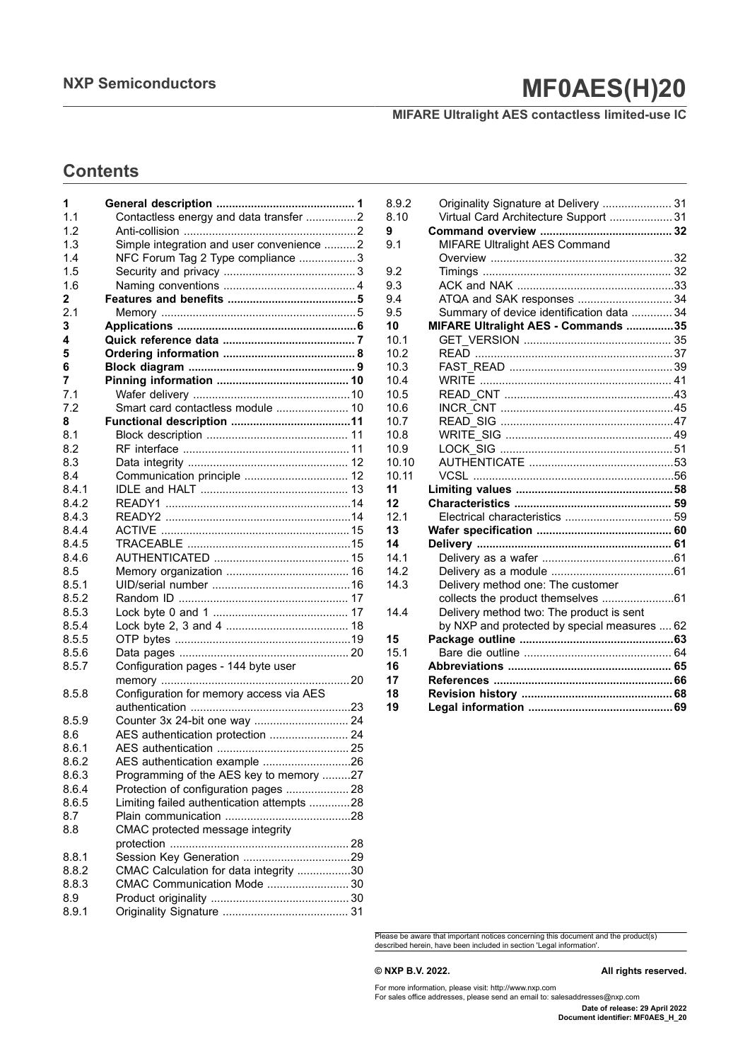## Contents

| | | |
|---|---|---|
| 1 | **General description** | 1 |
| 1.1 | Contactless energy and data transfer | 2 |
| 1.2 | Anti-collision | 2 |
| 1.3 | Simple integration and user convenience | 2 |
| 1.4 | NFC Forum Tag 2 Type compliance | 3 |
| 1.5 | Security and privacy | 3 |
| 1.6 | Naming conventions | 4 |
| 2 | **Features and benefits** | 5 |
| 2.1 | Memory | 5 |
| 3 | **Applications** | 6 |
| 4 | **Quick reference data** | 7 |
| 5 | **Ordering information** | 8 |
| 6 | **Block diagram** | 9 |
| 7 | **Pinning information** | 10 |
| 7.1 | Wafer delivery | 10 |
| 7.2 | Smart card contactless module | 10 |
| 8 | **Functional description** | 11 |
| 8.1 | Block description | 11 |
| 8.2 | RF interface | 11 |
| 8.3 | Data integrity | 12 |
| 8.4 | Communication principle | 12 |
| 8.4.1 | IDLE and HALT | 13 |
| 8.4.2 | READY1 | 14 |
| 8.4.3 | READY2 | 14 |
| 8.4.4 | ACTIVE | 15 |
| 8.4.5 | TRACEABLE | 15 |
| 8.4.6 | AUTHENTICATED | 15 |
| 8.5 | Memory organization | 16 |
| 8.5.1 | UID/serial number | 16 |
| 8.5.2 | Random ID | 17 |
| 8.5.3 | Lock byte 0 and 1 | 17 |
| 8.5.4 | Lock byte 2, 3 and 4 | 18 |
| 8.5.5 | OTP bytes | 19 |
| 8.5.6 | Data pages | 20 |
| 8.5.7 | Configuration pages - 144 byte user memory | 20 |
| 8.5.8 | Configuration for memory access via AES authentication | 23 |
| 8.5.9 | Counter 3x 24-bit one way | 24 |
| 8.6 | AES authentication protection | 24 |
| 8.6.1 | AES authentication | 25 |
| 8.6.2 | AES authentication example | 26 |
| 8.6.3 | Programming of the AES key to memory | 27 |
| 8.6.4 | Protection of configuration pages | 28 |
| 8.6.5 | Limiting failed authentication attempts | 28 |
| 8.7 | Plain communication | 28 |
| 8.8 | CMAC protected message integrity protection | 28 |
| 8.8.1 | Session Key Generation | 29 |
| 8.8.2 | CMAC Calculation for data integrity | 30 |
| 8.8.3 | CMAC Communication Mode | 30 |
| 8.9 | Product originality | 30 |
| 8.9.1 | Originality Signature | 31 |
| 8.9.2 | Originality Signature at Delivery | 31 |
| 8.10 | Virtual Card Architecture Support | 31 |
| 9 | **Command overview** | 32 |
| 9.1 | MIFARE Ultralight AES Command Overview | 32 |
| 9.2 | Timings | 32 |
| 9.3 | ACK and NAK | 33 |
| 9.4 | ATQA and SAK responses | 34 |
| 9.5 | Summary of device identification data | 34 |
| 10 | **MIFARE Ultralight AES - Commands** | 35 |
| 10.1 | GET_VERSION | 35 |
| 10.2 | READ | 37 |
| 10.3 | FAST_READ | 39 |
| 10.4 | WRITE | 41 |
| 10.5 | READ_CNT | 43 |
| 10.6 | INCR_CNT | 45 |
| 10.7 | READ_SIG | 47 |
| 10.8 | WRITE_SIG | 49 |
| 10.9 | LOCK_SIG | 51 |
| 10.10 | AUTHENTICATE | 53 |
| 10.11 | VCSL | 56 |
| 11 | **Limiting values** | 58 |
| 12 | **Characteristics** | 59 |
| 12.1 | Electrical characteristics | 59 |
| 13 | **Wafer specification** | 60 |
| 14 | **Delivery** | 61 |
| 14.1 | Delivery as a wafer | 61 |
| 14.2 | Delivery as a module | 61 |
| 14.3 | Delivery method one: The customer collects the product themselves | 61 |
| 14.4 | Delivery method two: The product is sent by NXP and protected by special measures | 62 |
| 15 | **Package outline** | 63 |
| 15.1 | Bare die outline | 64 |
| 16 | **Abbreviations** | 65 |
| 17 | **References** | 66 |
| 18 | **Revision history** | 68 |
| 19 | **Legal information** | 69 |

Please be aware that important notices concerning this document and the product(s) described herein, have been included in section 'Legal information'.

**© NXP B.V. 2022. All rights reserved.**

For more information, please visit: http://www.nxp.com
For sales office addresses, please send an email to: salesaddresses@nxp.com

**Date of release: 29 April 2022**
**Document identifier: MF0AES_H_20**